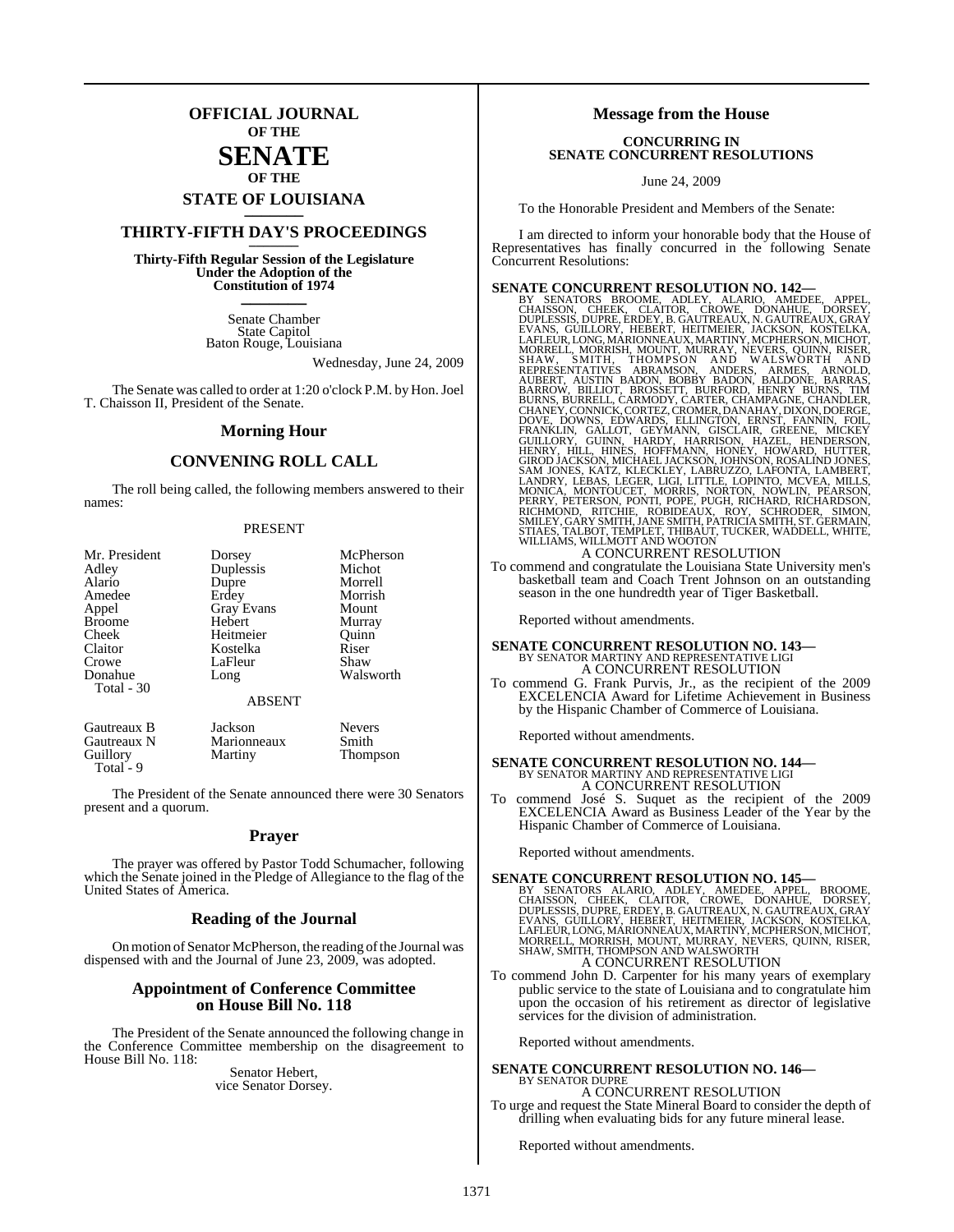# OFFICIAL JOURNAL OF THE SENATE OF THE STATE OF LOUISIANA

## THIRTY-FIFTH DAY'S PROCEEDINGS

**Thirty-Fifth Regular Session of the Legislature Under the Adoption of the Constitution of 1974**

Senate Chamber
State Capitol
Baton Rouge, Louisiana

Wednesday, June 24, 2009

The Senate was called to order at 1:20 o'clock P.M. by Hon. Joel T. Chaisson II, President of the Senate.

## Morning Hour

## CONVENING ROLL CALL

The roll being called, the following members answered to their names:

PRESENT

| | | |
|---|---|---|
| Mr. President | Dorsey | McPherson |
| Adley | Duplessis | Michot |
| Alario | Dupre | Morrell |
| Amedee | Erdey | Morrish |
| Appel | Gray Evans | Mount |
| Broome | Hebert | Murray |
| Cheek | Heitmeier | Quinn |
| Claitor | Kostelka | Riser |
| Crowe | LaFleur | Shaw |
| Donahue | Long | Walsworth |
| Total - 30 | | |

ABSENT

| | | |
|---|---|---|
| Gautreaux B | Jackson | Nevers |
| Gautreaux N | Marionneaux | Smith |
| Guillory | Martiny | Thompson |
| Total - 9 | | |

The President of the Senate announced there were 30 Senators present and a quorum.

## Prayer

The prayer was offered by Pastor Todd Schumacher, following which the Senate joined in the Pledge of Allegiance to the flag of the United States of America.

## Reading of the Journal

On motion of Senator McPherson, the reading of the Journal was dispensed with and the Journal of June 23, 2009, was adopted.

## Appointment of Conference Committee on House Bill No. 118

The President of the Senate announced the following change in the Conference Committee membership on the disagreement to House Bill No. 118:

Senator Hebert,
vice Senator Dorsey.

## Message from the House

**CONCURRING IN SENATE CONCURRENT RESOLUTIONS**

June 24, 2009

To the Honorable President and Members of the Senate:

I am directed to inform your honorable body that the House of Representatives has finally concurred in the following Senate Concurrent Resolutions:

**SENATE CONCURRENT RESOLUTION NO. 142—**
BY SENATORS BROOME, ADLEY, ALARIO, AMEDEE, APPEL, CHAISSON, CHEEK, CLAITOR, CROWE, DONAHUE, DORSEY, DUPLESSIS, DUPRE, ERDEY, B. GAUTREAUX, N. GAUTREAUX, GRAY EVANS, GUILLORY, HEBERT, HEITMEIER, JACKSON, KOSTELKA, LAFLEUR, LONG, MARIONNEAUX, MARTINY, MCPHERSON, MICHOT, MORRELL, MORRISH, MOUNT, MURRAY, NEVERS, QUINN, RISER, SHAW, SMITH, THOMPSON AND WALSWORTH AND REPRESENTATIVES ABRAMSON, ANDERS, ARMES, ARNOLD, AUBERT, AUSTIN BADON, BOBBY BADON, BALDONE, BARRAS, BARROW, BILLIOT, BROSSETT, BURFORD, HENRY BURNS, TIM BURNS, BURRELL, CARMODY, CARTER, CHAMPAGNE, CHANDLER, CHANEY, CONNICK, CORTEZ, CROMER, DANAHAY, DIXON, DOERGE, DOVE, DOWNS, EDWARDS, ELLINGTON, ERNST, FANNIN, FOIL, FRANKLIN, GALLOT, GEYMANN, GISCLAIR, GREENE, MICKEY GUILLORY, GUINN, HARDY, HARRISON, HAZEL, HENDERSON, HENRY, HILL, HINES, HOFFMANN, HONEY, HOWARD, HUTTER, GIROD JACKSON, MICHAEL JACKSON, JOHNSON, ROSALIND JONES, SAM JONES, KATZ, KLECKLEY, LABRUZZO, LAFONTA, LAMBERT, LANDRY, LEBAS, LEGER, LIGI, LITTLE, LOPINTO, MCVEA, MILLS, MONICA, MONTOUCET, MORRIS, NORTON, NOWLIN, PEARSON, PERRY, PETERSON, PONTI, POPE, PUGH, RICHARD, RICHARDSON, RICHMOND, RITCHIE, ROBIDEAUX, ROY, SCHRODER, SIMON, SMILEY, GARY SMITH, JANE SMITH, PATRICIA SMITH, ST. GERMAIN, STIAES, TALBOT, TEMPLET, THIBAUT, TUCKER, WADDELL, WHITE, WILLIAMS, WILLMOTT AND WOOTON
A CONCURRENT RESOLUTION
To commend and congratulate the Louisiana State University men's basketball team and Coach Trent Johnson on an outstanding season in the one hundredth year of Tiger Basketball.

Reported without amendments.

**SENATE CONCURRENT RESOLUTION NO. 143—**
BY SENATOR MARTINY AND REPRESENTATIVE LIGI
A CONCURRENT RESOLUTION
To commend G. Frank Purvis, Jr., as the recipient of the 2009 EXCELENCIA Award for Lifetime Achievement in Business by the Hispanic Chamber of Commerce of Louisiana.

Reported without amendments.

**SENATE CONCURRENT RESOLUTION NO. 144—**
BY SENATOR MARTINY AND REPRESENTATIVE LIGI
A CONCURRENT RESOLUTION
To commend José S. Suquet as the recipient of the 2009 EXCELENCIA Award as Business Leader of the Year by the Hispanic Chamber of Commerce of Louisiana.

Reported without amendments.

**SENATE CONCURRENT RESOLUTION NO. 145—**
BY SENATORS ALARIO, ADLEY, AMEDEE, APPEL, BROOME, CHAISSON, CHEEK, CLAITOR, CROWE, DONAHUE, DORSEY, DUPLESSIS, DUPRE, ERDEY, B. GAUTREAUX, N. GAUTREAUX, GRAY EVANS, GUILLORY, HEBERT, HEITMEIER, JACKSON, KOSTELKA, LAFLEUR, LONG, MARIONNEAUX, MARTINY, MCPHERSON, MICHOT, MORRELL, MORRISH, MOUNT, MURRAY, NEVERS, QUINN, RISER, SHAW, SMITH, THOMPSON AND WALSWORTH
A CONCURRENT RESOLUTION
To commend John D. Carpenter for his many years of exemplary public service to the state of Louisiana and to congratulate him upon the occasion of his retirement as director of legislative services for the division of administration.

Reported without amendments.

**SENATE CONCURRENT RESOLUTION NO. 146—**
BY SENATOR DUPRE
A CONCURRENT RESOLUTION
To urge and request the State Mineral Board to consider the depth of drilling when evaluating bids for any future mineral lease.

Reported without amendments.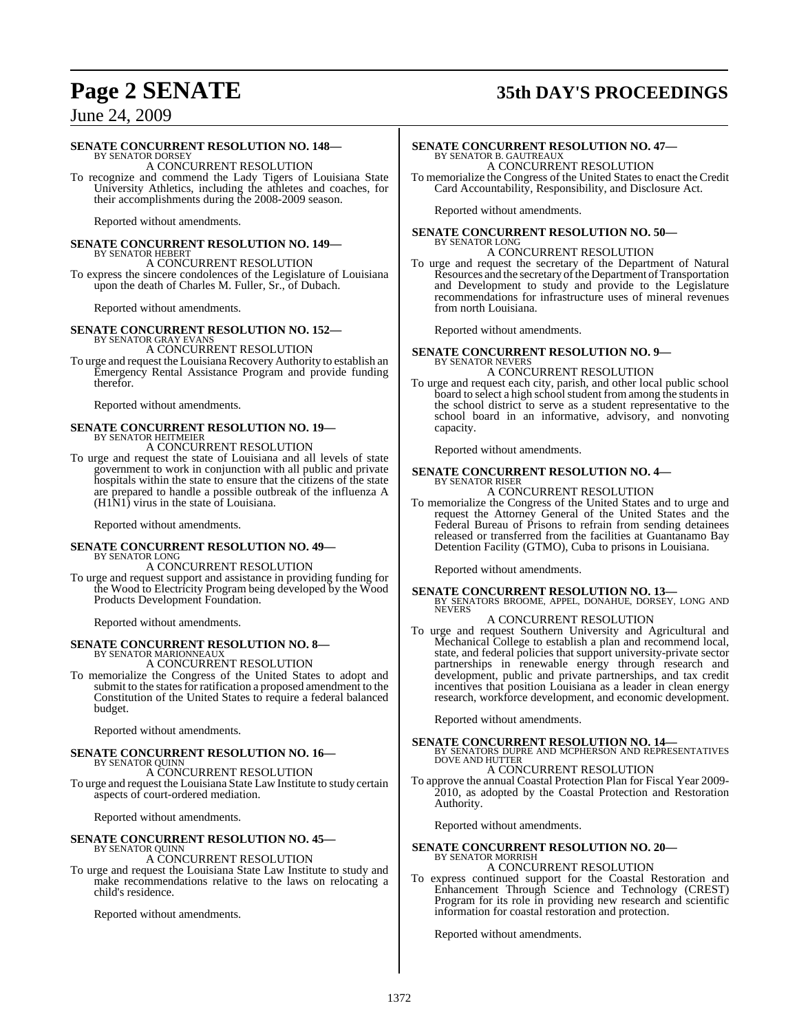**SENATE CONCURRENT RESOLUTION NO. 148—**
BY SENATOR DORSEY

A CONCURRENT RESOLUTION

To recognize and commend the Lady Tigers of Louisiana State University Athletics, including the athletes and coaches, for their accomplishments during the 2008-2009 season.

Reported without amendments.

**SENATE CONCURRENT RESOLUTION NO. 149—**
BY SENATOR HEBERT

A CONCURRENT RESOLUTION

To express the sincere condolences of the Legislature of Louisiana upon the death of Charles M. Fuller, Sr., of Dubach.

Reported without amendments.

**SENATE CONCURRENT RESOLUTION NO. 152—**
BY SENATOR GRAY EVANS

A CONCURRENT RESOLUTION

To urge and request the Louisiana Recovery Authority to establish an Emergency Rental Assistance Program and provide funding therefor.

Reported without amendments.

**SENATE CONCURRENT RESOLUTION NO. 19—**
BY SENATOR HEITMEIER

A CONCURRENT RESOLUTION

To urge and request the state of Louisiana and all levels of state government to work in conjunction with all public and private hospitals within the state to ensure that the citizens of the state are prepared to handle a possible outbreak of the influenza A (H1N1) virus in the state of Louisiana.

Reported without amendments.

**SENATE CONCURRENT RESOLUTION NO. 49—**
BY SENATOR LONG

A CONCURRENT RESOLUTION

To urge and request support and assistance in providing funding for the Wood to Electricity Program being developed by the Wood Products Development Foundation.

Reported without amendments.

**SENATE CONCURRENT RESOLUTION NO. 8—**
BY SENATOR MARIONNEAUX

A CONCURRENT RESOLUTION

To memorialize the Congress of the United States to adopt and submit to the states for ratification a proposed amendment to the Constitution of the United States to require a federal balanced budget.

Reported without amendments.

**SENATE CONCURRENT RESOLUTION NO. 16—**
BY SENATOR QUINN

A CONCURRENT RESOLUTION

To urge and request the Louisiana State Law Institute to study certain aspects of court-ordered mediation.

Reported without amendments.

**SENATE CONCURRENT RESOLUTION NO. 45—**
BY SENATOR QUINN

A CONCURRENT RESOLUTION

To urge and request the Louisiana State Law Institute to study and make recommendations relative to the laws on relocating a child's residence.

Reported without amendments.

**SENATE CONCURRENT RESOLUTION NO. 47—**
BY SENATOR B. GAUTREAUX

A CONCURRENT RESOLUTION

To memorialize the Congress of the United States to enact the Credit Card Accountability, Responsibility, and Disclosure Act.

Reported without amendments.

**SENATE CONCURRENT RESOLUTION NO. 50—**
BY SENATOR LONG

A CONCURRENT RESOLUTION

To urge and request the secretary of the Department of Natural Resources and the secretary of the Department of Transportation and Development to study and provide to the Legislature recommendations for infrastructure uses of mineral revenues from north Louisiana.

Reported without amendments.

**SENATE CONCURRENT RESOLUTION NO. 9—**
BY SENATOR NEVERS

A CONCURRENT RESOLUTION

To urge and request each city, parish, and other local public school board to select a high school student from among the students in the school district to serve as a student representative to the school board in an informative, advisory, and nonvoting capacity.

Reported without amendments.

**SENATE CONCURRENT RESOLUTION NO. 4—**
BY SENATOR RISER

A CONCURRENT RESOLUTION

To memorialize the Congress of the United States and to urge and request the Attorney General of the United States and the Federal Bureau of Prisons to refrain from sending detainees released or transferred from the facilities at Guantanamo Bay Detention Facility (GTMO), Cuba to prisons in Louisiana.

Reported without amendments.

**SENATE CONCURRENT RESOLUTION NO. 13—**
BY SENATORS BROOME, APPEL, DONAHUE, DORSEY, LONG AND NEVERS

A CONCURRENT RESOLUTION

To urge and request Southern University and Agricultural and Mechanical College to establish a plan and recommend local, state, and federal policies that support university-private sector partnerships in renewable energy through research and development, public and private partnerships, and tax credit incentives that position Louisiana as a leader in clean energy research, workforce development, and economic development.

Reported without amendments.

**SENATE CONCURRENT RESOLUTION NO. 14—**
BY SENATORS DUPRE AND MCPHERSON AND REPRESENTATIVES DOVE AND HUTTER

A CONCURRENT RESOLUTION

To approve the annual Coastal Protection Plan for Fiscal Year 2009-2010, as adopted by the Coastal Protection and Restoration Authority.

Reported without amendments.

**SENATE CONCURRENT RESOLUTION NO. 20—**
BY SENATOR MORRISH

A CONCURRENT RESOLUTION

To express continued support for the Coastal Restoration and Enhancement Through Science and Technology (CREST) Program for its role in providing new research and scientific information for coastal restoration and protection.

Reported without amendments.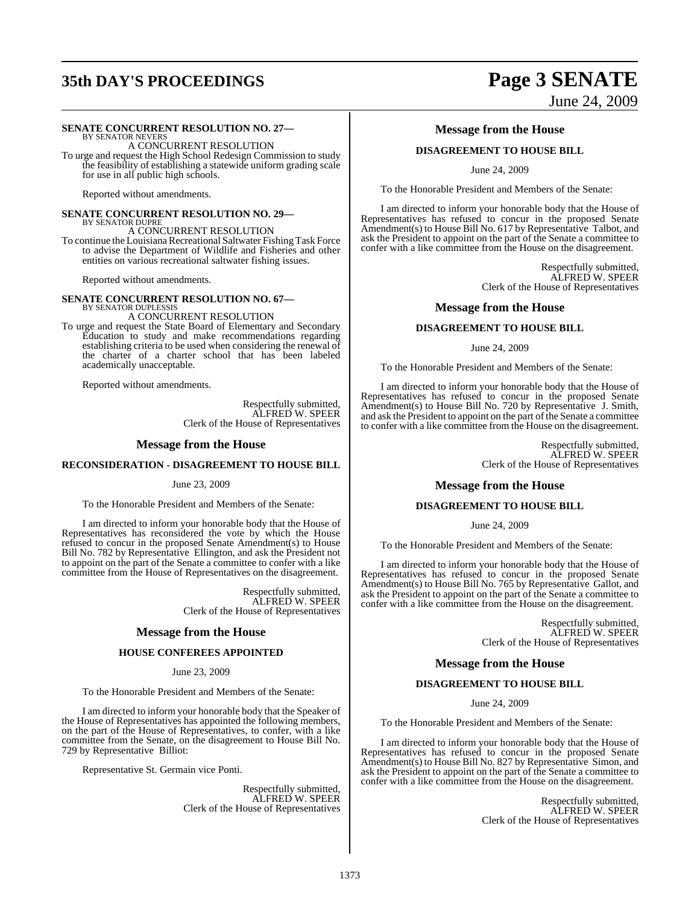**SENATE CONCURRENT RESOLUTION NO. 27—**
BY SENATOR NEVERS
A CONCURRENT RESOLUTION

To urge and request the High School Redesign Commission to study the feasibility of establishing a statewide uniform grading scale for use in all public high schools.

Reported without amendments.

**SENATE CONCURRENT RESOLUTION NO. 29—**
BY SENATOR DUPRE
A CONCURRENT RESOLUTION

To continue the Louisiana Recreational Saltwater Fishing Task Force to advise the Department of Wildlife and Fisheries and other entities on various recreational saltwater fishing issues.

Reported without amendments.

**SENATE CONCURRENT RESOLUTION NO. 67—**
BY SENATOR DUPLESSIS
A CONCURRENT RESOLUTION

To urge and request the State Board of Elementary and Secondary Education to study and make recommendations regarding establishing criteria to be used when considering the renewal of the charter of a charter school that has been labeled academically unacceptable.

Reported without amendments.

Respectfully submitted,
ALFRED W. SPEER
Clerk of the House of Representatives

## Message from the House

### RECONSIDERATION - DISAGREEMENT TO HOUSE BILL

June 23, 2009

To the Honorable President and Members of the Senate:

I am directed to inform your honorable body that the House of Representatives has reconsidered the vote by which the House refused to concur in the proposed Senate Amendment(s) to House Bill No. 782 by Representative Ellington, and ask the President not to appoint on the part of the Senate a committee to confer with a like committee from the House of Representatives on the disagreement.

Respectfully submitted,
ALFRED W. SPEER
Clerk of the House of Representatives

## Message from the House

### HOUSE CONFEREES APPOINTED

June 23, 2009

To the Honorable President and Members of the Senate:

I am directed to inform your honorable body that the Speaker of the House of Representatives has appointed the following members, on the part of the House of Representatives, to confer, with a like committee from the Senate, on the disagreement to House Bill No. 729 by Representative Billiot:

Representative St. Germain vice Ponti.

Respectfully submitted,
ALFRED W. SPEER
Clerk of the House of Representatives

## Message from the House

### DISAGREEMENT TO HOUSE BILL

June 24, 2009

To the Honorable President and Members of the Senate:

I am directed to inform your honorable body that the House of Representatives has refused to concur in the proposed Senate Amendment(s) to House Bill No. 617 by Representative Talbot, and ask the President to appoint on the part of the Senate a committee to confer with a like committee from the House on the disagreement.

Respectfully submitted,
ALFRED W. SPEER
Clerk of the House of Representatives

## Message from the House

### DISAGREEMENT TO HOUSE BILL

June 24, 2009

To the Honorable President and Members of the Senate:

I am directed to inform your honorable body that the House of Representatives has refused to concur in the proposed Senate Amendment(s) to House Bill No. 720 by Representative J. Smith, and ask the President to appoint on the part of the Senate a committee to confer with a like committee from the House on the disagreement.

Respectfully submitted,
ALFRED W. SPEER
Clerk of the House of Representatives

## Message from the House

### DISAGREEMENT TO HOUSE BILL

June 24, 2009

To the Honorable President and Members of the Senate:

I am directed to inform your honorable body that the House of Representatives has refused to concur in the proposed Senate Amendment(s) to House Bill No. 765 by Representative Gallot, and ask the President to appoint on the part of the Senate a committee to confer with a like committee from the House on the disagreement.

Respectfully submitted,
ALFRED W. SPEER
Clerk of the House of Representatives

## Message from the House

### DISAGREEMENT TO HOUSE BILL

June 24, 2009

To the Honorable President and Members of the Senate:

I am directed to inform your honorable body that the House of Representatives has refused to concur in the proposed Senate Amendment(s) to House Bill No. 827 by Representative Simon, and ask the President to appoint on the part of the Senate a committee to confer with a like committee from the House on the disagreement.

Respectfully submitted,
ALFRED W. SPEER
Clerk of the House of Representatives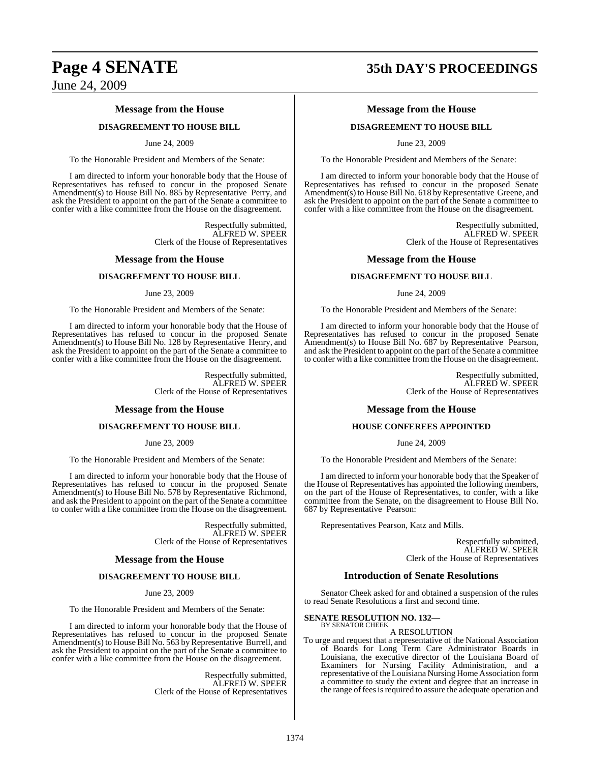## Message from the House

### DISAGREEMENT TO HOUSE BILL

June 24, 2009

To the Honorable President and Members of the Senate:

I am directed to inform your honorable body that the House of Representatives has refused to concur in the proposed Senate Amendment(s) to House Bill No. 885 by Representative Perry, and ask the President to appoint on the part of the Senate a committee to confer with a like committee from the House on the disagreement.

Respectfully submitted,
ALFRED W. SPEER
Clerk of the House of Representatives

## Message from the House

### DISAGREEMENT TO HOUSE BILL

June 23, 2009

To the Honorable President and Members of the Senate:

I am directed to inform your honorable body that the House of Representatives has refused to concur in the proposed Senate Amendment(s) to House Bill No. 128 by Representative Henry, and ask the President to appoint on the part of the Senate a committee to confer with a like committee from the House on the disagreement.

Respectfully submitted,
ALFRED W. SPEER
Clerk of the House of Representatives

## Message from the House

### DISAGREEMENT TO HOUSE BILL

June 23, 2009

To the Honorable President and Members of the Senate:

I am directed to inform your honorable body that the House of Representatives has refused to concur in the proposed Senate Amendment(s) to House Bill No. 578 by Representative Richmond, and ask the President to appoint on the part of the Senate a committee to confer with a like committee from the House on the disagreement.

Respectfully submitted,
ALFRED W. SPEER
Clerk of the House of Representatives

## Message from the House

### DISAGREEMENT TO HOUSE BILL

June 23, 2009

To the Honorable President and Members of the Senate:

I am directed to inform your honorable body that the House of Representatives has refused to concur in the proposed Senate Amendment(s) to House Bill No. 563 by Representative Burrell, and ask the President to appoint on the part of the Senate a committee to confer with a like committee from the House on the disagreement.

Respectfully submitted,
ALFRED W. SPEER
Clerk of the House of Representatives

## Message from the House

### DISAGREEMENT TO HOUSE BILL

June 23, 2009

To the Honorable President and Members of the Senate:

I am directed to inform your honorable body that the House of Representatives has refused to concur in the proposed Senate Amendment(s) to House Bill No. 618 by Representative Greene, and ask the President to appoint on the part of the Senate a committee to confer with a like committee from the House on the disagreement.

Respectfully submitted,
ALFRED W. SPEER
Clerk of the House of Representatives

## Message from the House

### DISAGREEMENT TO HOUSE BILL

June 24, 2009

To the Honorable President and Members of the Senate:

I am directed to inform your honorable body that the House of Representatives has refused to concur in the proposed Senate Amendment(s) to House Bill No. 687 by Representative Pearson, and ask the President to appoint on the part of the Senate a committee to confer with a like committee from the House on the disagreement.

Respectfully submitted,
ALFRED W. SPEER
Clerk of the House of Representatives

## Message from the House

### HOUSE CONFEREES APPOINTED

June 24, 2009

To the Honorable President and Members of the Senate:

I am directed to inform your honorable body that the Speaker of the House of Representatives has appointed the following members, on the part of the House of Representatives, to confer, with a like committee from the Senate, on the disagreement to House Bill No. 687 by Representative Pearson:

Representatives Pearson, Katz and Mills.

Respectfully submitted,
ALFRED W. SPEER
Clerk of the House of Representatives

## Introduction of Senate Resolutions

Senator Cheek asked for and obtained a suspension of the rules to read Senate Resolutions a first and second time.

**SENATE RESOLUTION NO. 132—**
BY SENATOR CHEEK

A RESOLUTION

To urge and request that a representative of the National Association of Boards for Long Term Care Administrator Boards in Louisiana, the executive director of the Louisiana Board of Examiners for Nursing Facility Administration, and a representative of the Louisiana Nursing Home Association form a committee to study the extent and degree that an increase in the range of fees is required to assure the adequate operation and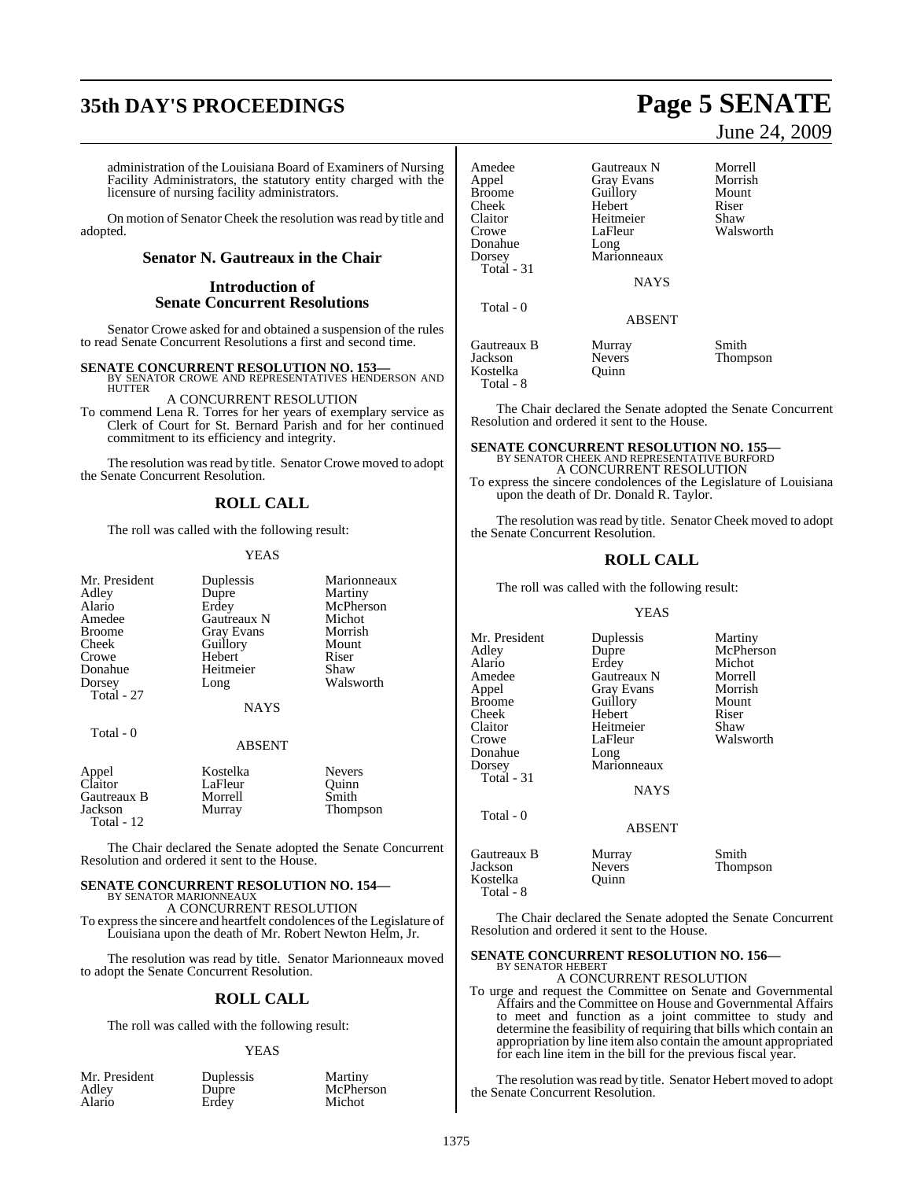administration of the Louisiana Board of Examiners of Nursing Facility Administrators, the statutory entity charged with the licensure of nursing facility administrators.

On motion of Senator Cheek the resolution was read by title and adopted.

## Senator N. Gautreaux in the Chair

## Introduction of Senate Concurrent Resolutions

Senator Crowe asked for and obtained a suspension of the rules to read Senate Concurrent Resolutions a first and second time.

**SENATE CONCURRENT RESOLUTION NO. 153—**
BY SENATOR CROWE AND REPRESENTATIVES HENDERSON AND HUTTER

A CONCURRENT RESOLUTION

To commend Lena R. Torres for her years of exemplary service as Clerk of Court for St. Bernard Parish and for her continued commitment to its efficiency and integrity.

The resolution was read by title. Senator Crowe moved to adopt the Senate Concurrent Resolution.

## ROLL CALL

The roll was called with the following result:

YEAS

| | | |
|---|---|---|
| Mr. President | Duplessis | Marionneaux |
| Adley | Dupre | Martiny |
| Alario | Erdey | McPherson |
| Amedee | Gautreaux N | Michot |
| Broome | Gray Evans | Morrish |
| Cheek | Guillory | Mount |
| Crowe | Hebert | Riser |
| Donahue | Heitmeier | Shaw |
| Dorsey | Long | Walsworth |
| Total - 27 | | |

NAYS

Total - 0

ABSENT

| | | |
|---|---|---|
| Appel | Kostelka | Nevers |
| Claitor | LaFleur | Quinn |
| Gautreaux B | Morrell | Smith |
| Jackson | Murray | Thompson |
| Total - 12 | | |

The Chair declared the Senate adopted the Senate Concurrent Resolution and ordered it sent to the House.

**SENATE CONCURRENT RESOLUTION NO. 154—**
BY SENATOR MARIONNEAUX

A CONCURRENT RESOLUTION

To express the sincere and heartfelt condolences of the Legislature of Louisiana upon the death of Mr. Robert Newton Helm, Jr.

The resolution was read by title. Senator Marionneaux moved to adopt the Senate Concurrent Resolution.

## ROLL CALL

The roll was called with the following result:

YEAS

| | | |
|---|---|---|
| Mr. President | Duplessis | Martiny |
| Adley | Dupre | McPherson |
| Alario | Erdey | Michot |
| Amedee | Gautreaux N | Morrell |
| Appel | Gray Evans | Morrish |
| Broome | Guillory | Mount |
| Cheek | Hebert | Riser |
| Claitor | Heitmeier | Shaw |
| Crowe | LaFleur | Walsworth |
| Donahue | Long | |
| Dorsey | Marionneaux | |
| Total - 31 | | |

NAYS

Total - 0

ABSENT

| | | |
|---|---|---|
| Gautreaux B | Murray | Smith |
| Jackson | Nevers | Thompson |
| Kostelka | Quinn | |
| Total - 8 | | |

The Chair declared the Senate adopted the Senate Concurrent Resolution and ordered it sent to the House.

**SENATE CONCURRENT RESOLUTION NO. 155—**
BY SENATOR CHEEK AND REPRESENTATIVE BURFORD

A CONCURRENT RESOLUTION

To express the sincere condolences of the Legislature of Louisiana upon the death of Dr. Donald R. Taylor.

The resolution was read by title. Senator Cheek moved to adopt the Senate Concurrent Resolution.

## ROLL CALL

The roll was called with the following result:

YEAS

| | | |
|---|---|---|
| Mr. President | Duplessis | Martiny |
| Adley | Dupre | McPherson |
| Alario | Erdey | Michot |
| Amedee | Gautreaux N | Morrell |
| Appel | Gray Evans | Morrish |
| Broome | Guillory | Mount |
| Cheek | Hebert | Riser |
| Claitor | Heitmeier | Shaw |
| Crowe | LaFleur | Walsworth |
| Donahue | Long | |
| Dorsey | Marionneaux | |
| Total - 31 | | |

NAYS

Total - 0

ABSENT

| | | |
|---|---|---|
| Gautreaux B | Murray | Smith |
| Jackson | Nevers | Thompson |
| Kostelka | Quinn | |
| Total - 8 | | |

The Chair declared the Senate adopted the Senate Concurrent Resolution and ordered it sent to the House.

**SENATE CONCURRENT RESOLUTION NO. 156—**
BY SENATOR HEBERT

A CONCURRENT RESOLUTION

To urge and request the Committee on Senate and Governmental Affairs and the Committee on House and Governmental Affairs to meet and function as a joint committee to study and determine the feasibility of requiring that bills which contain an appropriation by line item also contain the amount appropriated for each line item in the bill for the previous fiscal year.

The resolution was read by title. Senator Hebert moved to adopt the Senate Concurrent Resolution.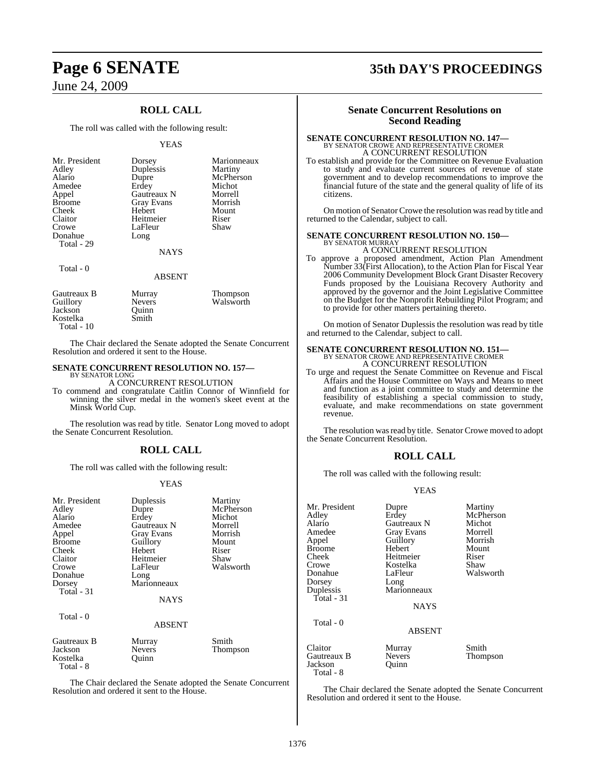## ROLL CALL

The roll was called with the following result:

YEAS

| | | |
|---|---|---|
| Mr. President | Dorsey | Marionneaux |
| Adley | Duplessis | Martiny |
| Alario | Dupre | McPherson |
| Amedee | Erdey | Michot |
| Appel | Gautreaux N | Morrell |
| Broome | Gray Evans | Morrish |
| Cheek | Hebert | Mount |
| Claitor | Heitmeier | Riser |
| Crowe | LaFleur | Shaw |
| Donahue | Long | |
| Total - 29 | | |

NAYS

Total - 0

ABSENT

| | | |
|---|---|---|
| Gautreaux B | Murray | Thompson |
| Guillory | Nevers | Walsworth |
| Jackson | Quinn | |
| Kostelka | Smith | |
| Total - 10 | | |

The Chair declared the Senate adopted the Senate Concurrent Resolution and ordered it sent to the House.

**SENATE CONCURRENT RESOLUTION NO. 157—**
BY SENATOR LONG
A CONCURRENT RESOLUTION

To commend and congratulate Caitlin Connor of Winnfield for winning the silver medal in the women's skeet event at the Minsk World Cup.

The resolution was read by title. Senator Long moved to adopt the Senate Concurrent Resolution.

## ROLL CALL

The roll was called with the following result:

YEAS

| | | |
|---|---|---|
| Mr. President | Duplessis | Martiny |
| Adley | Dupre | McPherson |
| Alario | Erdey | Michot |
| Amedee | Gautreaux N | Morrell |
| Appel | Gray Evans | Morrish |
| Broome | Guillory | Mount |
| Cheek | Hebert | Riser |
| Claitor | Heitmeier | Shaw |
| Crowe | LaFleur | Walsworth |
| Donahue | Long | |
| Dorsey | Marionneaux | |
| Total - 31 | | |

NAYS

Total - 0

ABSENT

| | | |
|---|---|---|
| Gautreaux B | Murray | Smith |
| Jackson | Nevers | Thompson |
| Kostelka | Quinn | |
| Total - 8 | | |

The Chair declared the Senate adopted the Senate Concurrent Resolution and ordered it sent to the House.

## Senate Concurrent Resolutions on Second Reading

**SENATE CONCURRENT RESOLUTION NO. 147—**
BY SENATOR CROWE AND REPRESENTATIVE CROMER
A CONCURRENT RESOLUTION

To establish and provide for the Committee on Revenue Evaluation to study and evaluate current sources of revenue of state government and to develop recommendations to improve the financial future of the state and the general quality of life of its citizens.

On motion of Senator Crowe the resolution was read by title and returned to the Calendar, subject to call.

**SENATE CONCURRENT RESOLUTION NO. 150—**
BY SENATOR MURRAY
A CONCURRENT RESOLUTION

To approve a proposed amendment, Action Plan Amendment Number 33(First Allocation), to the Action Plan for Fiscal Year 2006 Community Development Block Grant Disaster Recovery Funds proposed by the Louisiana Recovery Authority and approved by the governor and the Joint Legislative Committee on the Budget for the Nonprofit Rebuilding Pilot Program; and to provide for other matters pertaining thereto.

On motion of Senator Duplessis the resolution was read by title and returned to the Calendar, subject to call.

**SENATE CONCURRENT RESOLUTION NO. 151—**
BY SENATOR CROWE AND REPRESENTATIVE CROMER
A CONCURRENT RESOLUTION

To urge and request the Senate Committee on Revenue and Fiscal Affairs and the House Committee on Ways and Means to meet and function as a joint committee to study and determine the feasibility of establishing a special commission to study, evaluate, and make recommendations on state government revenue.

The resolution was read by title. Senator Crowe moved to adopt the Senate Concurrent Resolution.

## ROLL CALL

The roll was called with the following result:

YEAS

| | | |
|---|---|---|
| Mr. President | Dupre | Martiny |
| Adley | Erdey | McPherson |
| Alario | Gautreaux N | Michot |
| Amedee | Gray Evans | Morrell |
| Appel | Guillory | Morrish |
| Broome | Hebert | Mount |
| Cheek | Heitmeier | Riser |
| Crowe | Kostelka | Shaw |
| Donahue | LaFleur | Walsworth |
| Dorsey | Long | |
| Duplessis | Marionneaux | |
| Total - 31 | | |

NAYS

Total - 0

ABSENT

| | | |
|---|---|---|
| Claitor | Murray | Smith |
| Gautreaux B | Nevers | Thompson |
| Jackson | Quinn | |
| Total - 8 | | |

The Chair declared the Senate adopted the Senate Concurrent Resolution and ordered it sent to the House.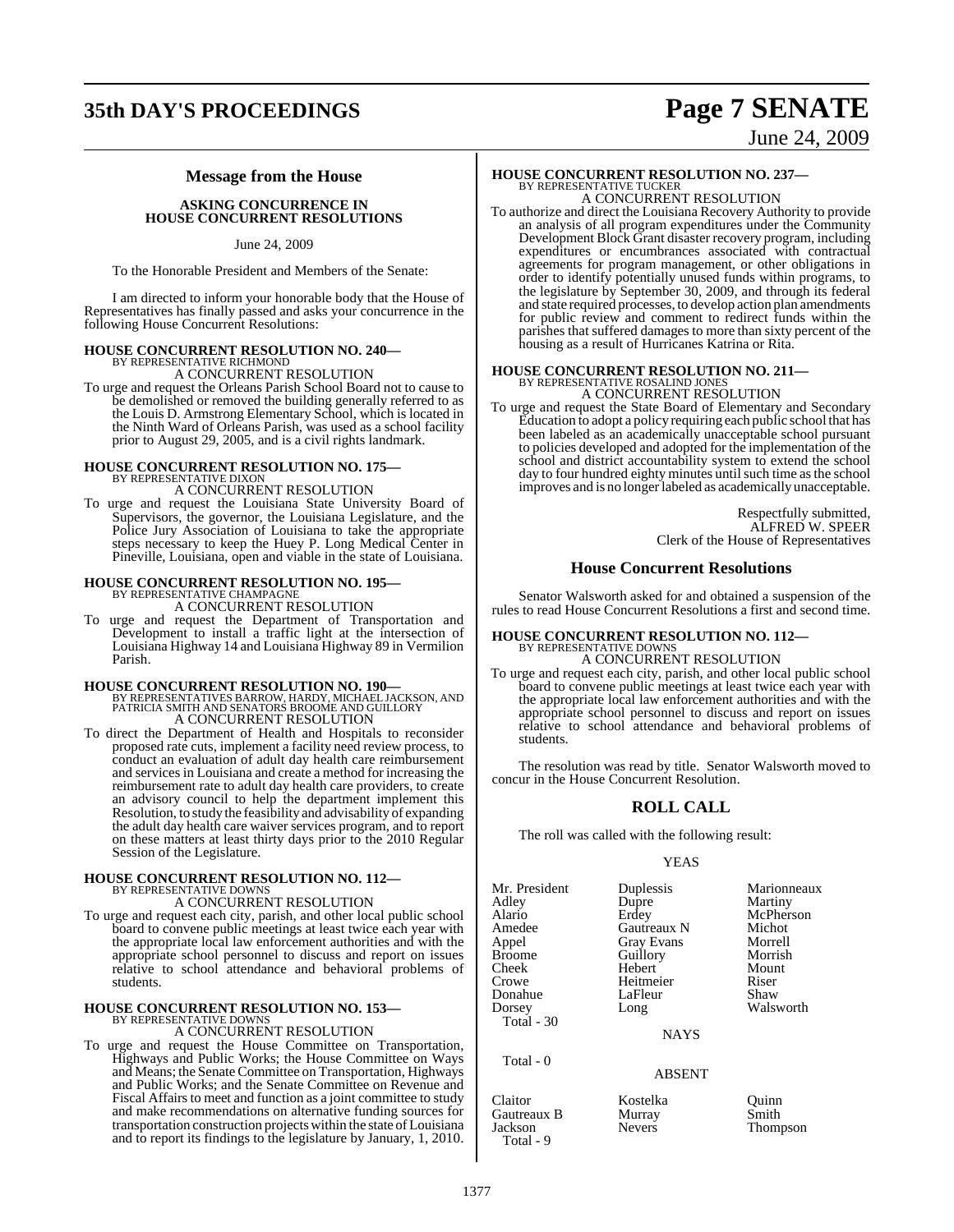## Message from the House

**ASKING CONCURRENCE IN HOUSE CONCURRENT RESOLUTIONS**

June 24, 2009

To the Honorable President and Members of the Senate:

I am directed to inform your honorable body that the House of Representatives has finally passed and asks your concurrence in the following House Concurrent Resolutions:

**HOUSE CONCURRENT RESOLUTION NO. 240—**
BY REPRESENTATIVE RICHMOND
A CONCURRENT RESOLUTION

To urge and request the Orleans Parish School Board not to cause to be demolished or removed the building generally referred to as the Louis D. Armstrong Elementary School, which is located in the Ninth Ward of Orleans Parish, was used as a school facility prior to August 29, 2005, and is a civil rights landmark.

**HOUSE CONCURRENT RESOLUTION NO. 175—**
BY REPRESENTATIVE DIXON
A CONCURRENT RESOLUTION

To urge and request the Louisiana State University Board of Supervisors, the governor, the Louisiana Legislature, and the Police Jury Association of Louisiana to take the appropriate steps necessary to keep the Huey P. Long Medical Center in Pineville, Louisiana, open and viable in the state of Louisiana.

**HOUSE CONCURRENT RESOLUTION NO. 195—**
BY REPRESENTATIVE CHAMPAGNE
A CONCURRENT RESOLUTION

To urge and request the Department of Transportation and Development to install a traffic light at the intersection of Louisiana Highway 14 and Louisiana Highway 89 in Vermilion Parish.

**HOUSE CONCURRENT RESOLUTION NO. 190—**
BY REPRESENTATIVES BARROW, HARDY, MICHAEL JACKSON, AND PATRICIA SMITH AND SENATORS BROOME AND GUILLORY
A CONCURRENT RESOLUTION

To direct the Department of Health and Hospitals to reconsider proposed rate cuts, implement a facility need review process, to conduct an evaluation of adult day health care reimbursement and services in Louisiana and create a method for increasing the reimbursement rate to adult day health care providers, to create an advisory council to help the department implement this Resolution, to study the feasibility and advisability of expanding the adult day health care waiver services program, and to report on these matters at least thirty days prior to the 2010 Regular Session of the Legislature.

**HOUSE CONCURRENT RESOLUTION NO. 112—**
BY REPRESENTATIVE DOWNS
A CONCURRENT RESOLUTION

To urge and request each city, parish, and other local public school board to convene public meetings at least twice each year with the appropriate local law enforcement authorities and with the appropriate school personnel to discuss and report on issues relative to school attendance and behavioral problems of students.

**HOUSE CONCURRENT RESOLUTION NO. 153—**
BY REPRESENTATIVE DOWNS
A CONCURRENT RESOLUTION

To urge and request the House Committee on Transportation, Highways and Public Works; the House Committee on Ways and Means; the Senate Committee on Transportation, Highways and Public Works; and the Senate Committee on Revenue and Fiscal Affairs to meet and function as a joint committee to study and make recommendations on alternative funding sources for transportation construction projects within the state of Louisiana and to report its findings to the legislature by January, 1, 2010.

**HOUSE CONCURRENT RESOLUTION NO. 237—**
BY REPRESENTATIVE TUCKER
A CONCURRENT RESOLUTION

To authorize and direct the Louisiana Recovery Authority to provide an analysis of all program expenditures under the Community Development Block Grant disaster recovery program, including expenditures or encumbrances associated with contractual agreements for program management, or other obligations in order to identify potentially unused funds within programs, to the legislature by September 30, 2009, and through its federal and state required processes, to develop action plan amendments for public review and comment to redirect funds within the parishes that suffered damages to more than sixty percent of the housing as a result of Hurricanes Katrina or Rita.

**HOUSE CONCURRENT RESOLUTION NO. 211—**
BY REPRESENTATIVE ROSALIND JONES
A CONCURRENT RESOLUTION

To urge and request the State Board of Elementary and Secondary Education to adopt a policy requiring each public school that has been labeled as an academically unacceptable school pursuant to policies developed and adopted for the implementation of the school and district accountability system to extend the school day to four hundred eighty minutes until such time as the school improves and is no longer labeled as academically unacceptable.

Respectfully submitted,
ALFRED W. SPEER
Clerk of the House of Representatives

## House Concurrent Resolutions

Senator Walsworth asked for and obtained a suspension of the rules to read House Concurrent Resolutions a first and second time.

**HOUSE CONCURRENT RESOLUTION NO. 112—**
BY REPRESENTATIVE DOWNS
A CONCURRENT RESOLUTION

To urge and request each city, parish, and other local public school board to convene public meetings at least twice each year with the appropriate local law enforcement authorities and with the appropriate school personnel to discuss and report on issues relative to school attendance and behavioral problems of students.

The resolution was read by title. Senator Walsworth moved to concur in the House Concurrent Resolution.

## ROLL CALL

The roll was called with the following result:

YEAS

| | | |
|---|---|---|
| Mr. President | Duplessis | Marionneaux |
| Adley | Dupre | Martiny |
| Alario | Erdey | McPherson |
| Amedee | Gautreaux N | Michot |
| Appel | Gray Evans | Morrell |
| Broome | Guillory | Morrish |
| Cheek | Hebert | Mount |
| Crowe | Heitmeier | Riser |
| Donahue | LaFleur | Shaw |
| Dorsey | Long | Walsworth |

Total - 30

NAYS

Total - 0

ABSENT

| | | |
|---|---|---|
| Claitor | Kostelka | Quinn |
| Gautreaux B | Murray | Smith |
| Jackson | Nevers | Thompson |

Total - 9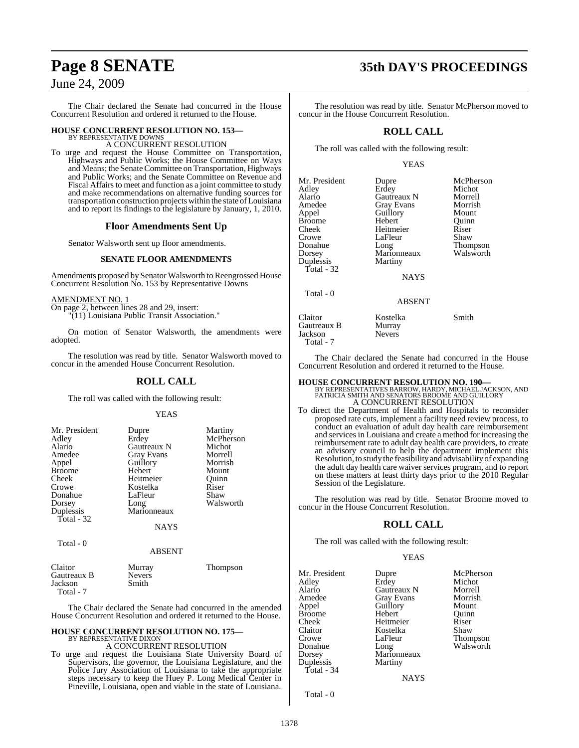The Chair declared the Senate had concurred in the House Concurrent Resolution and ordered it returned to the House.

**HOUSE CONCURRENT RESOLUTION NO. 153—**
BY REPRESENTATIVE DOWNS
A CONCURRENT RESOLUTION

To urge and request the House Committee on Transportation, Highways and Public Works; the House Committee on Ways and Means; the Senate Committee on Transportation, Highways and Public Works; and the Senate Committee on Revenue and Fiscal Affairs to meet and function as a joint committee to study and make recommendations on alternative funding sources for transportation construction projects within the state of Louisiana and to report its findings to the legislature by January, 1, 2010.

## Floor Amendments Sent Up

Senator Walsworth sent up floor amendments.

### SENATE FLOOR AMENDMENTS

Amendments proposed by Senator Walsworth to Reengrossed House Concurrent Resolution No. 153 by Representative Downs

AMENDMENT NO. 1
On page 2, between lines 28 and 29, insert:
"(11) Louisiana Public Transit Association."

On motion of Senator Walsworth, the amendments were adopted.

The resolution was read by title. Senator Walsworth moved to concur in the amended House Concurrent Resolution.

## ROLL CALL

The roll was called with the following result:

YEAS

| | | |
|---|---|---|
| Mr. President | Dupre | Martiny |
| Adley | Erdey | McPherson |
| Alario | Gautreaux N | Michot |
| Amedee | Gray Evans | Morrell |
| Appel | Guillory | Morrish |
| Broome | Hebert | Mount |
| Cheek | Heitmeier | Quinn |
| Crowe | Kostelka | Riser |
| Donahue | LaFleur | Shaw |
| Dorsey | Long | Walsworth |
| Duplessis | Marionneaux | |

Total - 32

NAYS

Total - 0

ABSENT

| | | |
|---|---|---|
| Claitor | Murray | Thompson |
| Gautreaux B | Nevers | |
| Jackson | Smith | |

Total - 7

The Chair declared the Senate had concurred in the amended House Concurrent Resolution and ordered it returned to the House.

**HOUSE CONCURRENT RESOLUTION NO. 175—**
BY REPRESENTATIVE DIXON
A CONCURRENT RESOLUTION

To urge and request the Louisiana State University Board of Supervisors, the governor, the Louisiana Legislature, and the Police Jury Association of Louisiana to take the appropriate steps necessary to keep the Huey P. Long Medical Center in Pineville, Louisiana, open and viable in the state of Louisiana.

The resolution was read by title. Senator McPherson moved to concur in the House Concurrent Resolution.

## ROLL CALL

The roll was called with the following result:

YEAS

| | | |
|---|---|---|
| Mr. President | Dupre | McPherson |
| Adley | Erdey | Michot |
| Alario | Gautreaux N | Morrell |
| Amedee | Gray Evans | Morrish |
| Appel | Guillory | Mount |
| Broome | Hebert | Quinn |
| Cheek | Heitmeier | Riser |
| Crowe | LaFleur | Shaw |
| Donahue | Long | Thompson |
| Dorsey | Marionneaux | Walsworth |
| Duplessis | Martiny | |

Total - 32

NAYS

Total - 0

ABSENT

| | | |
|---|---|---|
| Claitor | Kostelka | Smith |
| Gautreaux B | Murray | |
| Jackson | Nevers | |

Total - 7

The Chair declared the Senate had concurred in the House Concurrent Resolution and ordered it returned to the House.

**HOUSE CONCURRENT RESOLUTION NO. 190—**
BY REPRESENTATIVES BARROW, HARDY, MICHAEL JACKSON, AND PATRICIA SMITH AND SENATORS BROOME AND GUILLORY
A CONCURRENT RESOLUTION

To direct the Department of Health and Hospitals to reconsider proposed rate cuts, implement a facility need review process, to conduct an evaluation of adult day health care reimbursement and services in Louisiana and create a method for increasing the reimbursement rate to adult day health care providers, to create an advisory council to help the department implement this Resolution, to study the feasibility and advisability of expanding the adult day health care waiver services program, and to report on these matters at least thirty days prior to the 2010 Regular Session of the Legislature.

The resolution was read by title. Senator Broome moved to concur in the House Concurrent Resolution.

## ROLL CALL

The roll was called with the following result:

YEAS

| | | |
|---|---|---|
| Mr. President | Dupre | McPherson |
| Adley | Erdey | Michot |
| Alario | Gautreaux N | Morrell |
| Amedee | Gray Evans | Morrish |
| Appel | Guillory | Mount |
| Broome | Hebert | Quinn |
| Cheek | Heitmeier | Riser |
| Claitor | Kostelka | Shaw |
| Crowe | LaFleur | Thompson |
| Donahue | Long | Walsworth |
| Dorsey | Marionneaux | |
| Duplessis | Martiny | |

Total - 34

NAYS

Total - 0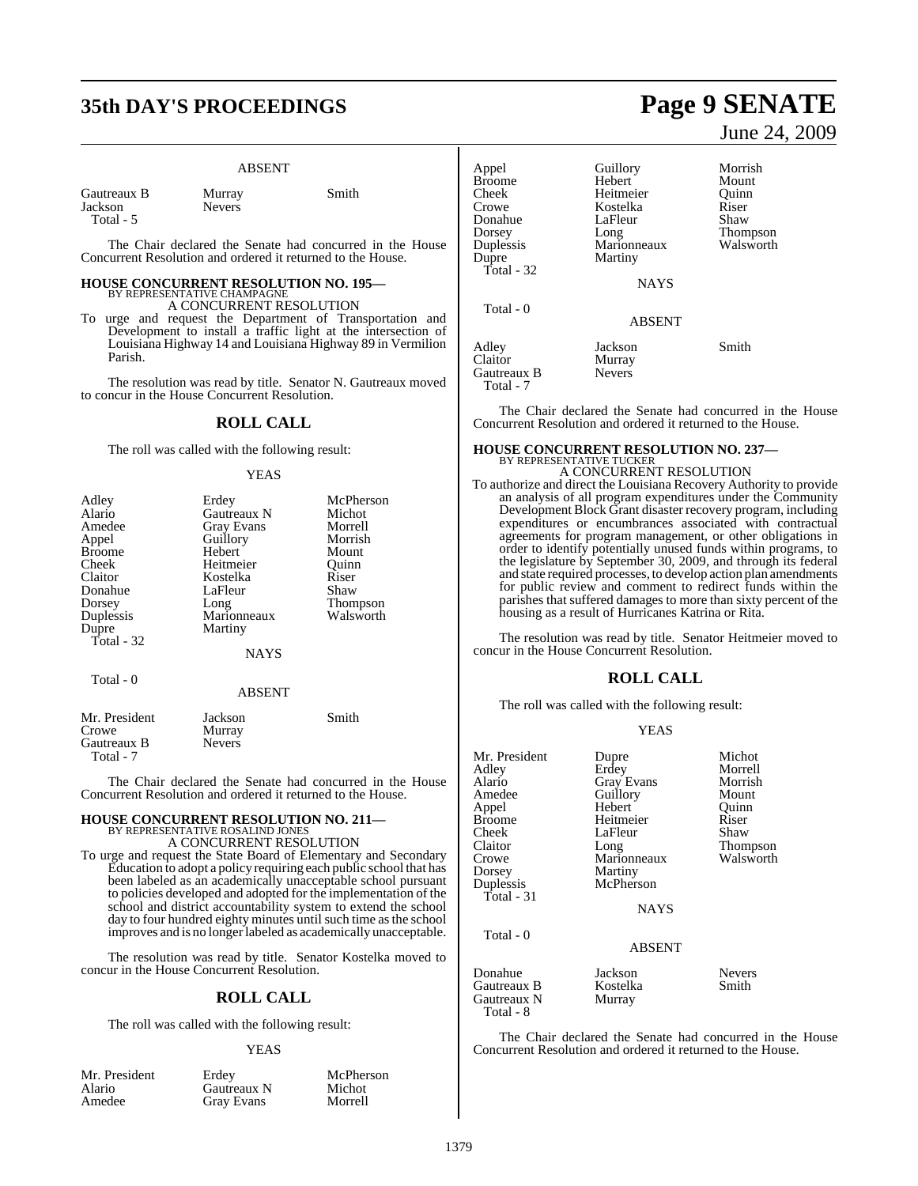ABSENT

| | | |
|---|---|---|
| Gautreaux B | Murray | Smith |
| Jackson | Nevers | |
| Total - 5 | | |

The Chair declared the Senate had concurred in the House Concurrent Resolution and ordered it returned to the House.

**HOUSE CONCURRENT RESOLUTION NO. 195—**
BY REPRESENTATIVE CHAMPAGNE
A CONCURRENT RESOLUTION

To urge and request the Department of Transportation and Development to install a traffic light at the intersection of Louisiana Highway 14 and Louisiana Highway 89 in Vermilion Parish.

The resolution was read by title. Senator N. Gautreaux moved to concur in the House Concurrent Resolution.

## ROLL CALL

The roll was called with the following result:

YEAS

| | | |
|---|---|---|
| Adley | Erdey | McPherson |
| Alario | Gautreaux N | Michot |
| Amedee | Gray Evans | Morrell |
| Appel | Guillory | Morrish |
| Broome | Hebert | Mount |
| Cheek | Heitmeier | Quinn |
| Claitor | Kostelka | Riser |
| Donahue | LaFleur | Shaw |
| Dorsey | Long | Thompson |
| Duplessis | Marionneaux | Walsworth |
| Dupre | Martiny | |
| Total - 32 | | |

NAYS

Total - 0

ABSENT

| | | |
|---|---|---|
| Mr. President | Jackson | Smith |
| Crowe | Murray | |
| Gautreaux B | Nevers | |
| Total - 7 | | |

The Chair declared the Senate had concurred in the House Concurrent Resolution and ordered it returned to the House.

**HOUSE CONCURRENT RESOLUTION NO. 211—**
BY REPRESENTATIVE ROSALIND JONES
A CONCURRENT RESOLUTION

To urge and request the State Board of Elementary and Secondary Education to adopt a policy requiring each public school that has been labeled as an academically unacceptable school pursuant to policies developed and adopted for the implementation of the school and district accountability system to extend the school day to four hundred eighty minutes until such time as the school improves and is no longer labeled as academically unacceptable.

The resolution was read by title. Senator Kostelka moved to concur in the House Concurrent Resolution.

## ROLL CALL

The roll was called with the following result:

YEAS

| | | |
|---|---|---|
| Mr. President | Erdey | McPherson |
| Alario | Gautreaux N | Michot |
| Amedee | Gray Evans | Morrell |
| Appel | Guillory | Morrish |
| Broome | Hebert | Mount |
| Cheek | Heitmeier | Quinn |
| Crowe | Kostelka | Riser |
| Donahue | LaFleur | Shaw |
| Dorsey | Long | Thompson |
| Duplessis | Marionneaux | Walsworth |
| Dupre | Martiny | |
| Total - 32 | | |

NAYS

Total - 0

ABSENT

| | | |
|---|---|---|
| Adley | Jackson | Smith |
| Claitor | Murray | |
| Gautreaux B | Nevers | |
| Total - 7 | | |

The Chair declared the Senate had concurred in the House Concurrent Resolution and ordered it returned to the House.

**HOUSE CONCURRENT RESOLUTION NO. 237—**
BY REPRESENTATIVE TUCKER
A CONCURRENT RESOLUTION

To authorize and direct the Louisiana Recovery Authority to provide an analysis of all program expenditures under the Community Development Block Grant disaster recovery program, including expenditures or encumbrances associated with contractual agreements for program management, or other obligations in order to identify potentially unused funds within programs, to the legislature by September 30, 2009, and through its federal and state required processes, to develop action plan amendments for public review and comment to redirect funds within the parishes that suffered damages to more than sixty percent of the housing as a result of Hurricanes Katrina or Rita.

The resolution was read by title. Senator Heitmeier moved to concur in the House Concurrent Resolution.

## ROLL CALL

The roll was called with the following result:

YEAS

| | | |
|---|---|---|
| Mr. President | Dupre | Michot |
| Adley | Erdey | Morrell |
| Alario | Gray Evans | Morrish |
| Amedee | Guillory | Mount |
| Appel | Hebert | Quinn |
| Broome | Heitmeier | Riser |
| Cheek | LaFleur | Shaw |
| Claitor | Long | Thompson |
| Crowe | Marionneaux | Walsworth |
| Dorsey | Martiny | |
| Duplessis | McPherson | |
| Total - 31 | | |

NAYS

Total - 0

ABSENT

| | | |
|---|---|---|
| Donahue | Jackson | Nevers |
| Gautreaux B | Kostelka | Smith |
| Gautreaux N | Murray | |
| Total - 8 | | |

The Chair declared the Senate had concurred in the House Concurrent Resolution and ordered it returned to the House.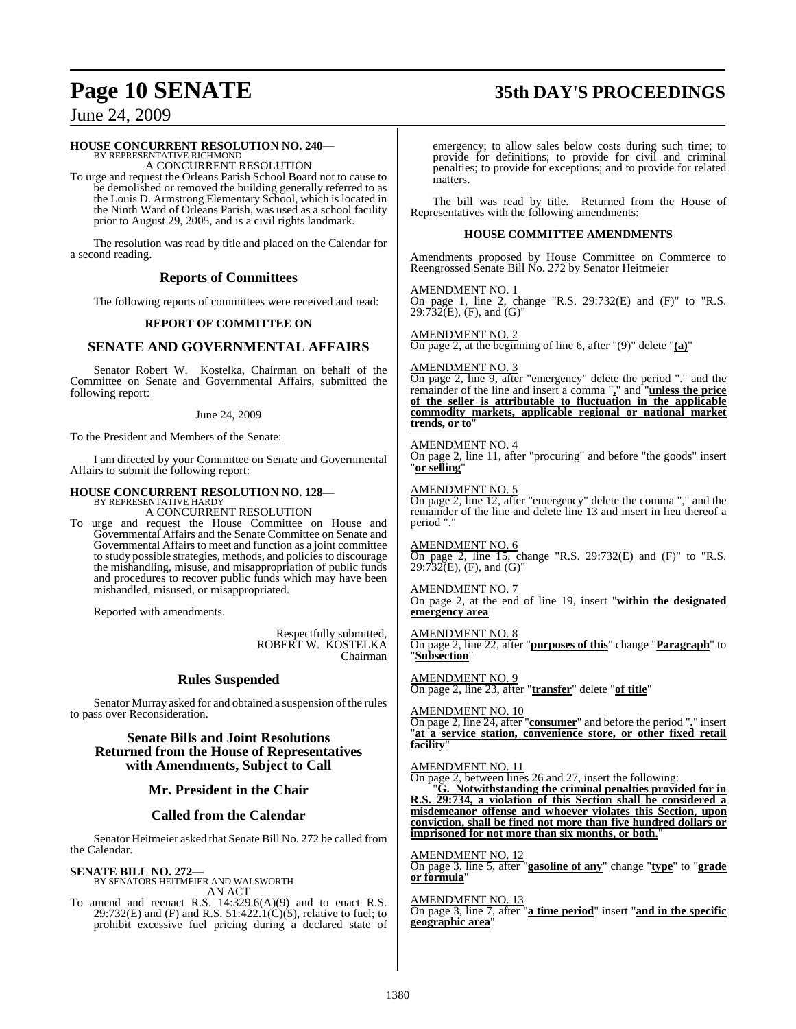**HOUSE CONCURRENT RESOLUTION NO. 240—**
BY REPRESENTATIVE RICHMOND

A CONCURRENT RESOLUTION

To urge and request the Orleans Parish School Board not to cause to be demolished or removed the building generally referred to as the Louis D. Armstrong Elementary School, which is located in the Ninth Ward of Orleans Parish, was used as a school facility prior to August 29, 2005, and is a civil rights landmark.

The resolution was read by title and placed on the Calendar for a second reading.

## Reports of Committees

The following reports of committees were received and read:

### REPORT OF COMMITTEE ON

## SENATE AND GOVERNMENTAL AFFAIRS

Senator Robert W. Kostelka, Chairman on behalf of the Committee on Senate and Governmental Affairs, submitted the following report:

June 24, 2009

To the President and Members of the Senate:

I am directed by your Committee on Senate and Governmental Affairs to submit the following report:

**HOUSE CONCURRENT RESOLUTION NO. 128—**
BY REPRESENTATIVE HARDY

A CONCURRENT RESOLUTION

To urge and request the House Committee on House and Governmental Affairs and the Senate Committee on Senate and Governmental Affairs to meet and function as a joint committee to study possible strategies, methods, and policies to discourage the mishandling, misuse, and misappropriation of public funds and procedures to recover public funds which may have been mishandled, misused, or misappropriated.

Reported with amendments.

Respectfully submitted,
ROBERT W. KOSTELKA
Chairman

## Rules Suspended

Senator Murray asked for and obtained a suspension of the rules to pass over Reconsideration.

## Senate Bills and Joint Resolutions Returned from the House of Representatives with Amendments, Subject to Call

## Mr. President in the Chair

## Called from the Calendar

Senator Heitmeier asked that Senate Bill No. 272 be called from the Calendar.

**SENATE BILL NO. 272—**
BY SENATORS HEITMEIER AND WALSWORTH

AN ACT

To amend and reenact R.S. 14:329.6(A)(9) and to enact R.S. 29:732(E) and (F) and R.S. 51:422.1(C)(5), relative to fuel; to prohibit excessive fuel pricing during a declared state of emergency; to allow sales below costs during such time; to provide for definitions; to provide for civil and criminal penalties; to provide for exceptions; and to provide for related matters.

The bill was read by title. Returned from the House of Representatives with the following amendments:

### HOUSE COMMITTEE AMENDMENTS

Amendments proposed by House Committee on Commerce to Reengrossed Senate Bill No. 272 by Senator Heitmeier

AMENDMENT NO. 1
On page 1, line 2, change "R.S. 29:732(E) and (F)" to "R.S. 29:732(E), (F), and (G)"

AMENDMENT NO. 2
On page 2, at the beginning of line 6, after "(9)" delete "**(a)**"

AMENDMENT NO. 3
On page 2, line 9, after "emergency" delete the period "." and the remainder of the line and insert a comma "**,**" and "**unless the price of the seller is attributable to fluctuation in the applicable commodity markets, applicable regional or national market trends, or to**"

AMENDMENT NO. 4
On page 2, line 11, after "procuring" and before "the goods" insert "**or selling**"

AMENDMENT NO. 5
On page 2, line 12, after "emergency" delete the comma "," and the remainder of the line and delete line 13 and insert in lieu thereof a period "."

AMENDMENT NO. 6
On page 2, line 15, change "R.S. 29:732(E) and (F)" to "R.S. 29:732(E), (F), and (G)"

AMENDMENT NO. 7
On page 2, at the end of line 19, insert "**within the designated emergency area**"

AMENDMENT NO. 8
On page 2, line 22, after "**purposes of this**" change "**Paragraph**" to "**Subsection**"

AMENDMENT NO. 9
On page 2, line 23, after "**transfer**" delete "**of title**"

AMENDMENT NO. 10
On page 2, line 24, after "**consumer**" and before the period "**.**" insert "**at a service station, convenience store, or other fixed retail facility**"

AMENDMENT NO. 11
On page 2, between lines 26 and 27, insert the following:

"**G. Notwithstanding the criminal penalties provided for in R.S. 29:734, a violation of this Section shall be considered a misdemeanor offense and whoever violates this Section, upon conviction, shall be fined not more than five hundred dollars or imprisoned for not more than six months, or both.**"

AMENDMENT NO. 12
On page 3, line 5, after "**gasoline of any**" change "**type**" to "**grade or formula**"

AMENDMENT NO. 13
On page 3, line 7, after "**a time period**" insert "**and in the specific geographic area**"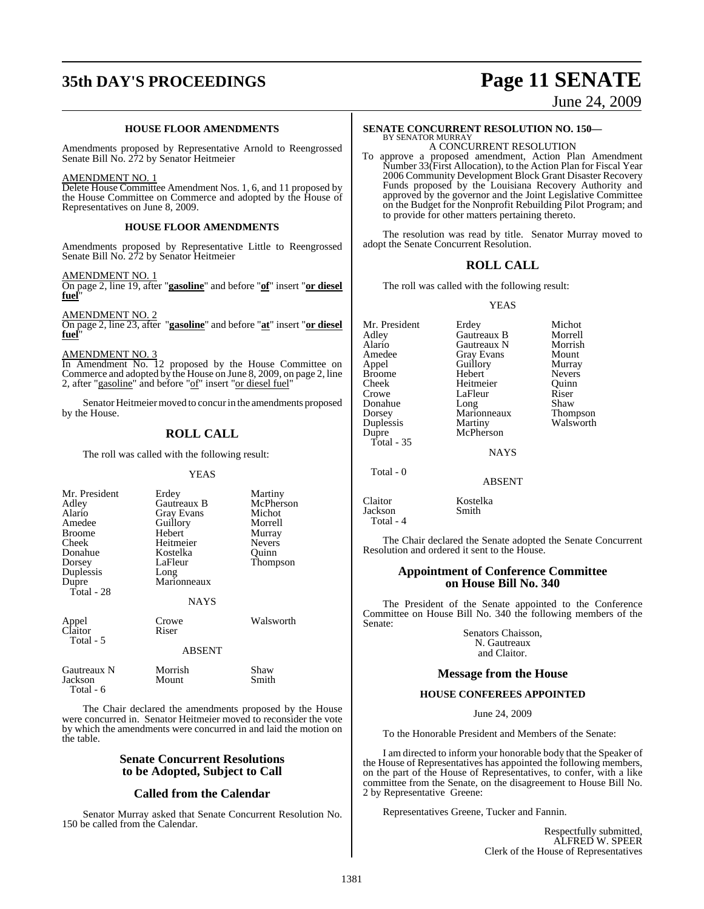## HOUSE FLOOR AMENDMENTS

Amendments proposed by Representative Arnold to Reengrossed Senate Bill No. 272 by Senator Heitmeier

AMENDMENT NO. 1

Delete House Committee Amendment Nos. 1, 6, and 11 proposed by the House Committee on Commerce and adopted by the House of Representatives on June 8, 2009.

## HOUSE FLOOR AMENDMENTS

Amendments proposed by Representative Little to Reengrossed Senate Bill No. 272 by Senator Heitmeier

AMENDMENT NO. 1

On page 2, line 19, after "**gasoline**" and before "**of**" insert "**or diesel fuel**"

AMENDMENT NO. 2

On page 2, line 23, after "**gasoline**" and before "**at**" insert "**or diesel fuel**"

AMENDMENT NO. 3

In Amendment No. 12 proposed by the House Committee on Commerce and adopted by the House on June 8, 2009, on page 2, line 2, after "gasoline" and before "of" insert "or diesel fuel"

Senator Heitmeier moved to concur in the amendments proposed by the House.

## ROLL CALL

The roll was called with the following result:

YEAS

| | | |
|---|---|---|
| Mr. President | Erdey | Martiny |
| Adley | Gautreaux B | McPherson |
| Alario | Gray Evans | Michot |
| Amedee | Guillory | Morrell |
| Broome | Hebert | Murray |
| Cheek | Heitmeier | Nevers |
| Donahue | Kostelka | Quinn |
| Dorsey | LaFleur | Thompson |
| Duplessis | Long | |
| Dupre | Marionneaux | |
| Total - 28 | | |

NAYS

| | | |
|---|---|---|
| Appel | Crowe | Walsworth |
| Claitor | Riser | |
| Total - 5 | | |

ABSENT

| | | |
|---|---|---|
| Gautreaux N | Morrish | Shaw |
| Jackson | Mount | Smith |
| Total - 6 | | |

The Chair declared the amendments proposed by the House were concurred in. Senator Heitmeier moved to reconsider the vote by which the amendments were concurred in and laid the motion on the table.

## Senate Concurrent Resolutions to be Adopted, Subject to Call

## Called from the Calendar

Senator Murray asked that Senate Concurrent Resolution No. 150 be called from the Calendar.

**SENATE CONCURRENT RESOLUTION NO. 150—**
BY SENATOR MURRAY

A CONCURRENT RESOLUTION

To approve a proposed amendment, Action Plan Amendment Number 33(First Allocation), to the Action Plan for Fiscal Year 2006 Community Development Block Grant Disaster Recovery Funds proposed by the Louisiana Recovery Authority and approved by the governor and the Joint Legislative Committee on the Budget for the Nonprofit Rebuilding Pilot Program; and to provide for other matters pertaining thereto.

The resolution was read by title. Senator Murray moved to adopt the Senate Concurrent Resolution.

## ROLL CALL

The roll was called with the following result:

YEAS

| | | |
|---|---|---|
| Mr. President | Erdey | Michot |
| Adley | Gautreaux B | Morrell |
| Alario | Gautreaux N | Morrish |
| Amedee | Gray Evans | Mount |
| Appel | Guillory | Murray |
| Broome | Hebert | Nevers |
| Cheek | Heitmeier | Quinn |
| Crowe | LaFleur | Riser |
| Donahue | Long | Shaw |
| Dorsey | Marionneaux | Thompson |
| Duplessis | Martiny | Walsworth |
| Dupre | McPherson | |
| Total - 35 | | |

NAYS

Total - 0

ABSENT

| | |
|---|---|
| Claitor | Kostelka |
| Jackson | Smith |
| Total - 4 | |

The Chair declared the Senate adopted the Senate Concurrent Resolution and ordered it sent to the House.

## Appointment of Conference Committee on House Bill No. 340

The President of the Senate appointed to the Conference Committee on House Bill No. 340 the following members of the Senate:

Senators Chaisson,
N. Gautreaux
and Claitor.

## Message from the House

### HOUSE CONFEREES APPOINTED

June 24, 2009

To the Honorable President and Members of the Senate:

I am directed to inform your honorable body that the Speaker of the House of Representatives has appointed the following members, on the part of the House of Representatives, to confer, with a like committee from the Senate, on the disagreement to House Bill No. 2 by Representative Greene:

Representatives Greene, Tucker and Fannin.

Respectfully submitted,
ALFRED W. SPEER
Clerk of the House of Representatives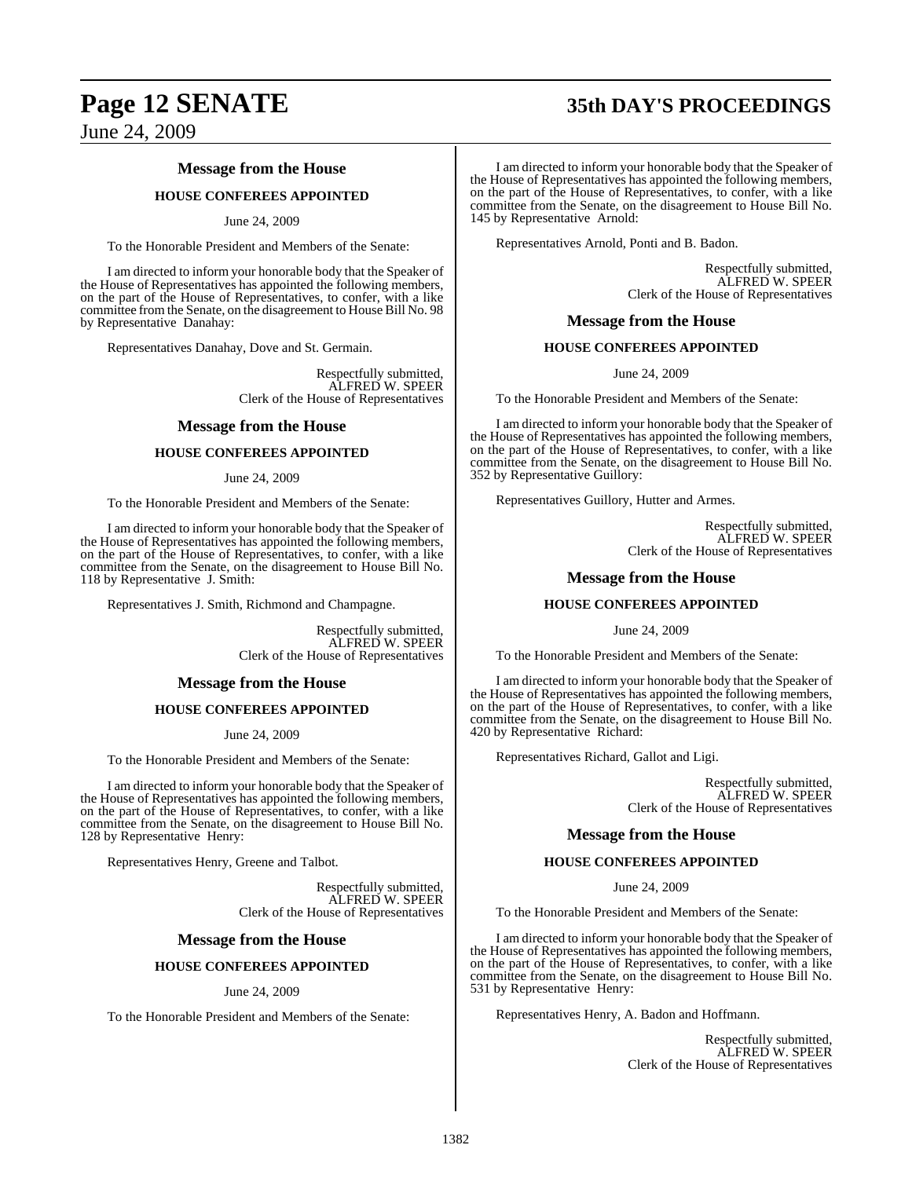## Message from the House

### HOUSE CONFEREES APPOINTED

June 24, 2009

To the Honorable President and Members of the Senate:

I am directed to inform your honorable body that the Speaker of the House of Representatives has appointed the following members, on the part of the House of Representatives, to confer, with a like committee from the Senate, on the disagreement to House Bill No. 98 by Representative Danahay:

Representatives Danahay, Dove and St. Germain.

Respectfully submitted,
ALFRED W. SPEER
Clerk of the House of Representatives

## Message from the House

### HOUSE CONFEREES APPOINTED

June 24, 2009

To the Honorable President and Members of the Senate:

I am directed to inform your honorable body that the Speaker of the House of Representatives has appointed the following members, on the part of the House of Representatives, to confer, with a like committee from the Senate, on the disagreement to House Bill No. 118 by Representative J. Smith:

Representatives J. Smith, Richmond and Champagne.

Respectfully submitted,
ALFRED W. SPEER
Clerk of the House of Representatives

## Message from the House

### HOUSE CONFEREES APPOINTED

June 24, 2009

To the Honorable President and Members of the Senate:

I am directed to inform your honorable body that the Speaker of the House of Representatives has appointed the following members, on the part of the House of Representatives, to confer, with a like committee from the Senate, on the disagreement to House Bill No. 128 by Representative Henry:

Representatives Henry, Greene and Talbot.

Respectfully submitted,
ALFRED W. SPEER
Clerk of the House of Representatives

## Message from the House

### HOUSE CONFEREES APPOINTED

June 24, 2009

To the Honorable President and Members of the Senate:

I am directed to inform your honorable body that the Speaker of the House of Representatives has appointed the following members, on the part of the House of Representatives, to confer, with a like committee from the Senate, on the disagreement to House Bill No. 145 by Representative Arnold:

Representatives Arnold, Ponti and B. Badon.

Respectfully submitted,
ALFRED W. SPEER
Clerk of the House of Representatives

## Message from the House

### HOUSE CONFEREES APPOINTED

June 24, 2009

To the Honorable President and Members of the Senate:

I am directed to inform your honorable body that the Speaker of the House of Representatives has appointed the following members, on the part of the House of Representatives, to confer, with a like committee from the Senate, on the disagreement to House Bill No. 352 by Representative Guillory:

Representatives Guillory, Hutter and Armes.

Respectfully submitted,
ALFRED W. SPEER
Clerk of the House of Representatives

## Message from the House

### HOUSE CONFEREES APPOINTED

June 24, 2009

To the Honorable President and Members of the Senate:

I am directed to inform your honorable body that the Speaker of the House of Representatives has appointed the following members, on the part of the House of Representatives, to confer, with a like committee from the Senate, on the disagreement to House Bill No. 420 by Representative Richard:

Representatives Richard, Gallot and Ligi.

Respectfully submitted,
ALFRED W. SPEER
Clerk of the House of Representatives

## Message from the House

### HOUSE CONFEREES APPOINTED

June 24, 2009

To the Honorable President and Members of the Senate:

I am directed to inform your honorable body that the Speaker of the House of Representatives has appointed the following members, on the part of the House of Representatives, to confer, with a like committee from the Senate, on the disagreement to House Bill No. 531 by Representative Henry:

Representatives Henry, A. Badon and Hoffmann.

Respectfully submitted,
ALFRED W. SPEER
Clerk of the House of Representatives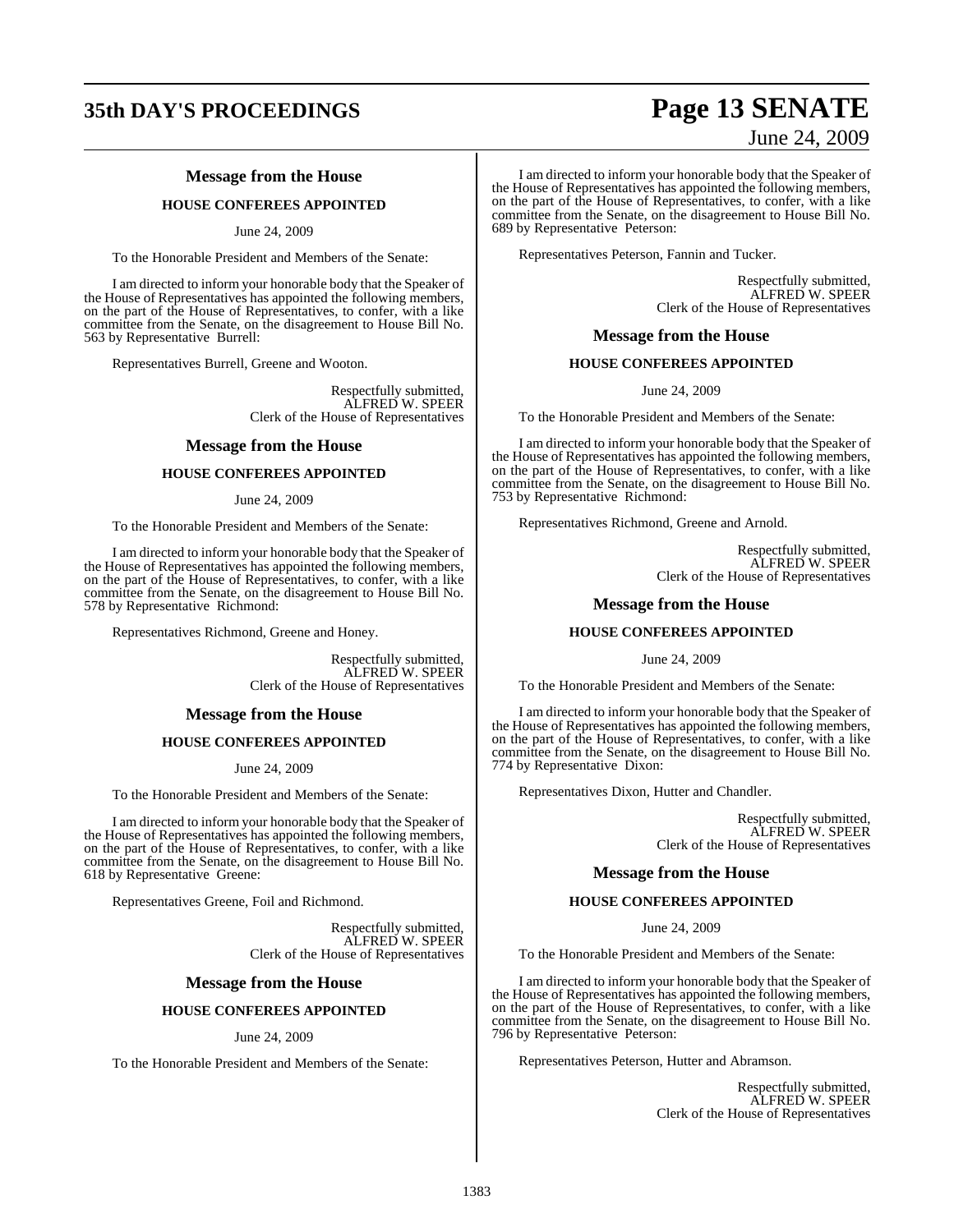## Message from the House

### HOUSE CONFEREES APPOINTED

June 24, 2009

To the Honorable President and Members of the Senate:

I am directed to inform your honorable body that the Speaker of the House of Representatives has appointed the following members, on the part of the House of Representatives, to confer, with a like committee from the Senate, on the disagreement to House Bill No. 563 by Representative Burrell:

Representatives Burrell, Greene and Wooton.

Respectfully submitted,
ALFRED W. SPEER
Clerk of the House of Representatives

## Message from the House

### HOUSE CONFEREES APPOINTED

June 24, 2009

To the Honorable President and Members of the Senate:

I am directed to inform your honorable body that the Speaker of the House of Representatives has appointed the following members, on the part of the House of Representatives, to confer, with a like committee from the Senate, on the disagreement to House Bill No. 578 by Representative Richmond:

Representatives Richmond, Greene and Honey.

Respectfully submitted,
ALFRED W. SPEER
Clerk of the House of Representatives

## Message from the House

### HOUSE CONFEREES APPOINTED

June 24, 2009

To the Honorable President and Members of the Senate:

I am directed to inform your honorable body that the Speaker of the House of Representatives has appointed the following members, on the part of the House of Representatives, to confer, with a like committee from the Senate, on the disagreement to House Bill No. 618 by Representative Greene:

Representatives Greene, Foil and Richmond.

Respectfully submitted,
ALFRED W. SPEER
Clerk of the House of Representatives

## Message from the House

### HOUSE CONFEREES APPOINTED

June 24, 2009

To the Honorable President and Members of the Senate:

I am directed to inform your honorable body that the Speaker of the House of Representatives has appointed the following members, on the part of the House of Representatives, to confer, with a like committee from the Senate, on the disagreement to House Bill No. 689 by Representative Peterson:

Representatives Peterson, Fannin and Tucker.

Respectfully submitted,
ALFRED W. SPEER
Clerk of the House of Representatives

## Message from the House

### HOUSE CONFEREES APPOINTED

June 24, 2009

To the Honorable President and Members of the Senate:

I am directed to inform your honorable body that the Speaker of the House of Representatives has appointed the following members, on the part of the House of Representatives, to confer, with a like committee from the Senate, on the disagreement to House Bill No. 753 by Representative Richmond:

Representatives Richmond, Greene and Arnold.

Respectfully submitted,
ALFRED W. SPEER
Clerk of the House of Representatives

## Message from the House

### HOUSE CONFEREES APPOINTED

June 24, 2009

To the Honorable President and Members of the Senate:

I am directed to inform your honorable body that the Speaker of the House of Representatives has appointed the following members, on the part of the House of Representatives, to confer, with a like committee from the Senate, on the disagreement to House Bill No. 774 by Representative Dixon:

Representatives Dixon, Hutter and Chandler.

Respectfully submitted,
ALFRED W. SPEER
Clerk of the House of Representatives

## Message from the House

### HOUSE CONFEREES APPOINTED

June 24, 2009

To the Honorable President and Members of the Senate:

I am directed to inform your honorable body that the Speaker of the House of Representatives has appointed the following members, on the part of the House of Representatives, to confer, with a like committee from the Senate, on the disagreement to House Bill No. 796 by Representative Peterson:

Representatives Peterson, Hutter and Abramson.

Respectfully submitted,
ALFRED W. SPEER
Clerk of the House of Representatives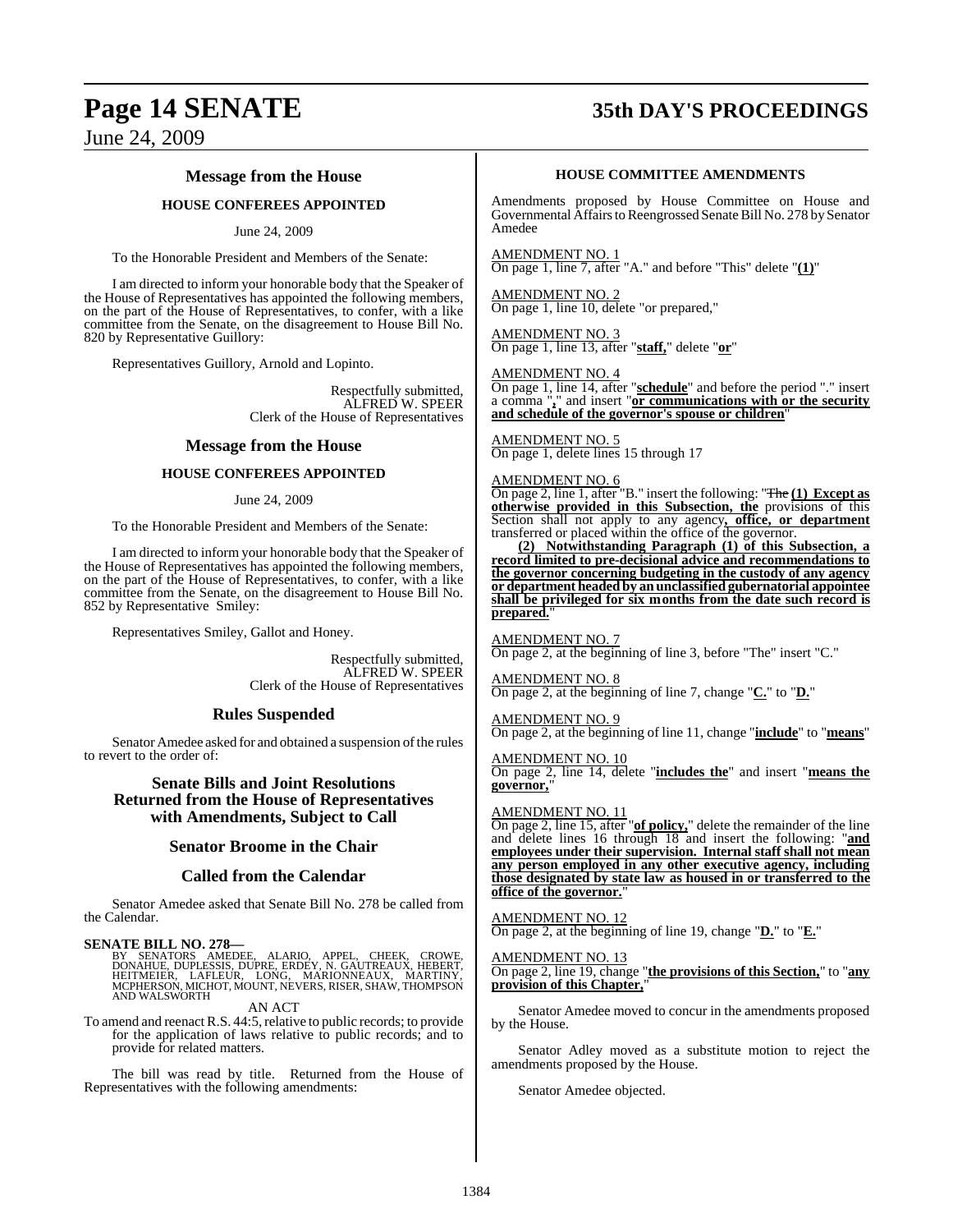## Message from the House

### HOUSE CONFEREES APPOINTED

June 24, 2009

To the Honorable President and Members of the Senate:

I am directed to inform your honorable body that the Speaker of the House of Representatives has appointed the following members, on the part of the House of Representatives, to confer, with a like committee from the Senate, on the disagreement to House Bill No. 820 by Representative Guillory:

Representatives Guillory, Arnold and Lopinto.

Respectfully submitted,
ALFRED W. SPEER
Clerk of the House of Representatives

## Message from the House

### HOUSE CONFEREES APPOINTED

June 24, 2009

To the Honorable President and Members of the Senate:

I am directed to inform your honorable body that the Speaker of the House of Representatives has appointed the following members, on the part of the House of Representatives, to confer, with a like committee from the Senate, on the disagreement to House Bill No. 852 by Representative Smiley:

Representatives Smiley, Gallot and Honey.

Respectfully submitted,
ALFRED W. SPEER
Clerk of the House of Representatives

## Rules Suspended

Senator Amedee asked for and obtained a suspension of the rules to revert to the order of:

## Senate Bills and Joint Resolutions Returned from the House of Representatives with Amendments, Subject to Call

## Senator Broome in the Chair

## Called from the Calendar

Senator Amedee asked that Senate Bill No. 278 be called from the Calendar.

**SENATE BILL NO. 278—**
BY SENATORS AMEDEE, ALARIO, APPEL, CHEEK, CROWE, DONAHUE, DUPLESSIS, DUPRE, ERDEY, N. GAUTREAUX, HEBERT, HEITMEIER, LAFLEUR, LONG, MARIONNEAUX, MARTINY, MCPHERSON, MICHOT, MOUNT, NEVERS, RISER, SHAW, THOMPSON AND WALSWORTH

AN ACT

To amend and reenact R.S. 44:5, relative to public records; to provide for the application of laws relative to public records; and to provide for related matters.

The bill was read by title. Returned from the House of Representatives with the following amendments:

### HOUSE COMMITTEE AMENDMENTS

Amendments proposed by House Committee on House and Governmental Affairs to Reengrossed Senate Bill No. 278 by Senator Amedee

AMENDMENT NO. 1
On page 1, line 7, after "A." and before "This" delete "**(1)**"

AMENDMENT NO. 2
On page 1, line 10, delete "or prepared,"

AMENDMENT NO. 3
On page 1, line 13, after "**staff,**" delete "**or**"

AMENDMENT NO. 4
On page 1, line 14, after "**schedule**" and before the period "." insert a comma "**,**" and insert "**or communications with or the security and schedule of the governor's spouse or children**"

AMENDMENT NO. 5
On page 1, delete lines 15 through 17

AMENDMENT NO. 6
On page 2, line 1, after "B." insert the following: "~~The~~ **(1) Except as otherwise provided in this Subsection, the** provisions of this Section shall not apply to any agency**, office, or department** transferred or placed within the office of the governor.

**(2) Notwithstanding Paragraph (1) of this Subsection, a record limited to pre-decisional advice and recommendations to the governor concerning budgeting in the custody of any agency or department headed by an unclassified gubernatorial appointee shall be privileged for six months from the date such record is prepared.**"

AMENDMENT NO. 7
On page 2, at the beginning of line 3, before "The" insert "C."

AMENDMENT NO. 8
On page 2, at the beginning of line 7, change "**C.**" to "**D.**"

AMENDMENT NO. 9
On page 2, at the beginning of line 11, change "**include**" to "**means**"

AMENDMENT NO. 10
On page 2, line 14, delete "**includes the**" and insert "**means the governor,**"

AMENDMENT NO. 11
On page 2, line 15, after "**of policy,**" delete the remainder of the line and delete lines 16 through 18 and insert the following: "**and employees under their supervision. Internal staff shall not mean any person employed in any other executive agency, including those designated by state law as housed in or transferred to the office of the governor.**"

AMENDMENT NO. 12
On page 2, at the beginning of line 19, change "**D.**" to "**E.**"

AMENDMENT NO. 13
On page 2, line 19, change "**the provisions of this Section,**" to "**any provision of this Chapter,**"

Senator Amedee moved to concur in the amendments proposed by the House.

Senator Adley moved as a substitute motion to reject the amendments proposed by the House.

Senator Amedee objected.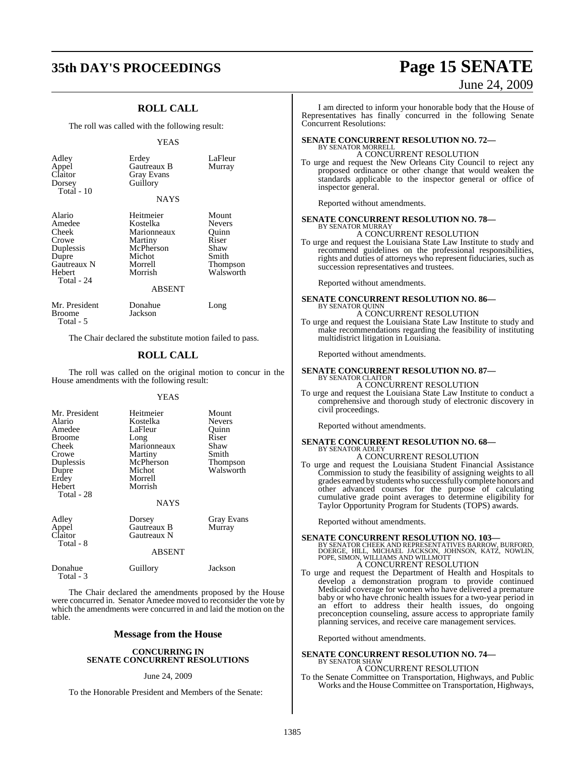## ROLL CALL

The roll was called with the following result:

YEAS

| | | |
|---|---|---|
| Adley | Erdey | LaFleur |
| Appel | Gautreaux B | Murray |
| Claitor | Gray Evans | |
| Dorsey | Guillory | |
| Total - 10 | | |

NAYS

| | | |
|---|---|---|
| Alario | Heitmeier | Mount |
| Amedee | Kostelka | Nevers |
| Cheek | Marionneaux | Quinn |
| Crowe | Martiny | Riser |
| Duplessis | McPherson | Shaw |
| Dupre | Michot | Smith |
| Gautreaux N | Morrell | Thompson |
| Hebert | Morrish | Walsworth |
| Total - 24 | | |

ABSENT

| | | |
|---|---|---|
| Mr. President | Donahue | Long |
| Broome | Jackson | |
| Total - 5 | | |

The Chair declared the substitute motion failed to pass.

## ROLL CALL

The roll was called on the original motion to concur in the House amendments with the following result:

YEAS

| | | |
|---|---|---|
| Mr. President | Heitmeier | Mount |
| Alario | Kostelka | Nevers |
| Amedee | LaFleur | Quinn |
| Broome | Long | Riser |
| Cheek | Marionneaux | Shaw |
| Crowe | Martiny | Smith |
| Duplessis | McPherson | Thompson |
| Dupre | Michot | Walsworth |
| Erdey | Morrell | |
| Hebert | Morrish | |
| Total - 28 | | |

NAYS

| | | |
|---|---|---|
| Adley | Dorsey | Gray Evans |
| Appel | Gautreaux B | Murray |
| Claitor | Gautreaux N | |
| Total - 8 | | |

ABSENT

| | | |
|---|---|---|
| Donahue | Guillory | Jackson |
| Total - 3 | | |

The Chair declared the amendments proposed by the House were concurred in. Senator Amedee moved to reconsider the vote by which the amendments were concurred in and laid the motion on the table.

## Message from the House

### CONCURRING IN SENATE CONCURRENT RESOLUTIONS

June 24, 2009

To the Honorable President and Members of the Senate:

I am directed to inform your honorable body that the House of Representatives has finally concurred in the following Senate Concurrent Resolutions:

**SENATE CONCURRENT RESOLUTION NO. 72—**
BY SENATOR MORRELL
A CONCURRENT RESOLUTION
To urge and request the New Orleans City Council to reject any proposed ordinance or other change that would weaken the standards applicable to the inspector general or office of inspector general.

Reported without amendments.

**SENATE CONCURRENT RESOLUTION NO. 78—**
BY SENATOR MURRAY
A CONCURRENT RESOLUTION
To urge and request the Louisiana State Law Institute to study and recommend guidelines on the professional responsibilities, rights and duties of attorneys who represent fiduciaries, such as succession representatives and trustees.

Reported without amendments.

**SENATE CONCURRENT RESOLUTION NO. 86—**
BY SENATOR QUINN
A CONCURRENT RESOLUTION
To urge and request the Louisiana State Law Institute to study and make recommendations regarding the feasibility of instituting multidistrict litigation in Louisiana.

Reported without amendments.

**SENATE CONCURRENT RESOLUTION NO. 87—**
BY SENATOR CLAITOR
A CONCURRENT RESOLUTION
To urge and request the Louisiana State Law Institute to conduct a comprehensive and thorough study of electronic discovery in civil proceedings.

Reported without amendments.

**SENATE CONCURRENT RESOLUTION NO. 68—**
BY SENATOR ADLEY
A CONCURRENT RESOLUTION
To urge and request the Louisiana Student Financial Assistance Commission to study the feasibility of assigning weights to all grades earned by students who successfully complete honors and other advanced courses for the purpose of calculating cumulative grade point averages to determine eligibility for Taylor Opportunity Program for Students (TOPS) awards.

Reported without amendments.

**SENATE CONCURRENT RESOLUTION NO. 103—**
BY SENATOR CHEEK AND REPRESENTATIVES BARROW, BURFORD, DOERGE, HILL, MICHAEL JACKSON, JOHNSON, KATZ, NOWLIN, POPE, SIMON, WILLIAMS AND WILLMOTT
A CONCURRENT RESOLUTION
To urge and request the Department of Health and Hospitals to develop a demonstration program to provide continued Medicaid coverage for women who have delivered a premature baby or who have chronic health issues for a two-year period in an effort to address their health issues, do ongoing preconception counseling, assure access to appropriate family planning services, and receive care management services.

Reported without amendments.

**SENATE CONCURRENT RESOLUTION NO. 74—**
BY SENATOR SHAW
A CONCURRENT RESOLUTION
To the Senate Committee on Transportation, Highways, and Public Works and the House Committee on Transportation, Highways,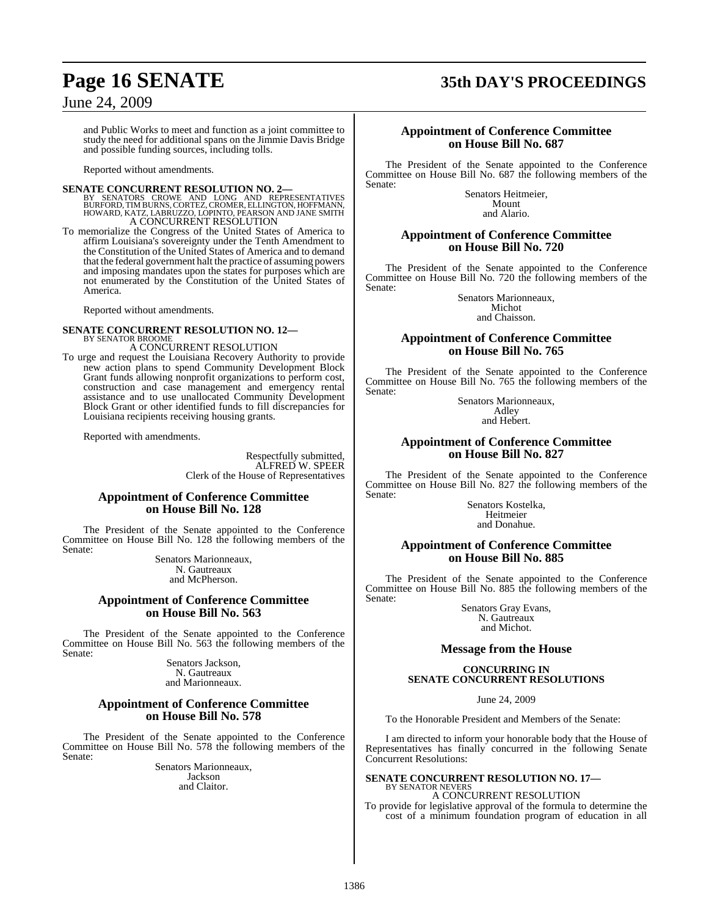and Public Works to meet and function as a joint committee to study the need for additional spans on the Jimmie Davis Bridge and possible funding sources, including tolls.

Reported without amendments.

**SENATE CONCURRENT RESOLUTION NO. 2—**
BY SENATORS CROWE AND LONG AND REPRESENTATIVES BURFORD, TIM BURNS, CORTEZ, CROMER, ELLINGTON, HOFFMANN, HOWARD, KATZ, LABRUZZO, LOPINTO, PEARSON AND JANE SMITH
A CONCURRENT RESOLUTION

To memorialize the Congress of the United States of America to affirm Louisiana's sovereignty under the Tenth Amendment to the Constitution of the United States of America and to demand that the federal government halt the practice of assuming powers and imposing mandates upon the states for purposes which are not enumerated by the Constitution of the United States of America.

Reported without amendments.

**SENATE CONCURRENT RESOLUTION NO. 12—**
BY SENATOR BROOME
A CONCURRENT RESOLUTION

To urge and request the Louisiana Recovery Authority to provide new action plans to spend Community Development Block Grant funds allowing nonprofit organizations to perform cost, construction and case management and emergency rental assistance and to use unallocated Community Development Block Grant or other identified funds to fill discrepancies for Louisiana recipients receiving housing grants.

Reported with amendments.

Respectfully submitted,
ALFRED W. SPEER
Clerk of the House of Representatives

## Appointment of Conference Committee on House Bill No. 128

The President of the Senate appointed to the Conference Committee on House Bill No. 128 the following members of the Senate:

Senators Marionneaux,
N. Gautreaux
and McPherson.

## Appointment of Conference Committee on House Bill No. 563

The President of the Senate appointed to the Conference Committee on House Bill No. 563 the following members of the Senate:

Senators Jackson,
N. Gautreaux
and Marionneaux.

## Appointment of Conference Committee on House Bill No. 578

The President of the Senate appointed to the Conference Committee on House Bill No. 578 the following members of the Senate:

Senators Marionneaux,
Jackson
and Claitor.

## Appointment of Conference Committee on House Bill No. 687

The President of the Senate appointed to the Conference Committee on House Bill No. 687 the following members of the Senate:

Senators Heitmeier,
Mount
and Alario.

## Appointment of Conference Committee on House Bill No. 720

The President of the Senate appointed to the Conference Committee on House Bill No. 720 the following members of the Senate:

Senators Marionneaux,
Michot
and Chaisson.

## Appointment of Conference Committee on House Bill No. 765

The President of the Senate appointed to the Conference Committee on House Bill No. 765 the following members of the Senate:

Senators Marionneaux,
Adley
and Hebert.

## Appointment of Conference Committee on House Bill No. 827

The President of the Senate appointed to the Conference Committee on House Bill No. 827 the following members of the Senate:

Senators Kostelka,
Heitmeier
and Donahue.

## Appointment of Conference Committee on House Bill No. 885

The President of the Senate appointed to the Conference Committee on House Bill No. 885 the following members of the Senate:

Senators Gray Evans,
N. Gautreaux
and Michot.

## Message from the House

### CONCURRING IN SENATE CONCURRENT RESOLUTIONS

June 24, 2009

To the Honorable President and Members of the Senate:

I am directed to inform your honorable body that the House of Representatives has finally concurred in the following Senate Concurrent Resolutions:

**SENATE CONCURRENT RESOLUTION NO. 17—**
BY SENATOR NEVERS
A CONCURRENT RESOLUTION

To provide for legislative approval of the formula to determine the cost of a minimum foundation program of education in all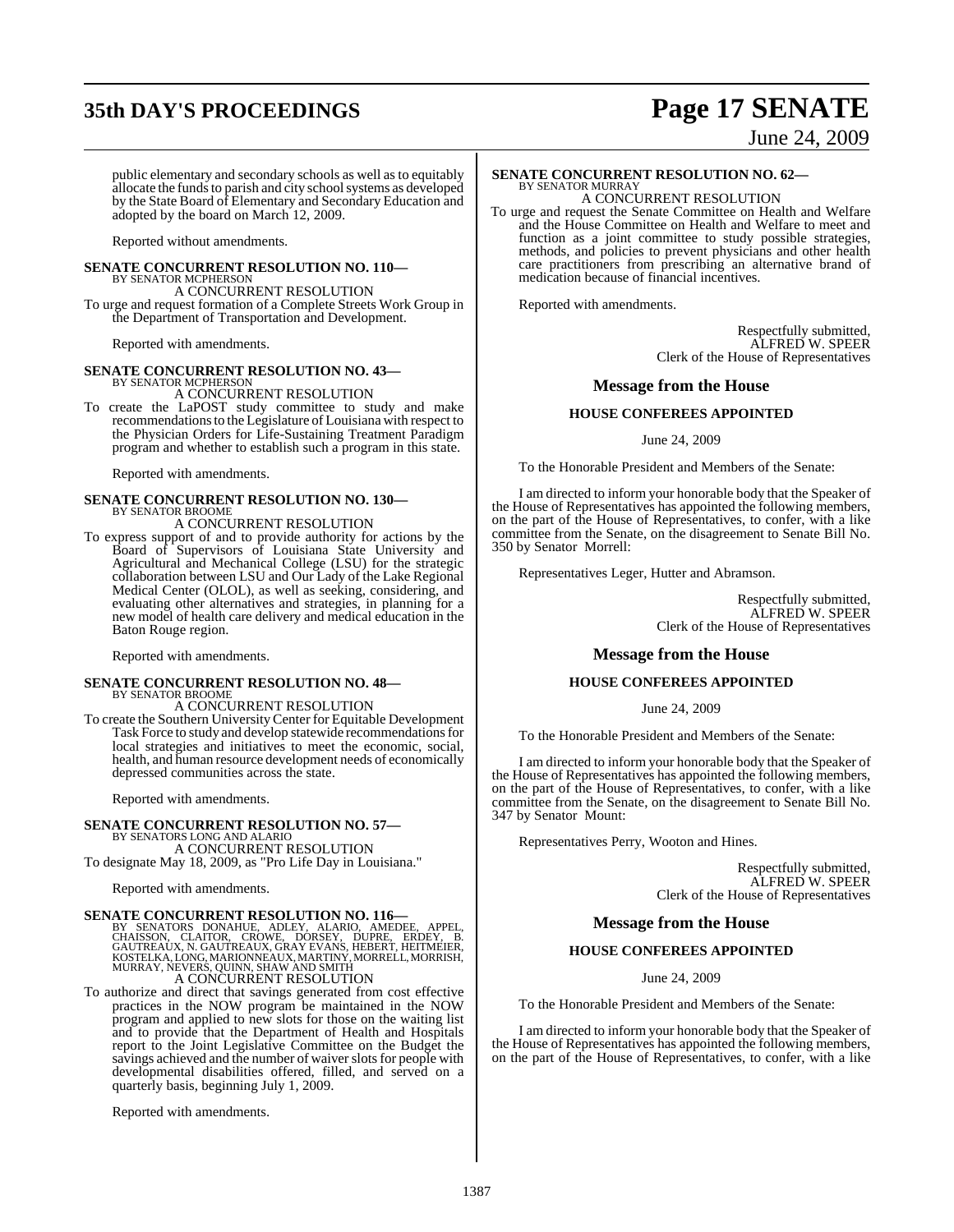public elementary and secondary schools as well as to equitably allocate the funds to parish and city school systems as developed by the State Board of Elementary and Secondary Education and adopted by the board on March 12, 2009.

Reported without amendments.

**SENATE CONCURRENT RESOLUTION NO. 110—**
BY SENATOR MCPHERSON
A CONCURRENT RESOLUTION
To urge and request formation of a Complete Streets Work Group in the Department of Transportation and Development.

Reported with amendments.

**SENATE CONCURRENT RESOLUTION NO. 43—**
BY SENATOR MCPHERSON
A CONCURRENT RESOLUTION
To create the LaPOST study committee to study and make recommendations to the Legislature of Louisiana with respect to the Physician Orders for Life-Sustaining Treatment Paradigm program and whether to establish such a program in this state.

Reported with amendments.

**SENATE CONCURRENT RESOLUTION NO. 130—**
BY SENATOR BROOME
A CONCURRENT RESOLUTION
To express support of and to provide authority for actions by the Board of Supervisors of Louisiana State University and Agricultural and Mechanical College (LSU) for the strategic collaboration between LSU and Our Lady of the Lake Regional Medical Center (OLOL), as well as seeking, considering, and evaluating other alternatives and strategies, in planning for a new model of health care delivery and medical education in the Baton Rouge region.

Reported with amendments.

**SENATE CONCURRENT RESOLUTION NO. 48—**
BY SENATOR BROOME
A CONCURRENT RESOLUTION
To create the Southern University Center for Equitable Development Task Force to study and develop statewide recommendations for local strategies and initiatives to meet the economic, social, health, and human resource development needs of economically depressed communities across the state.

Reported with amendments.

**SENATE CONCURRENT RESOLUTION NO. 57—**
BY SENATORS LONG AND ALARIO
A CONCURRENT RESOLUTION
To designate May 18, 2009, as "Pro Life Day in Louisiana."

Reported with amendments.

**SENATE CONCURRENT RESOLUTION NO. 116—**
BY SENATORS DONAHUE, ADLEY, ALARIO, AMEDEE, APPEL, CHAISSON, CLAITOR, CROWE, DORSEY, DUPRE, ERDEY, B. GAUTREAUX, N. GAUTREAUX, GRAY EVANS, HEBERT, HEITMEIER, KOSTELKA, LONG, MARIONNEAUX, MARTINY, MORRELL, MORRISH, MURRAY, NEVERS, QUINN, SHAW AND SMITH
A CONCURRENT RESOLUTION
To authorize and direct that savings generated from cost effective practices in the NOW program be maintained in the NOW program and applied to new slots for those on the waiting list and to provide that the Department of Health and Hospitals report to the Joint Legislative Committee on the Budget the savings achieved and the number of waiver slots for people with developmental disabilities offered, filled, and served on a quarterly basis, beginning July 1, 2009.

Reported with amendments.

**SENATE CONCURRENT RESOLUTION NO. 62—**
BY SENATOR MURRAY
A CONCURRENT RESOLUTION
To urge and request the Senate Committee on Health and Welfare and the House Committee on Health and Welfare to meet and function as a joint committee to study possible strategies, methods, and policies to prevent physicians and other health care practitioners from prescribing an alternative brand of medication because of financial incentives.

Reported with amendments.

Respectfully submitted,
ALFRED W. SPEER
Clerk of the House of Representatives

## Message from the House

### HOUSE CONFEREES APPOINTED

June 24, 2009

To the Honorable President and Members of the Senate:

I am directed to inform your honorable body that the Speaker of the House of Representatives has appointed the following members, on the part of the House of Representatives, to confer, with a like committee from the Senate, on the disagreement to Senate Bill No. 350 by Senator Morrell:

Representatives Leger, Hutter and Abramson.

Respectfully submitted,
ALFRED W. SPEER
Clerk of the House of Representatives

## Message from the House

### HOUSE CONFEREES APPOINTED

June 24, 2009

To the Honorable President and Members of the Senate:

I am directed to inform your honorable body that the Speaker of the House of Representatives has appointed the following members, on the part of the House of Representatives, to confer, with a like committee from the Senate, on the disagreement to Senate Bill No. 347 by Senator Mount:

Representatives Perry, Wooton and Hines.

Respectfully submitted,
ALFRED W. SPEER
Clerk of the House of Representatives

## Message from the House

### HOUSE CONFEREES APPOINTED

June 24, 2009

To the Honorable President and Members of the Senate:

I am directed to inform your honorable body that the Speaker of the House of Representatives has appointed the following members, on the part of the House of Representatives, to confer, with a like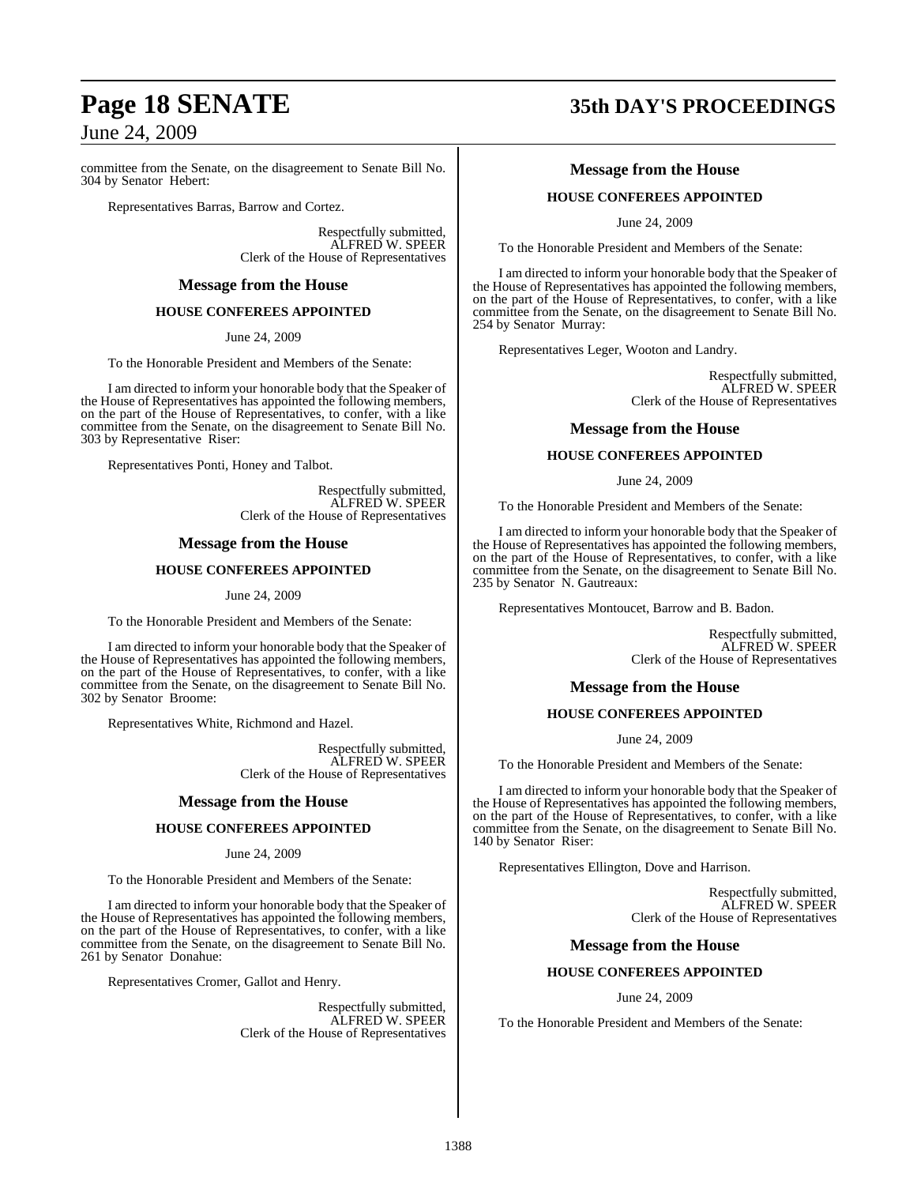committee from the Senate, on the disagreement to Senate Bill No. 304 by Senator Hebert:

Representatives Barras, Barrow and Cortez.

Respectfully submitted,
ALFRED W. SPEER
Clerk of the House of Representatives

## Message from the House

### HOUSE CONFEREES APPOINTED

June 24, 2009

To the Honorable President and Members of the Senate:

I am directed to inform your honorable body that the Speaker of the House of Representatives has appointed the following members, on the part of the House of Representatives, to confer, with a like committee from the Senate, on the disagreement to Senate Bill No. 303 by Representative Riser:

Representatives Ponti, Honey and Talbot.

Respectfully submitted,
ALFRED W. SPEER
Clerk of the House of Representatives

## Message from the House

### HOUSE CONFEREES APPOINTED

June 24, 2009

To the Honorable President and Members of the Senate:

I am directed to inform your honorable body that the Speaker of the House of Representatives has appointed the following members, on the part of the House of Representatives, to confer, with a like committee from the Senate, on the disagreement to Senate Bill No. 302 by Senator Broome:

Representatives White, Richmond and Hazel.

Respectfully submitted,
ALFRED W. SPEER
Clerk of the House of Representatives

## Message from the House

### HOUSE CONFEREES APPOINTED

June 24, 2009

To the Honorable President and Members of the Senate:

I am directed to inform your honorable body that the Speaker of the House of Representatives has appointed the following members, on the part of the House of Representatives, to confer, with a like committee from the Senate, on the disagreement to Senate Bill No. 261 by Senator Donahue:

Representatives Cromer, Gallot and Henry.

Respectfully submitted,
ALFRED W. SPEER
Clerk of the House of Representatives

## Message from the House

### HOUSE CONFEREES APPOINTED

June 24, 2009

To the Honorable President and Members of the Senate:

I am directed to inform your honorable body that the Speaker of the House of Representatives has appointed the following members, on the part of the House of Representatives, to confer, with a like committee from the Senate, on the disagreement to Senate Bill No. 254 by Senator Murray:

Representatives Leger, Wooton and Landry.

Respectfully submitted,
ALFRED W. SPEER
Clerk of the House of Representatives

## Message from the House

### HOUSE CONFEREES APPOINTED

June 24, 2009

To the Honorable President and Members of the Senate:

I am directed to inform your honorable body that the Speaker of the House of Representatives has appointed the following members, on the part of the House of Representatives, to confer, with a like committee from the Senate, on the disagreement to Senate Bill No. 235 by Senator N. Gautreaux:

Representatives Montoucet, Barrow and B. Badon.

Respectfully submitted,
ALFRED W. SPEER
Clerk of the House of Representatives

## Message from the House

### HOUSE CONFEREES APPOINTED

June 24, 2009

To the Honorable President and Members of the Senate:

I am directed to inform your honorable body that the Speaker of the House of Representatives has appointed the following members, on the part of the House of Representatives, to confer, with a like committee from the Senate, on the disagreement to Senate Bill No. 140 by Senator Riser:

Representatives Ellington, Dove and Harrison.

Respectfully submitted,
ALFRED W. SPEER
Clerk of the House of Representatives

## Message from the House

### HOUSE CONFEREES APPOINTED

June 24, 2009

To the Honorable President and Members of the Senate: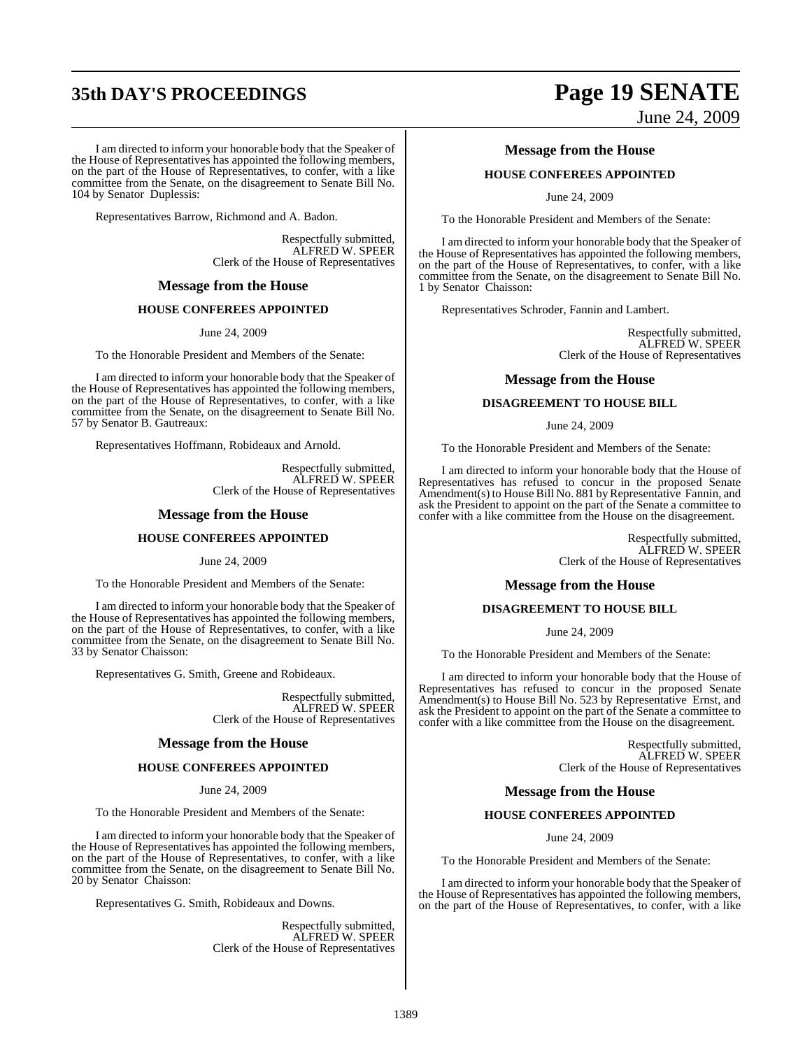I am directed to inform your honorable body that the Speaker of the House of Representatives has appointed the following members, on the part of the House of Representatives, to confer, with a like committee from the Senate, on the disagreement to Senate Bill No. 104 by Senator Duplessis:

Representatives Barrow, Richmond and A. Badon.

Respectfully submitted,
ALFRED W. SPEER
Clerk of the House of Representatives

### Message from the House

**HOUSE CONFEREES APPOINTED**

June 24, 2009

To the Honorable President and Members of the Senate:

I am directed to inform your honorable body that the Speaker of the House of Representatives has appointed the following members, on the part of the House of Representatives, to confer, with a like committee from the Senate, on the disagreement to Senate Bill No. 57 by Senator B. Gautreaux:

Representatives Hoffmann, Robideaux and Arnold.

Respectfully submitted,
ALFRED W. SPEER
Clerk of the House of Representatives

### Message from the House

**HOUSE CONFEREES APPOINTED**

June 24, 2009

To the Honorable President and Members of the Senate:

I am directed to inform your honorable body that the Speaker of the House of Representatives has appointed the following members, on the part of the House of Representatives, to confer, with a like committee from the Senate, on the disagreement to Senate Bill No. 33 by Senator Chaisson:

Representatives G. Smith, Greene and Robideaux.

Respectfully submitted,
ALFRED W. SPEER
Clerk of the House of Representatives

### Message from the House

**HOUSE CONFEREES APPOINTED**

June 24, 2009

To the Honorable President and Members of the Senate:

I am directed to inform your honorable body that the Speaker of the House of Representatives has appointed the following members, on the part of the House of Representatives, to confer, with a like committee from the Senate, on the disagreement to Senate Bill No. 20 by Senator Chaisson:

Representatives G. Smith, Robideaux and Downs.

Respectfully submitted,
ALFRED W. SPEER
Clerk of the House of Representatives

### Message from the House

**HOUSE CONFEREES APPOINTED**

June 24, 2009

To the Honorable President and Members of the Senate:

I am directed to inform your honorable body that the Speaker of the House of Representatives has appointed the following members, on the part of the House of Representatives, to confer, with a like committee from the Senate, on the disagreement to Senate Bill No. 1 by Senator Chaisson:

Representatives Schroder, Fannin and Lambert.

Respectfully submitted,
ALFRED W. SPEER
Clerk of the House of Representatives

### Message from the House

**DISAGREEMENT TO HOUSE BILL**

June 24, 2009

To the Honorable President and Members of the Senate:

I am directed to inform your honorable body that the House of Representatives has refused to concur in the proposed Senate Amendment(s) to House Bill No. 881 by Representative Fannin, and ask the President to appoint on the part of the Senate a committee to confer with a like committee from the House on the disagreement.

Respectfully submitted,
ALFRED W. SPEER
Clerk of the House of Representatives

### Message from the House

**DISAGREEMENT TO HOUSE BILL**

June 24, 2009

To the Honorable President and Members of the Senate:

I am directed to inform your honorable body that the House of Representatives has refused to concur in the proposed Senate Amendment(s) to House Bill No. 523 by Representative Ernst, and ask the President to appoint on the part of the Senate a committee to confer with a like committee from the House on the disagreement.

Respectfully submitted,
ALFRED W. SPEER
Clerk of the House of Representatives

### Message from the House

**HOUSE CONFEREES APPOINTED**

June 24, 2009

To the Honorable President and Members of the Senate:

I am directed to inform your honorable body that the Speaker of the House of Representatives has appointed the following members, on the part of the House of Representatives, to confer, with a like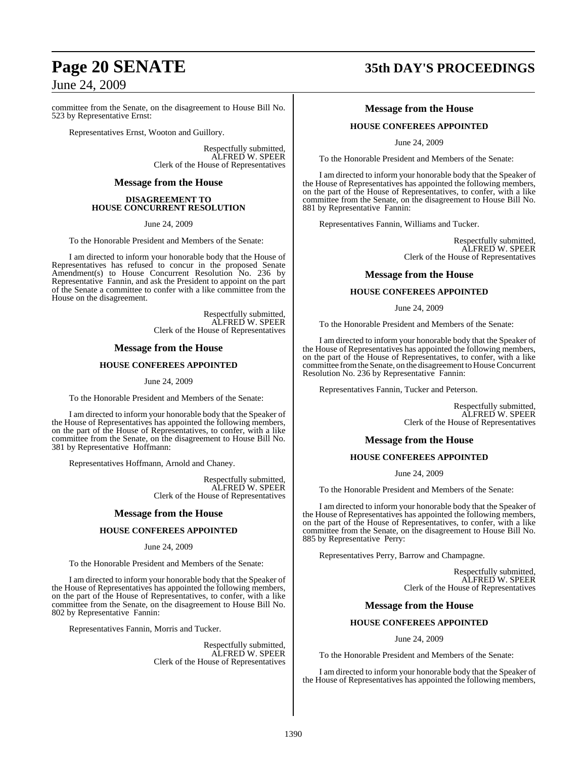committee from the Senate, on the disagreement to House Bill No. 523 by Representative Ernst:

Representatives Ernst, Wooton and Guillory.

Respectfully submitted,
ALFRED W. SPEER
Clerk of the House of Representatives

### Message from the House

#### DISAGREEMENT TO HOUSE CONCURRENT RESOLUTION

June 24, 2009

To the Honorable President and Members of the Senate:

I am directed to inform your honorable body that the House of Representatives has refused to concur in the proposed Senate Amendment(s) to House Concurrent Resolution No. 236 by Representative Fannin, and ask the President to appoint on the part of the Senate a committee to confer with a like committee from the House on the disagreement.

Respectfully submitted,
ALFRED W. SPEER
Clerk of the House of Representatives

### Message from the House

#### HOUSE CONFEREES APPOINTED

June 24, 2009

To the Honorable President and Members of the Senate:

I am directed to inform your honorable body that the Speaker of the House of Representatives has appointed the following members, on the part of the House of Representatives, to confer, with a like committee from the Senate, on the disagreement to House Bill No. 381 by Representative Hoffmann:

Representatives Hoffmann, Arnold and Chaney.

Respectfully submitted,
ALFRED W. SPEER
Clerk of the House of Representatives

### Message from the House

#### HOUSE CONFEREES APPOINTED

June 24, 2009

To the Honorable President and Members of the Senate:

I am directed to inform your honorable body that the Speaker of the House of Representatives has appointed the following members, on the part of the House of Representatives, to confer, with a like committee from the Senate, on the disagreement to House Bill No. 802 by Representative Fannin:

Representatives Fannin, Morris and Tucker.

Respectfully submitted,
ALFRED W. SPEER
Clerk of the House of Representatives

### Message from the House

#### HOUSE CONFEREES APPOINTED

June 24, 2009

To the Honorable President and Members of the Senate:

I am directed to inform your honorable body that the Speaker of the House of Representatives has appointed the following members, on the part of the House of Representatives, to confer, with a like committee from the Senate, on the disagreement to House Bill No. 881 by Representative Fannin:

Representatives Fannin, Williams and Tucker.

Respectfully submitted,
ALFRED W. SPEER
Clerk of the House of Representatives

### Message from the House

#### HOUSE CONFEREES APPOINTED

June 24, 2009

To the Honorable President and Members of the Senate:

I am directed to inform your honorable body that the Speaker of the House of Representatives has appointed the following members, on the part of the House of Representatives, to confer, with a like committee from the Senate, on the disagreement to House Concurrent Resolution No. 236 by Representative Fannin:

Representatives Fannin, Tucker and Peterson.

Respectfully submitted,
ALFRED W. SPEER
Clerk of the House of Representatives

### Message from the House

#### HOUSE CONFEREES APPOINTED

June 24, 2009

To the Honorable President and Members of the Senate:

I am directed to inform your honorable body that the Speaker of the House of Representatives has appointed the following members, on the part of the House of Representatives, to confer, with a like committee from the Senate, on the disagreement to House Bill No. 885 by Representative Perry:

Representatives Perry, Barrow and Champagne.

Respectfully submitted,
ALFRED W. SPEER
Clerk of the House of Representatives

### Message from the House

#### HOUSE CONFEREES APPOINTED

June 24, 2009

To the Honorable President and Members of the Senate:

I am directed to inform your honorable body that the Speaker of the House of Representatives has appointed the following members,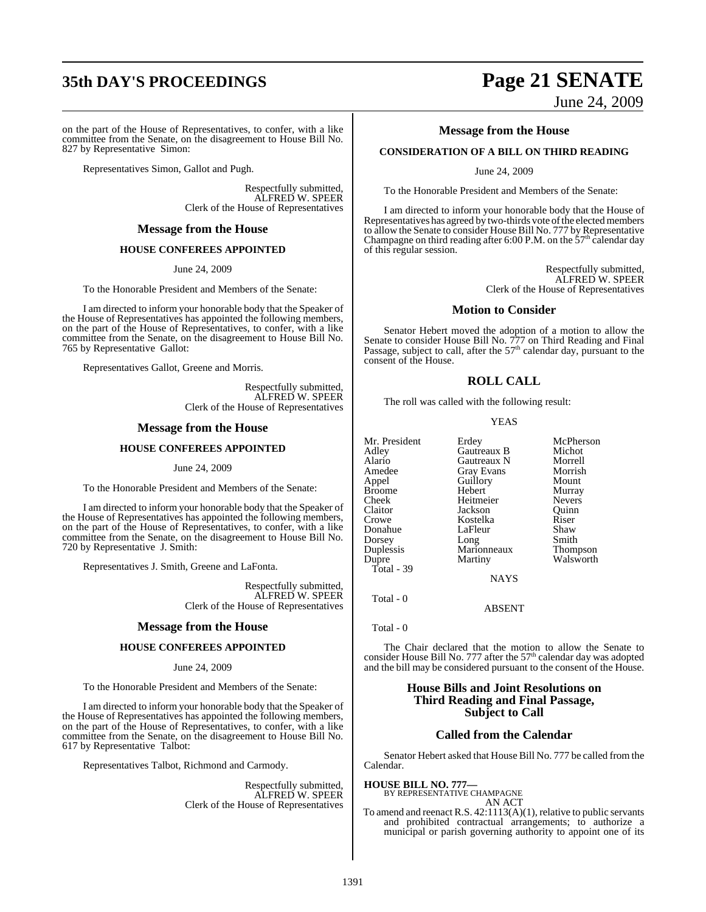on the part of the House of Representatives, to confer, with a like committee from the Senate, on the disagreement to House Bill No. 827 by Representative Simon:

Representatives Simon, Gallot and Pugh.

Respectfully submitted,
ALFRED W. SPEER
Clerk of the House of Representatives

## Message from the House

### HOUSE CONFEREES APPOINTED

June 24, 2009

To the Honorable President and Members of the Senate:

I am directed to inform your honorable body that the Speaker of the House of Representatives has appointed the following members, on the part of the House of Representatives, to confer, with a like committee from the Senate, on the disagreement to House Bill No. 765 by Representative Gallot:

Representatives Gallot, Greene and Morris.

Respectfully submitted,
ALFRED W. SPEER
Clerk of the House of Representatives

## Message from the House

### HOUSE CONFEREES APPOINTED

June 24, 2009

To the Honorable President and Members of the Senate:

I am directed to inform your honorable body that the Speaker of the House of Representatives has appointed the following members, on the part of the House of Representatives, to confer, with a like committee from the Senate, on the disagreement to House Bill No. 720 by Representative J. Smith:

Representatives J. Smith, Greene and LaFonta.

Respectfully submitted,
ALFRED W. SPEER
Clerk of the House of Representatives

## Message from the House

### HOUSE CONFEREES APPOINTED

June 24, 2009

To the Honorable President and Members of the Senate:

I am directed to inform your honorable body that the Speaker of the House of Representatives has appointed the following members, on the part of the House of Representatives, to confer, with a like committee from the Senate, on the disagreement to House Bill No. 617 by Representative Talbot:

Representatives Talbot, Richmond and Carmody.

Respectfully submitted,
ALFRED W. SPEER
Clerk of the House of Representatives

## Message from the House

### CONSIDERATION OF A BILL ON THIRD READING

June 24, 2009

To the Honorable President and Members of the Senate:

I am directed to inform your honorable body that the House of Representatives has agreed by two-thirds vote of the elected members to allow the Senate to consider House Bill No. 777 by Representative Champagne on third reading after 6:00 P.M. on the 57th calendar day of this regular session.

Respectfully submitted,
ALFRED W. SPEER
Clerk of the House of Representatives

## Motion to Consider

Senator Hebert moved the adoption of a motion to allow the Senate to consider House Bill No. 777 on Third Reading and Final Passage, subject to call, after the 57th calendar day, pursuant to the consent of the House.

## ROLL CALL

The roll was called with the following result:

YEAS

| | | |
|---|---|---|
| Mr. President | Erdey | McPherson |
| Adley | Gautreaux B | Michot |
| Alario | Gautreaux N | Morrell |
| Amedee | Gray Evans | Morrish |
| Appel | Guillory | Mount |
| Broome | Hebert | Murray |
| Cheek | Heitmeier | Nevers |
| Claitor | Jackson | Quinn |
| Crowe | Kostelka | Riser |
| Donahue | LaFleur | Shaw |
| Dorsey | Long | Smith |
| Duplessis | Marionneaux | Thompson |
| Dupre | Martiny | Walsworth |

Total - 39

NAYS

Total - 0

ABSENT

Total - 0

The Chair declared that the motion to allow the Senate to consider House Bill No. 777 after the 57th calendar day was adopted and the bill may be considered pursuant to the consent of the House.

## House Bills and Joint Resolutions on Third Reading and Final Passage, Subject to Call

## Called from the Calendar

Senator Hebert asked that House Bill No. 777 be called from the Calendar.

**HOUSE BILL NO. 777—**
BY REPRESENTATIVE CHAMPAGNE
AN ACT

To amend and reenact R.S. 42:1113(A)(1), relative to public servants and prohibited contractual arrangements; to authorize a municipal or parish governing authority to appoint one of its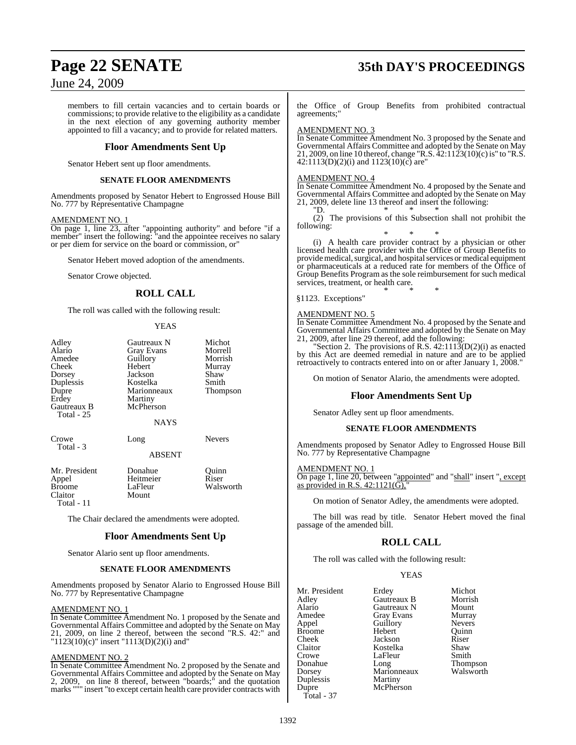members to fill certain vacancies and to certain boards or commissions; to provide relative to the eligibility as a candidate in the next election of any governing authority member appointed to fill a vacancy; and to provide for related matters.

## Floor Amendments Sent Up

Senator Hebert sent up floor amendments.

### SENATE FLOOR AMENDMENTS

Amendments proposed by Senator Hebert to Engrossed House Bill No. 777 by Representative Champagne

AMENDMENT NO. 1

On page 1, line 23, after "appointing authority" and before "if a member" insert the following: "and the appointee receives no salary or per diem for service on the board or commission, or"

Senator Hebert moved adoption of the amendments.

Senator Crowe objected.

## ROLL CALL

The roll was called with the following result:

YEAS

| | | |
|---|---|---|
| Adley | Gautreaux N | Michot |
| Alario | Gray Evans | Morrell |
| Amedee | Guillory | Morrish |
| Cheek | Hebert | Murray |
| Dorsey | Jackson | Shaw |
| Duplessis | Kostelka | Smith |
| Dupre | Marionneaux | Thompson |
| Erdey | Martiny | |
| Gautreaux B | McPherson | |
| Total - 25 | | |

NAYS

| | | |
|---|---|---|
| Crowe | Long | Nevers |
| Total - 3 | | |

ABSENT

| | | |
|---|---|---|
| Mr. President | Donahue | Quinn |
| Appel | Heitmeier | Riser |
| Broome | LaFleur | Walsworth |
| Claitor | Mount | |
| Total - 11 | | |

The Chair declared the amendments were adopted.

## Floor Amendments Sent Up

Senator Alario sent up floor amendments.

### SENATE FLOOR AMENDMENTS

Amendments proposed by Senator Alario to Engrossed House Bill No. 777 by Representative Champagne

AMENDMENT NO. 1

In Senate Committee Amendment No. 1 proposed by the Senate and Governmental Affairs Committee and adopted by the Senate on May 21, 2009, on line 2 thereof, between the second "R.S. 42:" and "1123(10)(c)" insert "1113(D)(2)(i) and"

AMENDMENT NO. 2

In Senate Committee Amendment No. 2 proposed by the Senate and Governmental Affairs Committee and adopted by the Senate on May 2, 2009, on line 8 thereof, between "boards;" and the quotation marks """ insert "to except certain health care provider contracts with the Office of Group Benefits from prohibited contractual agreements;"

AMENDMENT NO. 3

In Senate Committee Amendment No. 3 proposed by the Senate and Governmental Affairs Committee and adopted by the Senate on May 21, 2009, on line 10 thereof, change "R.S. 42:1123(10)(c) is" to "R.S. 42:1113(D)(2)(i) and 1123(10)(c) are"

AMENDMENT NO. 4

In Senate Committee Amendment No. 4 proposed by the Senate and Governmental Affairs Committee and adopted by the Senate on May 21, 2009, delete line 13 thereof and insert the following:

"D. * * *

(2) The provisions of this Subsection shall not prohibit the following:

\* \* \*

(i) A health care provider contract by a physician or other licensed health care provider with the Office of Group Benefits to provide medical, surgical, and hospital services or medical equipment or pharmaceuticals at a reduced rate for members of the Office of Group Benefits Program as the sole reimbursement for such medical services, treatment, or health care.

\* \* \*

§1123. Exceptions"

AMENDMENT NO. 5

In Senate Committee Amendment No. 4 proposed by the Senate and Governmental Affairs Committee and adopted by the Senate on May 21, 2009, after line 29 thereof, add the following:

"Section 2. The provisions of R.S. 42:1113(D(2)(i) as enacted by this Act are deemed remedial in nature and are to be applied retroactively to contracts entered into on or after January 1, 2008."

On motion of Senator Alario, the amendments were adopted.

## Floor Amendments Sent Up

Senator Adley sent up floor amendments.

### SENATE FLOOR AMENDMENTS

Amendments proposed by Senator Adley to Engrossed House Bill No. 777 by Representative Champagne

AMENDMENT NO. 1

On page 1, line 20, between "appointed" and "shall" insert ", except as provided in R.S. 42:1121(G),"

On motion of Senator Adley, the amendments were adopted.

The bill was read by title. Senator Hebert moved the final passage of the amended bill.

## ROLL CALL

The roll was called with the following result:

YEAS

| | | |
|---|---|---|
| Mr. President | Erdey | Michot |
| Adley | Gautreaux B | Morrish |
| Alario | Gautreaux N | Mount |
| Amedee | Gray Evans | Murray |
| Appel | Guillory | Nevers |
| Broome | Hebert | Quinn |
| Cheek | Jackson | Riser |
| Claitor | Kostelka | Shaw |
| Crowe | LaFleur | Smith |
| Donahue | Long | Thompson |
| Dorsey | Marionneaux | Walsworth |
| Duplessis | Martiny | |
| Dupre | McPherson | |
| Total - 37 | | |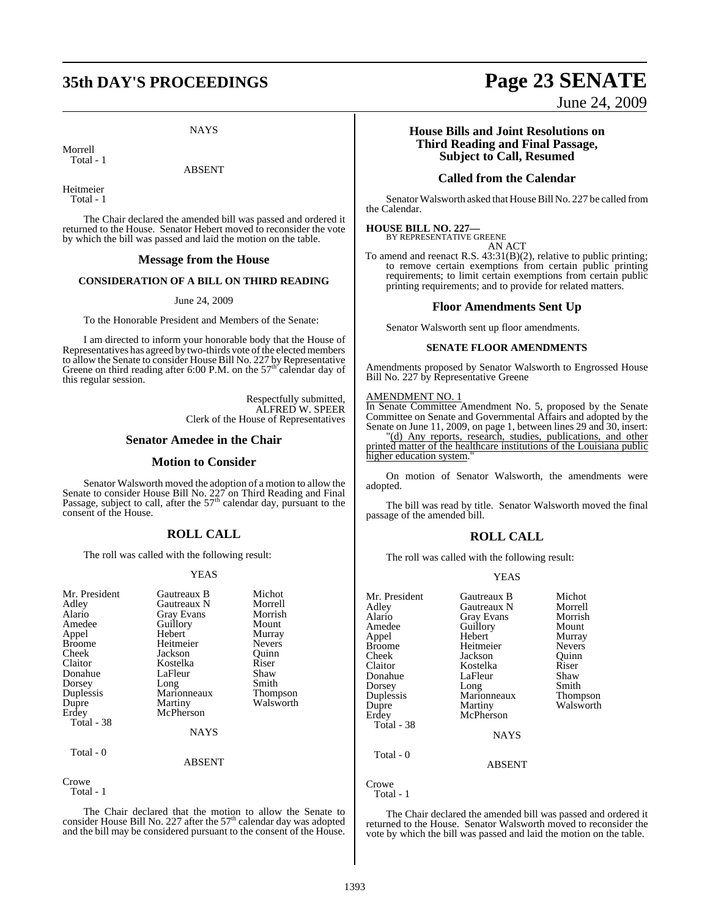NAYS

Morrell
  Total - 1

ABSENT

Heitmeier
  Total - 1

The Chair declared the amended bill was passed and ordered it returned to the House. Senator Hebert moved to reconsider the vote by which the bill was passed and laid the motion on the table.

## Message from the House

### CONSIDERATION OF A BILL ON THIRD READING

June 24, 2009

To the Honorable President and Members of the Senate:

I am directed to inform your honorable body that the House of Representatives has agreed by two-thirds vote of the elected members to allow the Senate to consider House Bill No. 227 by Representative Greene on third reading after 6:00 P.M. on the 57th calendar day of this regular session.

Respectfully submitted,
ALFRED W. SPEER
Clerk of the House of Representatives

## Senator Amedee in the Chair

## Motion to Consider

Senator Walsworth moved the adoption of a motion to allow the Senate to consider House Bill No. 227 on Third Reading and Final Passage, subject to call, after the 57th calendar day, pursuant to the consent of the House.

## ROLL CALL

The roll was called with the following result:

YEAS

| | | |
|---|---|---|
| Mr. President | Gautreaux B | Michot |
| Adley | Gautreaux N | Morrell |
| Alario | Gray Evans | Morrish |
| Amedee | Guillory | Mount |
| Appel | Hebert | Murray |
| Broome | Heitmeier | Nevers |
| Cheek | Jackson | Quinn |
| Claitor | Kostelka | Riser |
| Donahue | LaFleur | Shaw |
| Dorsey | Long | Smith |
| Duplessis | Marionneaux | Thompson |
| Dupre | Martiny | Walsworth |
| Erdey | McPherson | |

  Total - 38

NAYS

  Total - 0

ABSENT

Crowe
  Total - 1

The Chair declared that the motion to allow the Senate to consider House Bill No. 227 after the 57th calendar day was adopted and the bill may be considered pursuant to the consent of the House.

## House Bills and Joint Resolutions on Third Reading and Final Passage, Subject to Call, Resumed

## Called from the Calendar

Senator Walsworth asked that House Bill No. 227 be called from the Calendar.

**HOUSE BILL NO. 227—**
BY REPRESENTATIVE GREENE

AN ACT

To amend and reenact R.S. 43:31(B)(2), relative to public printing; to remove certain exemptions from certain public printing requirements; to limit certain exemptions from certain public printing requirements; and to provide for related matters.

## Floor Amendments Sent Up

Senator Walsworth sent up floor amendments.

### SENATE FLOOR AMENDMENTS

Amendments proposed by Senator Walsworth to Engrossed House Bill No. 227 by Representative Greene

AMENDMENT NO. 1

In Senate Committee Amendment No. 5, proposed by the Senate Committee on Senate and Governmental Affairs and adopted by the Senate on June 11, 2009, on page 1, between lines 29 and 30, insert:

"(d) Any reports, research, studies, publications, and other printed matter of the healthcare institutions of the Louisiana public higher education system."

On motion of Senator Walsworth, the amendments were adopted.

The bill was read by title. Senator Walsworth moved the final passage of the amended bill.

## ROLL CALL

The roll was called with the following result:

YEAS

| | | |
|---|---|---|
| Mr. President | Gautreaux B | Michot |
| Adley | Gautreaux N | Morrell |
| Alario | Gray Evans | Morrish |
| Amedee | Guillory | Mount |
| Appel | Hebert | Murray |
| Broome | Heitmeier | Nevers |
| Cheek | Jackson | Quinn |
| Claitor | Kostelka | Riser |
| Donahue | LaFleur | Shaw |
| Dorsey | Long | Smith |
| Duplessis | Marionneaux | Thompson |
| Dupre | Martiny | Walsworth |
| Erdey | McPherson | |

  Total - 38

NAYS

  Total - 0

ABSENT

Crowe
  Total - 1

The Chair declared the amended bill was passed and ordered it returned to the House. Senator Walsworth moved to reconsider the vote by which the bill was passed and laid the motion on the table.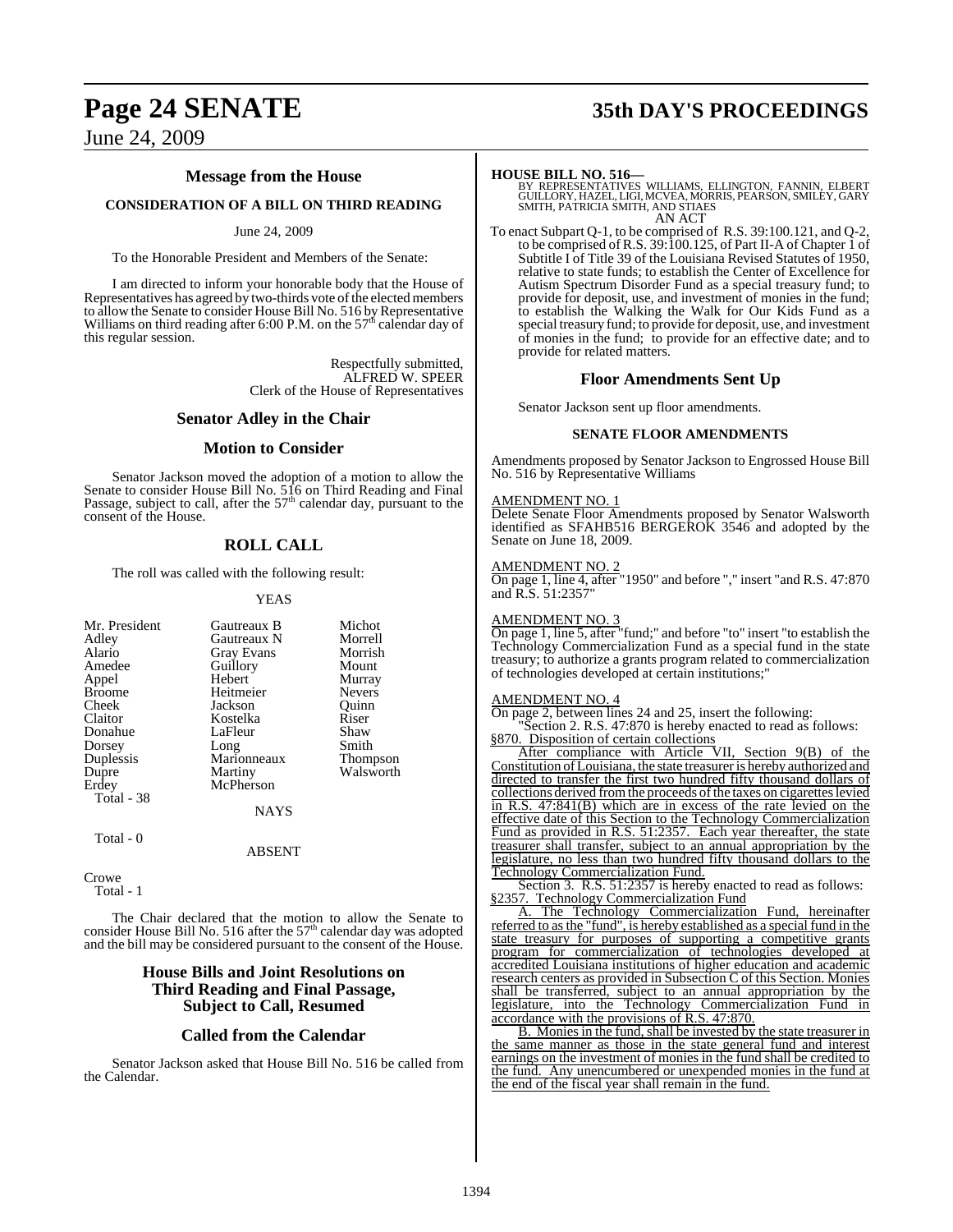## Message from the House

### CONSIDERATION OF A BILL ON THIRD READING

June 24, 2009

To the Honorable President and Members of the Senate:

I am directed to inform your honorable body that the House of Representatives has agreed by two-thirds vote of the elected members to allow the Senate to consider House Bill No. 516 by Representative Williams on third reading after 6:00 P.M. on the 57th calendar day of this regular session.

Respectfully submitted,
ALFRED W. SPEER
Clerk of the House of Representatives

## Senator Adley in the Chair

## Motion to Consider

Senator Jackson moved the adoption of a motion to allow the Senate to consider House Bill No. 516 on Third Reading and Final Passage, subject to call, after the 57th calendar day, pursuant to the consent of the House.

## ROLL CALL

The roll was called with the following result:

YEAS

| | | |
|---|---|---|
| Mr. President | Gautreaux B | Michot |
| Adley | Gautreaux N | Morrell |
| Alario | Gray Evans | Morrish |
| Amedee | Guillory | Mount |
| Appel | Hebert | Murray |
| Broome | Heitmeier | Nevers |
| Cheek | Jackson | Quinn |
| Claitor | Kostelka | Riser |
| Donahue | LaFleur | Shaw |
| Dorsey | Long | Smith |
| Duplessis | Marionneaux | Thompson |
| Dupre | Martiny | Walsworth |
| Erdey | McPherson | |

Total - 38

NAYS

Total - 0

ABSENT

Crowe

Total - 1

The Chair declared that the motion to allow the Senate to consider House Bill No. 516 after the 57th calendar day was adopted and the bill may be considered pursuant to the consent of the House.

## House Bills and Joint Resolutions on Third Reading and Final Passage, Subject to Call, Resumed

## Called from the Calendar

Senator Jackson asked that House Bill No. 516 be called from the Calendar.

**HOUSE BILL NO. 516—**
BY REPRESENTATIVES WILLIAMS, ELLINGTON, FANNIN, ELBERT GUILLORY, HAZEL, LIGI, MCVEA, MORRIS, PEARSON, SMILEY, GARY SMITH, PATRICIA SMITH, AND STIAES
AN ACT

To enact Subpart Q-1, to be comprised of R.S. 39:100.121, and Q-2, to be comprised of R.S. 39:100.125, of Part II-A of Chapter 1 of Subtitle I of Title 39 of the Louisiana Revised Statutes of 1950, relative to state funds; to establish the Center of Excellence for Autism Spectrum Disorder Fund as a special treasury fund; to provide for deposit, use, and investment of monies in the fund; to establish the Walking the Walk for Our Kids Fund as a special treasury fund; to provide for deposit, use, and investment of monies in the fund; to provide for an effective date; and to provide for related matters.

## Floor Amendments Sent Up

Senator Jackson sent up floor amendments.

### SENATE FLOOR AMENDMENTS

Amendments proposed by Senator Jackson to Engrossed House Bill No. 516 by Representative Williams

AMENDMENT NO. 1
Delete Senate Floor Amendments proposed by Senator Walsworth identified as SFAHB516 BERGEROK 3546 and adopted by the Senate on June 18, 2009.

AMENDMENT NO. 2
On page 1, line 4, after "1950" and before "," insert "and R.S. 47:870 and R.S. 51:2357"

AMENDMENT NO. 3
On page 1, line 5, after "fund;" and before "to" insert "to establish the Technology Commercialization Fund as a special fund in the state treasury; to authorize a grants program related to commercialization of technologies developed at certain institutions;"

AMENDMENT NO. 4
On page 2, between lines 24 and 25, insert the following:

"Section 2. R.S. 47:870 is hereby enacted to read as follows:
§870. Disposition of certain collections

After compliance with Article VII, Section 9(B) of the Constitution of Louisiana, the state treasurer is hereby authorized and directed to transfer the first two hundred fifty thousand dollars of collections derived from the proceeds of the taxes on cigarettes levied in R.S. 47:841(B) which are in excess of the rate levied on the effective date of this Section to the Technology Commercialization Fund as provided in R.S. 51:2357. Each year thereafter, the state treasurer shall transfer, subject to an annual appropriation by the legislature, no less than two hundred fifty thousand dollars to the Technology Commercialization Fund.

Section 3. R.S. 51:2357 is hereby enacted to read as follows:
§2357. Technology Commercialization Fund

A. The Technology Commercialization Fund, hereinafter referred to as the "fund", is hereby established as a special fund in the state treasury for purposes of supporting a competitive grants program for commercialization of technologies developed at accredited Louisiana institutions of higher education and academic research centers as provided in Subsection C of this Section. Monies shall be transferred, subject to an annual appropriation by the legislature, into the Technology Commercialization Fund in accordance with the provisions of R.S. 47:870.

B. Monies in the fund, shall be invested by the state treasurer in the same manner as those in the state general fund and interest earnings on the investment of monies in the fund shall be credited to the fund. Any unencumbered or unexpended monies in the fund at the end of the fiscal year shall remain in the fund.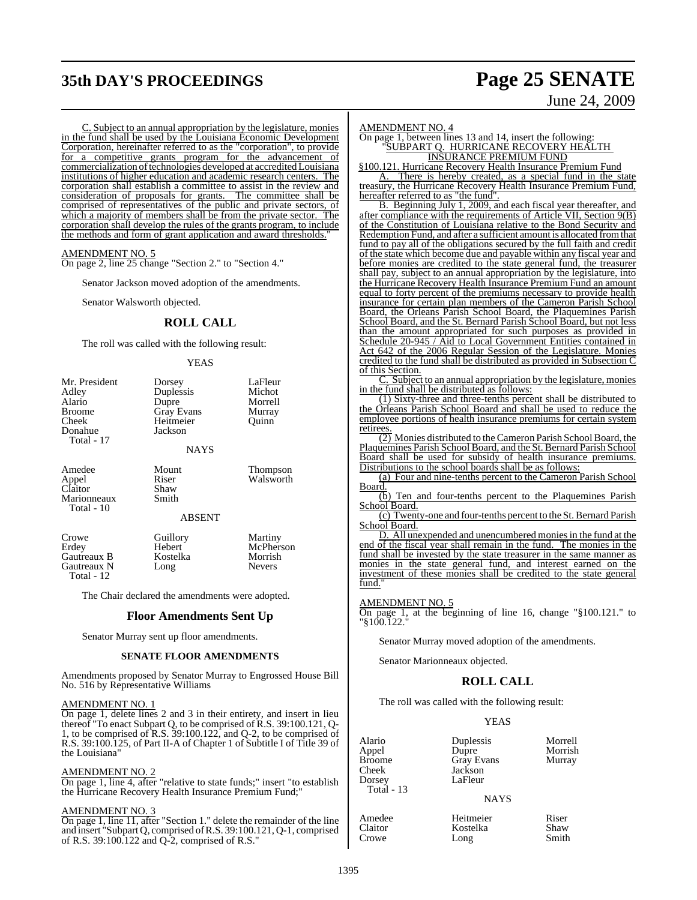C. Subject to an annual appropriation by the legislature, monies in the fund shall be used by the Louisiana Economic Development Corporation, hereinafter referred to as the "corporation", to provide for a competitive grants program for the advancement of commercialization of technologies developed at accredited Louisiana institutions of higher education and academic research centers. The corporation shall establish a committee to assist in the review and consideration of proposals for grants. The committee shall be comprised of representatives of the public and private sectors, of which a majority of members shall be from the private sector. The corporation shall develop the rules of the grants program, to include the methods and form of grant application and award thresholds."

AMENDMENT NO. 5
On page 2, line 25 change "Section 2." to "Section 4."

Senator Jackson moved adoption of the amendments.

Senator Walsworth objected.

## ROLL CALL

The roll was called with the following result:

YEAS

| | | |
|---|---|---|
| Mr. President | Dorsey | LaFleur |
| Adley | Duplessis | Michot |
| Alario | Dupre | Morrell |
| Broome | Gray Evans | Murray |
| Cheek | Heitmeier | Quinn |
| Donahue | Jackson | |

Total - 17

NAYS

| | | |
|---|---|---|
| Amedee | Mount | Thompson |
| Appel | Riser | Walsworth |
| Claitor | Shaw | |
| Marionneaux | Smith | |

Total - 10

ABSENT

| | | |
|---|---|---|
| Crowe | Guillory | Martiny |
| Erdey | Hebert | McPherson |
| Gautreaux B | Kostelka | Morrish |
| Gautreaux N | Long | Nevers |

Total - 12

The Chair declared the amendments were adopted.

## Floor Amendments Sent Up

Senator Murray sent up floor amendments.

### SENATE FLOOR AMENDMENTS

Amendments proposed by Senator Murray to Engrossed House Bill No. 516 by Representative Williams

AMENDMENT NO. 1
On page 1, delete lines 2 and 3 in their entirety, and insert in lieu thereof "To enact Subpart Q, to be comprised of R.S. 39:100.121, Q-1, to be comprised of R.S. 39:100.122, and Q-2, to be comprised of R.S. 39:100.125, of Part II-A of Chapter 1 of Subtitle I of Title 39 of the Louisiana"

AMENDMENT NO. 2
On page 1, line 4, after "relative to state funds;" insert "to establish the Hurricane Recovery Health Insurance Premium Fund;"

AMENDMENT NO. 3
On page 1, line 11, after "Section 1." delete the remainder of the line and insert "Subpart Q, comprised of R.S. 39:100.121, Q-1, comprised of R.S. 39:100.122 and Q-2, comprised of R.S."

AMENDMENT NO. 4
On page 1, between lines 13 and 14, insert the following:
"SUBPART Q. HURRICANE RECOVERY HEALTH INSURANCE PREMIUM FUND

§100.121. Hurricane Recovery Health Insurance Premium Fund

A. There is hereby created, as a special fund in the state treasury, the Hurricane Recovery Health Insurance Premium Fund, hereafter referred to as "the fund".

B. Beginning July 1, 2009, and each fiscal year thereafter, and after compliance with the requirements of Article VII, Section 9(B) of the Constitution of Louisiana relative to the Bond Security and Redemption Fund, and after a sufficient amount is allocated from that fund to pay all of the obligations secured by the full faith and credit of the state which become due and payable within any fiscal year and before monies are credited to the state general fund, the treasurer shall pay, subject to an annual appropriation by the legislature, into the Hurricane Recovery Health Insurance Premium Fund an amount equal to forty percent of the premiums necessary to provide health insurance for certain plan members of the Cameron Parish School Board, the Orleans Parish School Board, the Plaquemines Parish School Board, and the St. Bernard Parish School Board, but not less than the amount appropriated for such purposes as provided in Schedule 20-945 / Aid to Local Government Entities contained in Act 642 of the 2006 Regular Session of the Legislature. Monies credited to the fund shall be distributed as provided in Subsection C of this Section.

C. Subject to an annual appropriation by the legislature, monies in the fund shall be distributed as follows:

(1) Sixty-three and three-tenths percent shall be distributed to the Orleans Parish School Board and shall be used to reduce the employee portions of health insurance premiums for certain system retirees.

(2) Monies distributed to the Cameron Parish School Board, the Plaquemines Parish School Board, and the St. Bernard Parish School Board shall be used for subsidy of health insurance premiums. Distributions to the school boards shall be as follows:

(a) Four and nine-tenths percent to the Cameron Parish School Board.

(b) Ten and four-tenths percent to the Plaquemines Parish School Board.

(c) Twenty-one and four-tenths percent to the St. Bernard Parish School Board.

D. All unexpended and unencumbered monies in the fund at the end of the fiscal year shall remain in the fund. The monies in the fund shall be invested by the state treasurer in the same manner as monies in the state general fund, and interest earned on the investment of these monies shall be credited to the state general fund."

AMENDMENT NO. 5
On page 1, at the beginning of line 16, change "§100.121." to "§100.122."

Senator Murray moved adoption of the amendments.

Senator Marionneaux objected.

## ROLL CALL

The roll was called with the following result:

YEAS

| | | |
|---|---|---|
| Alario | Duplessis | Morrell |
| Appel | Dupre | Morrish |
| Broome | Gray Evans | Murray |
| Cheek | Jackson | |
| Dorsey | LaFleur | |

Total - 13

NAYS

| | | |
|---|---|---|
| Amedee | Heitmeier | Riser |
| Claitor | Kostelka | Shaw |
| Crowe | Long | Smith |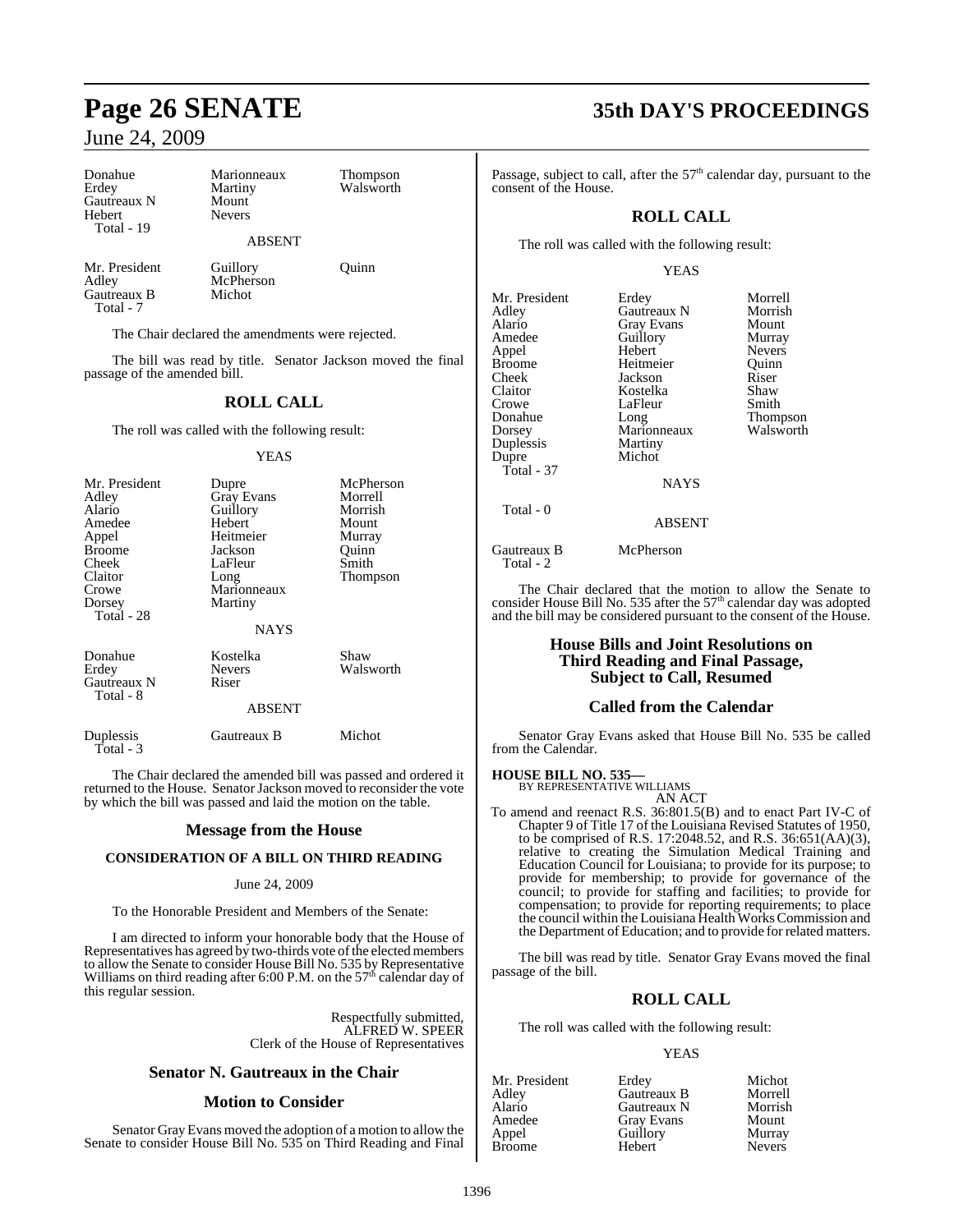| Donahue | Marionneaux | Thompson |
|---|---|---|
| Erdey | Martiny | Walsworth |
| Gautreaux N | Mount | |
| Hebert | Nevers | |
| Total - 19 | | |

ABSENT

| Mr. President | Guillory | Quinn |
|---|---|---|
| Adley | McPherson | |
| Gautreaux B | Michot | |
| Total - 7 | | |

The Chair declared the amendments were rejected.

The bill was read by title. Senator Jackson moved the final passage of the amended bill.

## ROLL CALL

The roll was called with the following result:

YEAS

| Mr. President | Dupre | McPherson |
|---|---|---|
| Adley | Gray Evans | Morrell |
| Alario | Guillory | Morrish |
| Amedee | Hebert | Mount |
| Appel | Heitmeier | Murray |
| Broome | Jackson | Quinn |
| Cheek | LaFleur | Smith |
| Claitor | Long | Thompson |
| Crowe | Marionneaux | |
| Dorsey | Martiny | |
| Total - 28 | | |

NAYS

| Donahue | Kostelka | Shaw |
|---|---|---|
| Erdey | Nevers | Walsworth |
| Gautreaux N | Riser | |
| Total - 8 | | |

ABSENT

| Duplessis | Gautreaux B | Michot |
|---|---|---|
| Total - 3 | | |

The Chair declared the amended bill was passed and ordered it returned to the House. Senator Jackson moved to reconsider the vote by which the bill was passed and laid the motion on the table.

## Message from the House

### CONSIDERATION OF A BILL ON THIRD READING

June 24, 2009

To the Honorable President and Members of the Senate:

I am directed to inform your honorable body that the House of Representatives has agreed by two-thirds vote of the elected members to allow the Senate to consider House Bill No. 535 by Representative Williams on third reading after 6:00 P.M. on the 57th calendar day of this regular session.

Respectfully submitted,
ALFRED W. SPEER
Clerk of the House of Representatives

## Senator N. Gautreaux in the Chair

## Motion to Consider

Senator Gray Evans moved the adoption of a motion to allow the Senate to consider House Bill No. 535 on Third Reading and Final Passage, subject to call, after the 57th calendar day, pursuant to the consent of the House.

## ROLL CALL

The roll was called with the following result:

YEAS

| Mr. President | Erdey | Morrell |
|---|---|---|
| Adley | Gautreaux N | Morrish |
| Alario | Gray Evans | Mount |
| Amedee | Guillory | Murray |
| Appel | Hebert | Nevers |
| Broome | Heitmeier | Quinn |
| Cheek | Jackson | Riser |
| Claitor | Kostelka | Shaw |
| Crowe | LaFleur | Smith |
| Donahue | Long | Thompson |
| Dorsey | Marionneaux | Walsworth |
| Duplessis | Martiny | |
| Dupre | Michot | |
| Total - 37 | | |

NAYS

Total - 0

ABSENT

| Gautreaux B | McPherson |
|---|---|
| Total - 2 | |

The Chair declared that the motion to allow the Senate to consider House Bill No. 535 after the 57th calendar day was adopted and the bill may be considered pursuant to the consent of the House.

## House Bills and Joint Resolutions on Third Reading and Final Passage, Subject to Call, Resumed

## Called from the Calendar

Senator Gray Evans asked that House Bill No. 535 be called from the Calendar.

**HOUSE BILL NO. 535—**
BY REPRESENTATIVE WILLIAMS
AN ACT

To amend and reenact R.S. 36:801.5(B) and to enact Part IV-C of Chapter 9 of Title 17 of the Louisiana Revised Statutes of 1950, to be comprised of R.S. 17:2048.52, and R.S. 36:651(AA)(3), relative to creating the Simulation Medical Training and Education Council for Louisiana; to provide for its purpose; to provide for membership; to provide for governance of the council; to provide for staffing and facilities; to provide for compensation; to provide for reporting requirements; to place the council within the Louisiana Health Works Commission and the Department of Education; and to provide for related matters.

The bill was read by title. Senator Gray Evans moved the final passage of the bill.

## ROLL CALL

The roll was called with the following result:

YEAS

| Mr. President | Erdey | Michot |
|---|---|---|
| Adley | Gautreaux B | Morrell |
| Alario | Gautreaux N | Morrish |
| Amedee | Gray Evans | Mount |
| Appel | Guillory | Murray |
| Broome | Hebert | Nevers |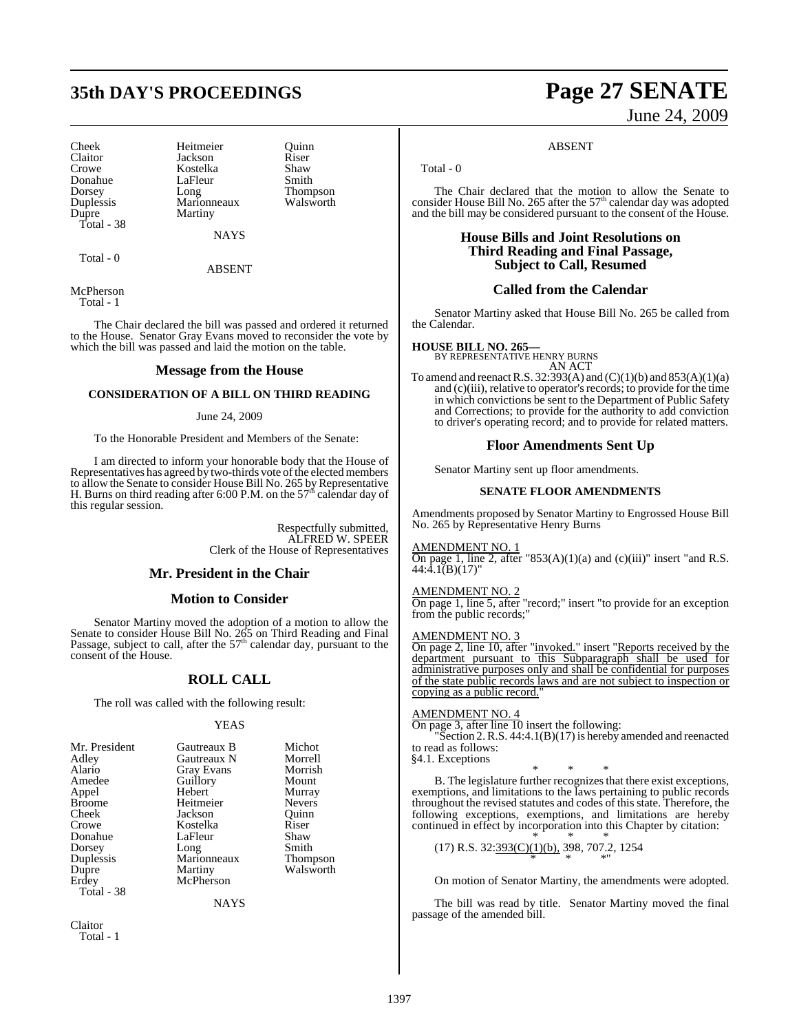| Cheek | Heitmeier | Quinn |
|---|---|---|
| Claitor | Jackson | Riser |
| Crowe | Kostelka | Shaw |
| Donahue | LaFleur | Smith |
| Dorsey | Long | Thompson |
| Duplessis | Marionneaux | Walsworth |
| Dupre | Martiny | |

Total - 38

NAYS

Total - 0

ABSENT

McPherson

Total - 1

The Chair declared the bill was passed and ordered it returned to the House. Senator Gray Evans moved to reconsider the vote by which the bill was passed and laid the motion on the table.

## Message from the House

### CONSIDERATION OF A BILL ON THIRD READING

June 24, 2009

To the Honorable President and Members of the Senate:

I am directed to inform your honorable body that the House of Representatives has agreed by two-thirds vote of the elected members to allow the Senate to consider House Bill No. 265 by Representative H. Burns on third reading after 6:00 P.M. on the 57th calendar day of this regular session.

Respectfully submitted,
ALFRED W. SPEER
Clerk of the House of Representatives

## Mr. President in the Chair

## Motion to Consider

Senator Martiny moved the adoption of a motion to allow the Senate to consider House Bill No. 265 on Third Reading and Final Passage, subject to call, after the 57th calendar day, pursuant to the consent of the House.

## ROLL CALL

The roll was called with the following result:

YEAS

| Mr. President | Gautreaux B | Michot |
|---|---|---|
| Adley | Gautreaux N | Morrell |
| Alario | Gray Evans | Morrish |
| Amedee | Guillory | Mount |
| Appel | Hebert | Murray |
| Broome | Heitmeier | Nevers |
| Cheek | Jackson | Quinn |
| Crowe | Kostelka | Riser |
| Donahue | LaFleur | Shaw |
| Dorsey | Long | Smith |
| Duplessis | Marionneaux | Thompson |
| Dupre | Martiny | Walsworth |
| Erdey | McPherson | |

Total - 38

NAYS

Claitor

Total - 1

ABSENT

Total - 0

The Chair declared that the motion to allow the Senate to consider House Bill No. 265 after the 57th calendar day was adopted and the bill may be considered pursuant to the consent of the House.

## House Bills and Joint Resolutions on Third Reading and Final Passage, Subject to Call, Resumed

## Called from the Calendar

Senator Martiny asked that House Bill No. 265 be called from the Calendar.

**HOUSE BILL NO. 265—**
BY REPRESENTATIVE HENRY BURNS
AN ACT

To amend and reenact R.S. 32:393(A) and (C)(1)(b) and 853(A)(1)(a) and (c)(iii), relative to operator's records; to provide for the time in which convictions be sent to the Department of Public Safety and Corrections; to provide for the authority to add conviction to driver's operating record; and to provide for related matters.

## Floor Amendments Sent Up

Senator Martiny sent up floor amendments.

### SENATE FLOOR AMENDMENTS

Amendments proposed by Senator Martiny to Engrossed House Bill No. 265 by Representative Henry Burns

AMENDMENT NO. 1
On page 1, line 2, after "853(A)(1)(a) and (c)(iii)" insert "and R.S. 44:4.1(B)(17)"

AMENDMENT NO. 2
On page 1, line 5, after "record;" insert "to provide for an exception from the public records;"

AMENDMENT NO. 3
On page 2, line 10, after "invoked." insert "Reports received by the department pursuant to this Subparagraph shall be used for administrative purposes only and shall be confidential for purposes of the state public records laws and are not subject to inspection or copying as a public record."

AMENDMENT NO. 4
On page 3, after line 10 insert the following:
"Section 2. R.S. 44:4.1(B)(17) is hereby amended and reenacted to read as follows:
§4.1. Exceptions

\* \* \*

B. The legislature further recognizes that there exist exceptions, exemptions, and limitations to the laws pertaining to public records throughout the revised statutes and codes of this state. Therefore, the following exceptions, exemptions, and limitations are hereby continued in effect by incorporation into this Chapter by citation:

\* \* \*

(17) R.S. 32:393(C)(1)(b), 398, 707.2, 1254

\* \* \*"

On motion of Senator Martiny, the amendments were adopted.

The bill was read by title. Senator Martiny moved the final passage of the amended bill.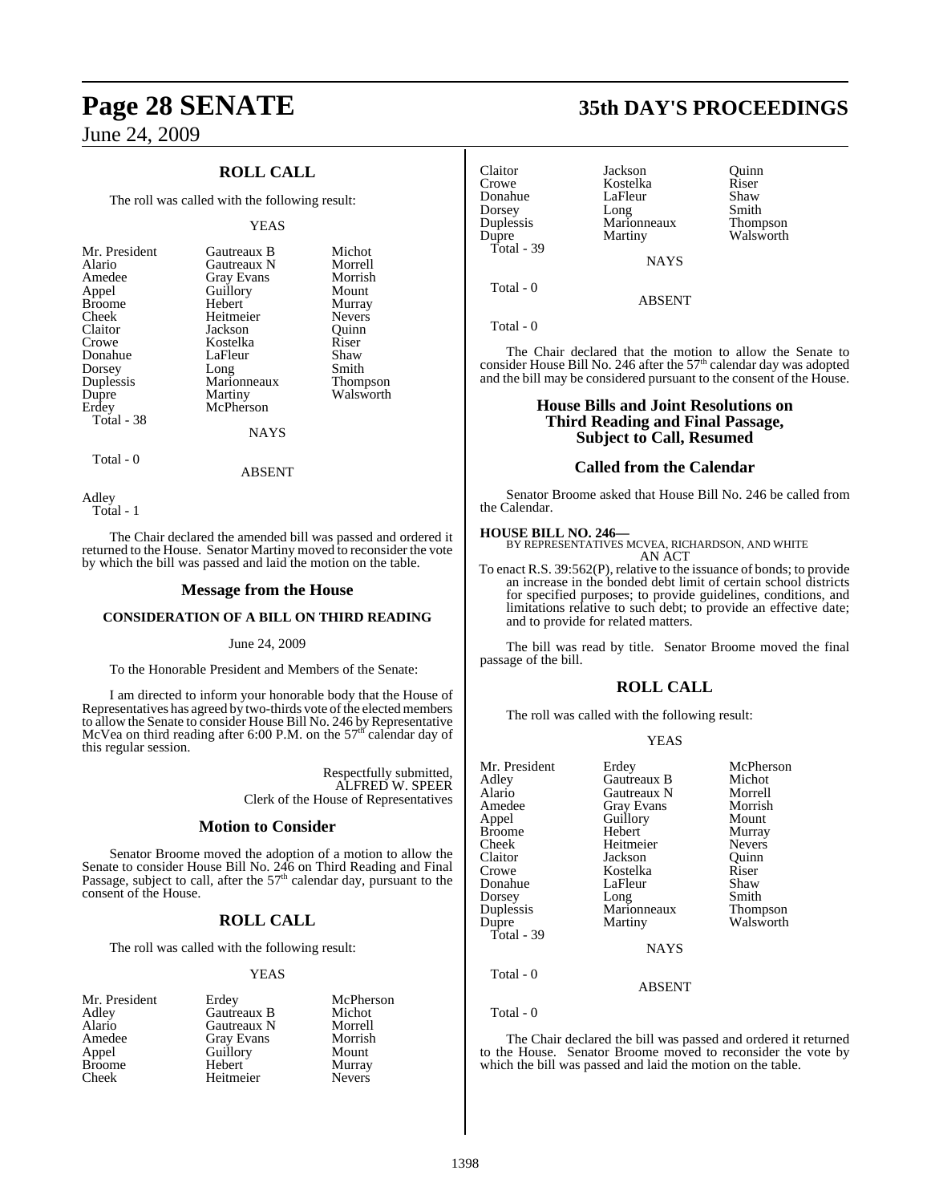## ROLL CALL

The roll was called with the following result:

YEAS

| | | |
|---|---|---|
| Mr. President | Gautreaux B | Michot |
| Alario | Gautreaux N | Morrell |
| Amedee | Gray Evans | Morrish |
| Appel | Guillory | Mount |
| Broome | Hebert | Murray |
| Cheek | Heitmeier | Nevers |
| Claitor | Jackson | Quinn |
| Crowe | Kostelka | Riser |
| Donahue | LaFleur | Shaw |
| Dorsey | Long | Smith |
| Duplessis | Marionneaux | Thompson |
| Dupre | Martiny | Walsworth |
| Erdey | McPherson | |
| Total - 38 | | |

NAYS

Total - 0

ABSENT

Adley
Total - 1

The Chair declared the amended bill was passed and ordered it returned to the House. Senator Martiny moved to reconsider the vote by which the bill was passed and laid the motion on the table.

## Message from the House

### CONSIDERATION OF A BILL ON THIRD READING

June 24, 2009

To the Honorable President and Members of the Senate:

I am directed to inform your honorable body that the House of Representatives has agreed by two-thirds vote of the elected members to allow the Senate to consider House Bill No. 246 by Representative McVea on third reading after 6:00 P.M. on the 57th calendar day of this regular session.

Respectfully submitted,
ALFRED W. SPEER
Clerk of the House of Representatives

## Motion to Consider

Senator Broome moved the adoption of a motion to allow the Senate to consider House Bill No. 246 on Third Reading and Final Passage, subject to call, after the 57th calendar day, pursuant to the consent of the House.

## ROLL CALL

The roll was called with the following result:

YEAS

| | | |
|---|---|---|
| Mr. President | Erdey | McPherson |
| Adley | Gautreaux B | Michot |
| Alario | Gautreaux N | Morrell |
| Amedee | Gray Evans | Morrish |
| Appel | Guillory | Mount |
| Broome | Hebert | Murray |
| Cheek | Heitmeier | Nevers |
| Claitor | Jackson | Quinn |
| Crowe | Kostelka | Riser |
| Donahue | LaFleur | Shaw |
| Dorsey | Long | Smith |
| Duplessis | Marionneaux | Thompson |
| Dupre | Martiny | Walsworth |
| Total - 39 | | |

NAYS

Total - 0

ABSENT

Total - 0

The Chair declared that the motion to allow the Senate to consider House Bill No. 246 after the 57th calendar day was adopted and the bill may be considered pursuant to the consent of the House.

## House Bills and Joint Resolutions on Third Reading and Final Passage, Subject to Call, Resumed

## Called from the Calendar

Senator Broome asked that House Bill No. 246 be called from the Calendar.

**HOUSE BILL NO. 246—**
BY REPRESENTATIVES MCVEA, RICHARDSON, AND WHITE
AN ACT

To enact R.S. 39:562(P), relative to the issuance of bonds; to provide an increase in the bonded debt limit of certain school districts for specified purposes; to provide guidelines, conditions, and limitations relative to such debt; to provide an effective date; and to provide for related matters.

The bill was read by title. Senator Broome moved the final passage of the bill.

## ROLL CALL

The roll was called with the following result:

YEAS

| | | |
|---|---|---|
| Mr. President | Erdey | McPherson |
| Adley | Gautreaux B | Michot |
| Alario | Gautreaux N | Morrell |
| Amedee | Gray Evans | Morrish |
| Appel | Guillory | Mount |
| Broome | Hebert | Murray |
| Cheek | Heitmeier | Nevers |
| Claitor | Jackson | Quinn |
| Crowe | Kostelka | Riser |
| Donahue | LaFleur | Shaw |
| Dorsey | Long | Smith |
| Duplessis | Marionneaux | Thompson |
| Dupre | Martiny | Walsworth |
| Total - 39 | | |

NAYS

Total - 0

ABSENT

Total - 0

The Chair declared the bill was passed and ordered it returned to the House. Senator Broome moved to reconsider the vote by which the bill was passed and laid the motion on the table.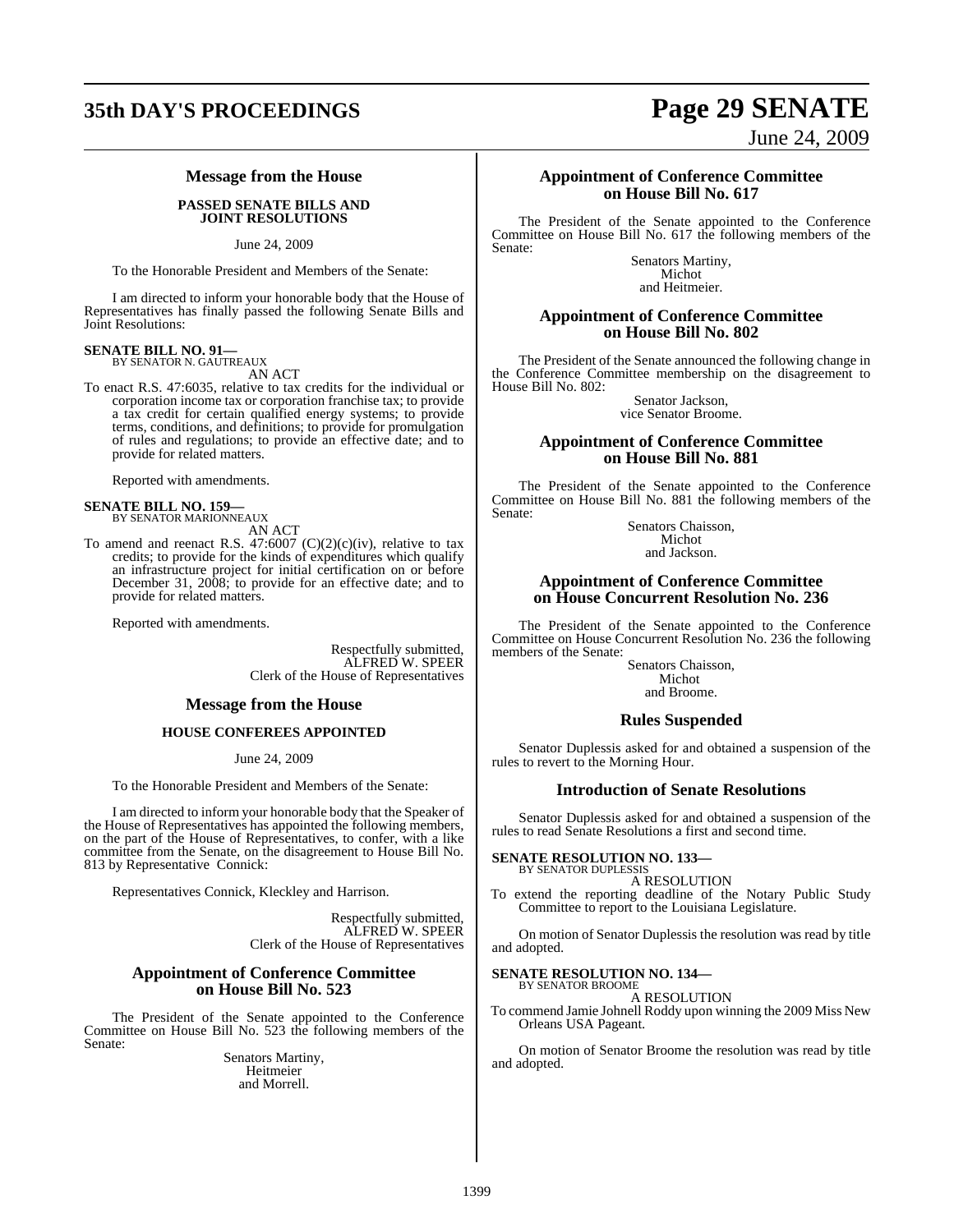## Message from the House

### PASSED SENATE BILLS AND JOINT RESOLUTIONS

June 24, 2009

To the Honorable President and Members of the Senate:

I am directed to inform your honorable body that the House of Representatives has finally passed the following Senate Bills and Joint Resolutions:

**SENATE BILL NO. 91—**
BY SENATOR N. GAUTREAUX

AN ACT

To enact R.S. 47:6035, relative to tax credits for the individual or corporation income tax or corporation franchise tax; to provide a tax credit for certain qualified energy systems; to provide terms, conditions, and definitions; to provide for promulgation of rules and regulations; to provide an effective date; and to provide for related matters.

Reported with amendments.

**SENATE BILL NO. 159—**
BY SENATOR MARIONNEAUX

AN ACT

To amend and reenact R.S. 47:6007 (C)(2)(c)(iv), relative to tax credits; to provide for the kinds of expenditures which qualify an infrastructure project for initial certification on or before December 31, 2008; to provide for an effective date; and to provide for related matters.

Reported with amendments.

Respectfully submitted,
ALFRED W. SPEER
Clerk of the House of Representatives

## Message from the House

### HOUSE CONFEREES APPOINTED

June 24, 2009

To the Honorable President and Members of the Senate:

I am directed to inform your honorable body that the Speaker of the House of Representatives has appointed the following members, on the part of the House of Representatives, to confer, with a like committee from the Senate, on the disagreement to House Bill No. 813 by Representative Connick:

Representatives Connick, Kleckley and Harrison.

Respectfully submitted,
ALFRED W. SPEER
Clerk of the House of Representatives

## Appointment of Conference Committee on House Bill No. 523

The President of the Senate appointed to the Conference Committee on House Bill No. 523 the following members of the Senate:

Senators Martiny,
Heitmeier
and Morrell.

## Appointment of Conference Committee on House Bill No. 617

The President of the Senate appointed to the Conference Committee on House Bill No. 617 the following members of the Senate:

Senators Martiny,
Michot
and Heitmeier.

## Appointment of Conference Committee on House Bill No. 802

The President of the Senate announced the following change in the Conference Committee membership on the disagreement to House Bill No. 802:

Senator Jackson,
vice Senator Broome.

## Appointment of Conference Committee on House Bill No. 881

The President of the Senate appointed to the Conference Committee on House Bill No. 881 the following members of the Senate:

Senators Chaisson,
Michot
and Jackson.

## Appointment of Conference Committee on House Concurrent Resolution No. 236

The President of the Senate appointed to the Conference Committee on House Concurrent Resolution No. 236 the following members of the Senate:

Senators Chaisson,
Michot
and Broome.

## Rules Suspended

Senator Duplessis asked for and obtained a suspension of the rules to revert to the Morning Hour.

## Introduction of Senate Resolutions

Senator Duplessis asked for and obtained a suspension of the rules to read Senate Resolutions a first and second time.

**SENATE RESOLUTION NO. 133—**
BY SENATOR DUPLESSIS

A RESOLUTION

To extend the reporting deadline of the Notary Public Study Committee to report to the Louisiana Legislature.

On motion of Senator Duplessis the resolution was read by title and adopted.

**SENATE RESOLUTION NO. 134—**
BY SENATOR BROOME

A RESOLUTION

To commend Jamie Johnell Roddy upon winning the 2009 Miss New Orleans USA Pageant.

On motion of Senator Broome the resolution was read by title and adopted.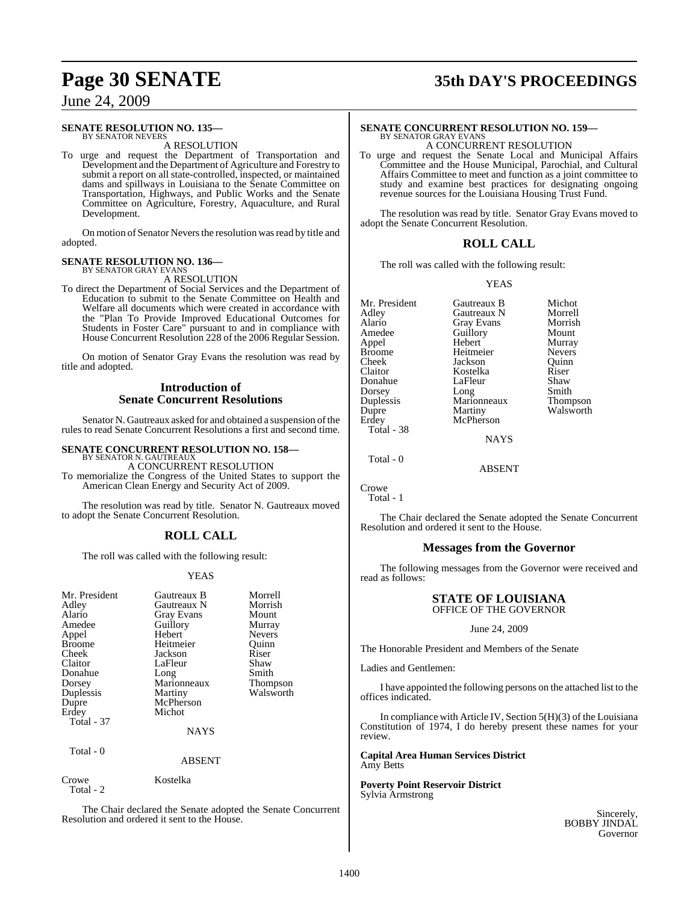## SENATE RESOLUTION NO. 135—
BY SENATOR NEVERS

A RESOLUTION

To urge and request the Department of Transportation and Development and the Department of Agriculture and Forestry to submit a report on all state-controlled, inspected, or maintained dams and spillways in Louisiana to the Senate Committee on Transportation, Highways, and Public Works and the Senate Committee on Agriculture, Forestry, Aquaculture, and Rural Development.

On motion of Senator Nevers the resolution was read by title and adopted.

## SENATE RESOLUTION NO. 136—
BY SENATOR GRAY EVANS

A RESOLUTION

To direct the Department of Social Services and the Department of Education to submit to the Senate Committee on Health and Welfare all documents which were created in accordance with the "Plan To Provide Improved Educational Outcomes for Students in Foster Care" pursuant to and in compliance with House Concurrent Resolution 228 of the 2006 Regular Session.

On motion of Senator Gray Evans the resolution was read by title and adopted.

## Introduction of Senate Concurrent Resolutions

Senator N. Gautreaux asked for and obtained a suspension of the rules to read Senate Concurrent Resolutions a first and second time.

## SENATE CONCURRENT RESOLUTION NO. 158—
BY SENATOR N. GAUTREAUX

A CONCURRENT RESOLUTION

To memorialize the Congress of the United States to support the American Clean Energy and Security Act of 2009.

The resolution was read by title. Senator N. Gautreaux moved to adopt the Senate Concurrent Resolution.

## ROLL CALL

The roll was called with the following result:

YEAS

| | | |
|---|---|---|
| Mr. President | Gautreaux B | Morrell |
| Adley | Gautreaux N | Morrish |
| Alario | Gray Evans | Mount |
| Amedee | Guillory | Murray |
| Appel | Hebert | Nevers |
| Broome | Heitmeier | Quinn |
| Cheek | Jackson | Riser |
| Claitor | LaFleur | Shaw |
| Donahue | Long | Smith |
| Dorsey | Marionneaux | Thompson |
| Duplessis | Martiny | Walsworth |
| Dupre | McPherson | |
| Erdey | Michot | |

Total - 37

NAYS

Total - 0

ABSENT

| | |
|---|---|
| Crowe | Kostelka |

Total - 2

The Chair declared the Senate adopted the Senate Concurrent Resolution and ordered it sent to the House.

## SENATE CONCURRENT RESOLUTION NO. 159—
BY SENATOR GRAY EVANS

A CONCURRENT RESOLUTION

To urge and request the Senate Local and Municipal Affairs Committee and the House Municipal, Parochial, and Cultural Affairs Committee to meet and function as a joint committee to study and examine best practices for designating ongoing revenue sources for the Louisiana Housing Trust Fund.

The resolution was read by title. Senator Gray Evans moved to adopt the Senate Concurrent Resolution.

## ROLL CALL

The roll was called with the following result:

YEAS

| | | |
|---|---|---|
| Mr. President | Gautreaux B | Michot |
| Adley | Gautreaux N | Morrell |
| Alario | Gray Evans | Morrish |
| Amedee | Guillory | Mount |
| Appel | Hebert | Murray |
| Broome | Heitmeier | Nevers |
| Cheek | Jackson | Quinn |
| Claitor | Kostelka | Riser |
| Donahue | LaFleur | Shaw |
| Dorsey | Long | Smith |
| Duplessis | Marionneaux | Thompson |
| Dupre | Martiny | Walsworth |
| Erdey | McPherson | |

Total - 38

NAYS

Total - 0

ABSENT

Crowe

Total - 1

The Chair declared the Senate adopted the Senate Concurrent Resolution and ordered it sent to the House.

## Messages from the Governor

The following messages from the Governor were received and read as follows:

### STATE OF LOUISIANA
OFFICE OF THE GOVERNOR

June 24, 2009

The Honorable President and Members of the Senate

Ladies and Gentlemen:

I have appointed the following persons on the attached list to the offices indicated.

In compliance with Article IV, Section 5(H)(3) of the Louisiana Constitution of 1974, I do hereby present these names for your review.

**Capital Area Human Services District**
Amy Betts

**Poverty Point Reservoir District**
Sylvia Armstrong

Sincerely,
BOBBY JINDAL
Governor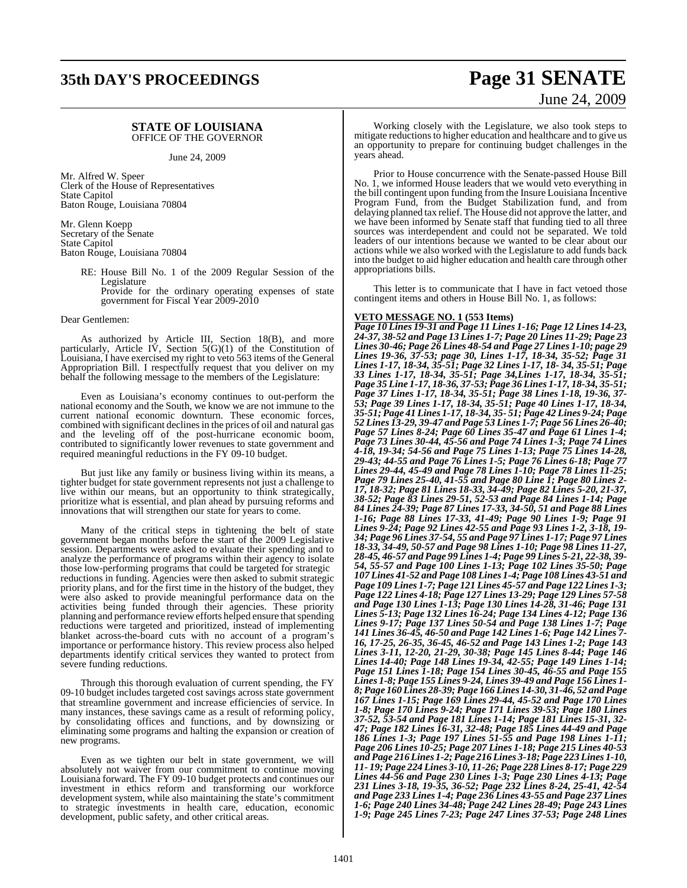## STATE OF LOUISIANA
OFFICE OF THE GOVERNOR

June 24, 2009

Mr. Alfred W. Speer
Clerk of the House of Representatives
State Capitol
Baton Rouge, Louisiana 70804

Mr. Glenn Koepp
Secretary of the Senate
State Capitol
Baton Rouge, Louisiana 70804

RE: House Bill No. 1 of the 2009 Regular Session of the Legislature
Provide for the ordinary operating expenses of state government for Fiscal Year 2009-2010

Dear Gentlemen:

As authorized by Article III, Section 18(B), and more particularly, Article IV, Section 5(G)(1) of the Constitution of Louisiana, I have exercised my right to veto 563 items of the General Appropriation Bill. I respectfully request that you deliver on my behalf the following message to the members of the Legislature:

Even as Louisiana's economy continues to out-perform the national economy and the South, we know we are not immune to the current national economic downturn. These economic forces, combined with significant declines in the prices of oil and natural gas and the leveling off of the post-hurricane economic boom, contributed to significantly lower revenues to state government and required meaningful reductions in the FY 09-10 budget.

But just like any family or business living within its means, a tighter budget for state government represents not just a challenge to live within our means, but an opportunity to think strategically, prioritize what is essential, and plan ahead by pursuing reforms and innovations that will strengthen our state for years to come.

Many of the critical steps in tightening the belt of state government began months before the start of the 2009 Legislative session. Departments were asked to evaluate their spending and to analyze the performance of programs within their agency to isolate those low-performing programs that could be targeted for strategic reductions in funding. Agencies were then asked to submit strategic priority plans, and for the first time in the history of the budget, they were also asked to provide meaningful performance data on the activities being funded through their agencies. These priority planning and performance review efforts helped ensure that spending reductions were targeted and prioritized, instead of implementing blanket across-the-board cuts with no account of a program's importance or performance history. This review process also helped departments identify critical services they wanted to protect from severe funding reductions.

Through this thorough evaluation of current spending, the FY 09-10 budget includes targeted cost savings across state government that streamline government and increase efficiencies of service. In many instances, these savings came as a result of reforming policy, by consolidating offices and functions, and by downsizing or eliminating some programs and halting the expansion or creation of new programs.

Even as we tighten our belt in state government, we will absolutely not waiver from our commitment to continue moving Louisiana forward. The FY 09-10 budget protects and continues our investment in ethics reform and transforming our workforce development system, while also maintaining the state's commitment to strategic investments in health care, education, economic development, public safety, and other critical areas.

Working closely with the Legislature, we also took steps to mitigate reductions to higher education and healthcare and to give us an opportunity to prepare for continuing budget challenges in the years ahead.

Prior to House concurrence with the Senate-passed House Bill No. 1, we informed House leaders that we would veto everything in the bill contingent upon funding from the Insure Louisiana Incentive Program Fund, from the Budget Stabilization fund, and from delaying planned tax relief. The House did not approve the latter, and we have been informed by Senate staff that funding tied to all three sources was interdependent and could not be separated. We told leaders of our intentions because we wanted to be clear about our actions while we also worked with the Legislature to add funds back into the budget to aid higher education and health care through other appropriations bills.

This letter is to communicate that I have in fact vetoed those contingent items and others in House Bill No. 1, as follows:

**VETO MESSAGE NO. 1 (553 Items)**
***Page 10 Lines 19-31 and Page 11 Lines 1-16; Page 12 Lines 14-23, 24-37, 38-52 and Page 13 Lines 1-7; Page 20 Lines 11-29; Page 23 Lines 30-46; Page 26 Lines 48-54 and Page 27 Lines 1-10; page 29 Lines 19-36, 37-53; page 30, Lines 1-17, 18-34, 35-52; Page 31 Lines 1-17, 18-34, 35-51; Page 32 Lines 1-17, 18- 34, 35-51; Page 33 Lines 1-17, 18-34, 35-51; Page 34,Lines 1-17, 18-34, 35-51; Page 35 Line 1-17, 18-36, 37-53; Page 36 Lines 1-17, 18-34, 35-51; Page 37 Lines 1-17, 18-34, 35-51; Page 38 Lines 1-18, 19-36, 37-53; Page 39 Lines 1-17, 18-34, 35-51; Page 40 Lines 1-17, 18-34, 35-51; Page 41 Lines 1-17, 18-34, 35- 51; Page 42 Lines 9-24; Page 52 Lines 13-29, 39-47 and Page 53 Lines 1-7; Page 56 Lines 26-40; Page 57 Lines 8-24; Page 60 Lines 35-47 and Page 61 Lines 1-4; Page 73 Lines 30-44, 45-56 and Page 74 Lines 1-3; Page 74 Lines 4-18, 19-34; 54-56 and Page 75 Lines 1-13; Page 75 Lines 14-28, 29-43; 44-55 and Page 76 Lines 1-5; Page 76 Lines 6-18; Page 77 Lines 29-44, 45-49 and Page 78 Lines 1-10; Page 78 Lines 11-25; Page 79 Lines 25-40, 41-55 and Page 80 Line 1; Page 80 Lines 2-17, 18-32; Page 81 Lines 18-33, 34-49; Page 82 Lines 5-20, 21-37, 38-52; Page 83 Lines 29-51, 52-53 and Page 84 Lines 1-14; Page 84 Lines 24-39; Page 87 Lines 17-33, 34-50, 51 and Page 88 Lines 1-16; Page 88 Lines 17-33, 41-49; Page 90 Lines 1-9; Page 91 Lines 9-24; Page 92 Lines 42-55 and Page 93 Lines 1-2, 3-18, 19-34; Page 96 Lines 37-54, 55 and Page 97 Lines 1-17; Page 97 Lines 18-33, 34-49, 50-57 and Page 98 Lines 1-10; Page 98 Lines 11-27, 28-45, 46-57 and Page 99 Lines 1-4; Page 99 Lines 5-21, 22-38, 39-54, 55-57 and Page 100 Lines 1-13; Page 102 Lines 35-50; Page 107 Lines 41-52 and Page 108 Lines 1-4; Page 108 Lines 43-51 and Page 109 Lines 1-7; Page 121 Lines 45-57 and Page 122 Lines 1-3; Page 122 Lines 4-18; Page 127 Lines 13-29; Page 129 Lines 57-58 and Page 130 Lines 1-13; Page 130 Lines 14-28, 31-46; Page 131 Lines 5-13; Page 132 Lines 16-24; Page 134 Lines 4-12; Page 136 Lines 9-17; Page 137 Lines 50-54 and Page 138 Lines 1-7; Page 141 Lines 36-45, 46-50 and Page 142 Lines 1-6; Page 142 Lines 7-16, 17-25, 26-35, 36-45, 46-52 and Page 143 Lines 1-2; Page 143 Lines 3-11, 12-20, 21-29, 30-38; Page 145 Lines 8-44; Page 146 Lines 14-40; Page 148 Lines 19-34, 42-55; Page 149 Lines 1-14; Page 151 Lines 1-18; Page 154 Lines 30-45, 46-55 and Page 155 Lines 1-8; Page 155 Lines 9-24, Lines 39-49 and Page 156 Lines 1-8; Page 160 Lines 28-39; Page 166 Lines 14-30, 31-46, 52 and Page 167 Lines 1-15; Page 169 Lines 29-44, 45-52 and Page 170 Lines 1-8; Page 170 Lines 9-24; Page 171 Lines 39-53; Page 180 Lines 37-52, 53-54 and Page 181 Lines 1-14; Page 181 Lines 15-31, 32-47; Page 182 Lines 16-31, 32-48; Page 185 Lines 44-49 and Page 186 Lines 1-3; Page 197 Lines 51-55 and Page 198 Lines 1-11; Page 206 Lines 10-25; Page 207 Lines 1-18; Page 215 Lines 40-53 and Page 216 Lines 1-2; Page 216 Lines 3-18; Page 223 Lines 1-10, 11- 19; Page 224 Lines 3-10, 11-26; Page 228 Lines 8-17; Page 229 Lines 44-56 and Page 230 Lines 1-3; Page 230 Lines 4-13; Page 231 Lines 3-18, 19-35, 36-52; Page 232 Lines 8-24, 25-41, 42-54 and Page 233 Lines 1-4; Page 236 Lines 43-55 and Page 237 Lines 1-6; Page 240 Lines 34-48; Page 242 Lines 28-49; Page 243 Lines 1-9; Page 245 Lines 7-23; Page 247 Lines 37-53; Page 248 Lines***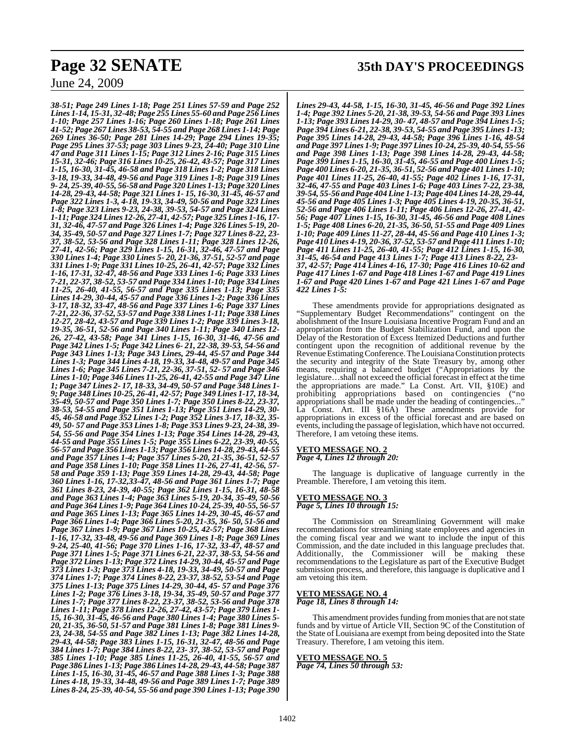*38-51; Page 249 Lines 1-18; Page 251 Lines 57-59 and Page 252 Lines 1-14, 15-31, 32-48; Page 255 Lines 55-60 and Page 256 Lines 1-10; Page 257 Lines 1-16; Page 260 Lines 1-18; Page 261 Lines 41-52; Page 267 Lines 38-53, 54-55 and Page 268 Lines 1-14; Page 269 Lines 36-50; Page 281 Lines 14-29; Page 294 Lines 19-35; Page 295 Lines 37-53; page 303 Lines 9-23, 24-40; Page 310 Line 47 and Page 311 Lines 1-15; Page 312 Lines 2-16; Page 315 Lines 15-31, 32-46; Page 316 Lines 10-25, 26-42, 43-57; Page 317 Lines 1-15, 16-30, 31-45, 46-58 and Page 318 Lines 1-2; Page 318 Lines 3-18, 19-33, 34-48, 49-56 and Page 319 Lines 1-8; Page 319 Lines 9- 24, 25-39, 40-55, 56-58 and Page 320 Lines 1-13; Page 320 Lines 14-28, 29-43, 44-58; Page 321 Lines 1- 15, 16-30, 31-45, 46-57 and Page 322 Lines 1-3, 4-18, 19-33, 34-49, 50-56 and Page 323 Lines 1-8; Page 323 Lines 9-23, 24-38, 39-53, 54-57 and Page 324 Lines 1-11; Page 324 Lines 12-26, 27-41, 42-57; Page 325 Lines 1-16, 17-31, 32-46, 47-57 and Page 326 Lines 1-4; Page 326 Lines 5-19, 20-34, 35-49, 50-57 and Page 327 Lines 1-7; Page 327 Lines 8-22, 23-37, 38-52, 53-56 and Page 328 Lines 1-11; Page 328 Lines 12-26, 27-41, 42-56; Page 329 Lines 1-15, 16-31, 32-46, 47-57 and Page 330 Lines 1-4; Page 330 Lines 5- 20, 21-36, 37-51, 52-57 and page 331 Lines 1-9; Page 331 Lines 10-25, 26-41, 42-57; Page 332 Lines 1-16, 17-31, 32-47, 48-56 and Page 333 Lines 1-6; Page 333 Lines 7-21, 22-37, 38-52, 53-57 and Page 334 Lines 1-10; Page 334 Lines 11-25, 26-40, 41-55, 56-57 and Page 335 Lines 1-13; Page 335 Lines 14-29, 30-44, 45-57 and Page 336 Lines 1-2; Page 336 Lines 3-17, 18-32, 33-47, 48-56 and Page 337 Lines 1-6; Page 337 Lines 7-21, 22-36, 37-52, 53-57 and Page 338 Lines 1-11; Page 338 Lines 12-27, 28-42, 43-57 and Page 339 Lines 1-2; Page 339 Lines 3-18, 19-35, 36-51, 52-56 and Page 340 Lines 1-11; Page 340 Lines 12-26, 27-42, 43-58; Page 341 Lines 1-15, 16-30, 31-46, 47-56 and Page 342 Lines 1-5; Page 342 Lines 6- 21, 22-38, 39-53, 54-56 and Page 343 Lines 1-13; Page 343 Lines, 29-44, 45-57 and Page 344 Lines 1-3; Page 344 Lines 4-18, 19-33, 34-48, 49-57 and Page 345 Lines 1-6; Page 345 Lines 7-21, 22-36, 37-51, 52- 57 and Page 346 Lines 1-10; Page 346 Lines 11-25, 26-41, 42-55 and Page 347 Line 1; Page 347 Lines 2- 17, 18-33, 34-49, 50-57 and Page 348 Lines 1-9; Page 348 Lines 10-25, 26-41, 42-57; Page 349 Lines 1-17, 18-34, 35-49, 50-57 and Page 350 Lines 1-7; Page 350 Lines 8-22, 23-37, 38-53, 54-55 and Page 351 Lines 1-13; Page 351 Lines 14-29, 30-45, 46-58 and Page 352 Lines 1-2; Page 352 Lines 3-17, 18-32, 35-49, 50- 57 and Page 353 Lines 1-8; Page 353 Lines 9-23, 24-38, 39-54, 55-56 and Page 354 Lines 1-13; Page 354 Lines 14-28, 29-43, 44-55 and Page 355 Lines 1-5; Page 355 Lines 6-22, 23-39, 40-55, 56-57 and Page 356 Lines 1-13; Page 356 Lines 14-28, 29-43, 44-55 and Page 357 Lines 1-4; Page 357 Lines 5-20, 21-35, 36-51, 52-57 and Page 358 Lines 1-10; Page 358 Lines 11-26, 27-41, 42-56, 57-58 and Page 359 Lines 1-13; Page 359 Lines 14-28, 29-43, 44-58; Page 360 Lines 1-16, 17-32,33-47, 48-56 and Page 361 Lines 1-7; Page 361 Lines 8-23, 24-39, 40-55; Page 362 Lines 1-15, 16-31, 48-58 and Page 363 Lines 1-4; Page 363 Lines 5-19, 20-34, 35-49, 50-56 and Page 364 Lines 1-9; Page 364 Lines 10-24, 25-39, 40-55, 56-57 and Page 365 Lines 1-13; Page 365 Lines 14-29, 30-45, 46-57 and Page 366 Lines 1-4; Page 366 Lines 5-20, 21-35, 36- 50, 51-56 and Page 367 Lines 1-9; Page 367 Lines 10-25, 42-57; Page 368 Lines 1-16, 17-32, 33-48, 49-56 and Page 369 Lines 1-8; Page 369 Lines 9-24, 25-40, 41-56; Page 370 Lines 1-16, 17-32, 33-47, 48-57 and Page 371 Lines 1-5; Page 371 Lines 6-21, 22-37, 38-53, 54-56 and Page 372 Lines 1-13; Page 372 Lines 14-29, 30-44, 45-57 and Page 373 Lines 1-3; Page 373 Lines 4-18, 19-33, 34-49, 50-57 and Page 374 Lines 1-7; Page 374 Lines 8-22, 23-37, 38-52, 53-54 and Page 375 Lines 1-13; Page 375 Lines 14-29, 30-44, 45- 57 and Page 376 Lines 1-2; Page 376 Lines 3-18, 19-34, 35-49, 50-57 and Page 377 Lines 1-7; Page 377 Lines 8-22, 23-37, 38-52, 53-56 and Page 378 Lines 1-11; Page 378 Lines 12-26, 27-42, 43-57; Page 379 Lines 1-15, 16-30, 31-45, 46-56 and Page 380 Lines 1-4; Page 380 Lines 5-20, 21-35, 36-50, 51-57 and Page 381 Lines 1-8; Page 381 Lines 9-23, 24-38, 54-55 and Page 382 Lines 1-13; Page 382 Lines 14-28, 29-43, 44-58; Page 383 Lines 1-15, 16-31, 32-47, 48-56 and Page 384 Lines 1-7; Page 384 Lines 8-22, 23- 37, 38-52, 53-57 and Page 385 Lines 1-10; Page 385 Lines 11-25, 26-40, 41-55, 56-57 and Page 386 Lines 1-13; Page 386 Lines 14-28, 29-43, 44-58; Page 387 Lines 1-15, 16-30, 31-45, 46-57 and Page 388 Lines 1-3; Page 388 Lines 4-18, 19-33, 34-48, 49-56 and Page 389 Lines 1-7; Page 389 Lines 8-24, 25-39, 40-54, 55-56 and page 390 Lines 1-13; Page 390 Lines 29-43, 44-58, 1-15, 16-30, 31-45, 46-56 and Page 392 Lines 1-4; Page 392 Lines 5-20, 21-38, 39-53, 54-56 and Page 393 Lines 1-13; Page 393 Lines 14-29, 30- 47, 48-57 and Page 394 Lines 1-5; Page 394 Lines 6-21, 22-38, 39-53, 54-55 and Page 395 Lines 1-13; Page 395 Lines 14-28, 29-43, 44-58; Page 396 Lines 1-16, 48-54 and Page 397 Lines 1-9; Page 397 Lines 10-24, 25-39, 40-54, 55-56 and Page 398 Lines 1-13; Page 398 Lines 14-28, 29-43, 44-58; Page 399 Lines 1-15, 16-30, 31-45, 46-55 and Page 400 Lines 1-5; Page 400 Lines 6-20, 21-35, 36-51, 52-56 and Page 401 Lines 1-10; Page 401 Lines 11-25, 26-40, 41-55; Page 402 Lines 1-16, 17-31, 32-46, 47-55 and Page 403 Lines 1-6; Page 403 Lines 7-22, 23-38, 39-54, 55-56 and Page 404 Line 1-13; Page 404 Lines 14-28, 29-44, 45-56 and Page 405 Lines 1-3; Page 405 Lines 4-19, 20-35, 36-51, 52-56 and Page 406 Lines 1-11; Page 406 Lines 12-26, 27-41, 42-56; Page 407 Lines 1-15, 16-30, 31-45, 46-56 and Page 408 Lines 1-5; Page 408 Lines 6-20, 21-35, 36-50, 51-55 and Page 409 Lines 1-10; Page 409 Lines 11-27, 28-44, 45-56 and Page 410 Lines 1-3; Page 410 Lines 4-19, 20-36, 37-52, 53-57 and Page 411 Lines 1-10; Page 411 Lines 11-25, 26-40, 41-55; Page 412 Lines 1-15, 16-30, 31-45, 46-54 and Page 413 Lines 1-7; Page 413 Lines 8-22, 23-37, 42-57; Page 414 Lines 4-16, 17-30; Page 416 Lines 10-62 and Page 417 Lines 1-67 and Page 418 Lines 1-67 and Page 419 Lines 1-67 and Page 420 Lines 1-67 and Page 421 Lines 1-67 and Page 422 Lines 1-5:*

These amendments provide for appropriations designated as "Supplementary Budget Recommendations" contingent on the abolishment of the Insure Louisiana Incentive Program Fund and an appropriation from the Budget Stabilization Fund, and upon the Delay of the Restoration of Excess Itemized Deductions and further contingent upon the recognition of additional revenue by the Revenue Estimating Conference. The Louisiana Constitution protects the security and integrity of the State Treasury by, among other means, requiring a balanced budget ("Appropriations by the legislature…shall not exceed the official forecast in effect at the time the appropriations are made." La Const. Art. VII, §10E) and prohibiting appropriations based on contingencies ("no appropriations shall be made under the heading of contingencies..." La Const. Art. III §16A) These amendments provide for appropriations in excess of the official forecast and are based on events, including the passage of legislation, which have not occurred. Therefore, I am vetoing these items.

**VETO MESSAGE NO. 2**
*Page 4, Lines 12 through 20:*

The language is duplicative of language currently in the Preamble. Therefore, I am vetoing this item.

**VETO MESSAGE NO. 3**
*Page 5, Lines 10 through 15:*

The Commission on Streamlining Government will make recommendations for streamlining state employees and agencies in the coming fiscal year and we want to include the input of this Commission, and the date included in this language precludes that. Additionally, the Commissioner will be making these recommendations to the Legislature as part of the Executive Budget submission process, and therefore, this language is duplicative and I am vetoing this item.

**VETO MESSAGE NO. 4**
*Page 18, Lines 8 through 14:*

This amendment provides funding from monies that are not state funds and by virtue of Article VII, Section 9C of the Constitution of the State of Louisiana are exempt from being deposited into the State Treasury. Therefore, I am vetoing this item.

**VETO MESSAGE NO. 5**
*Page 74, Lines 50 through 53:*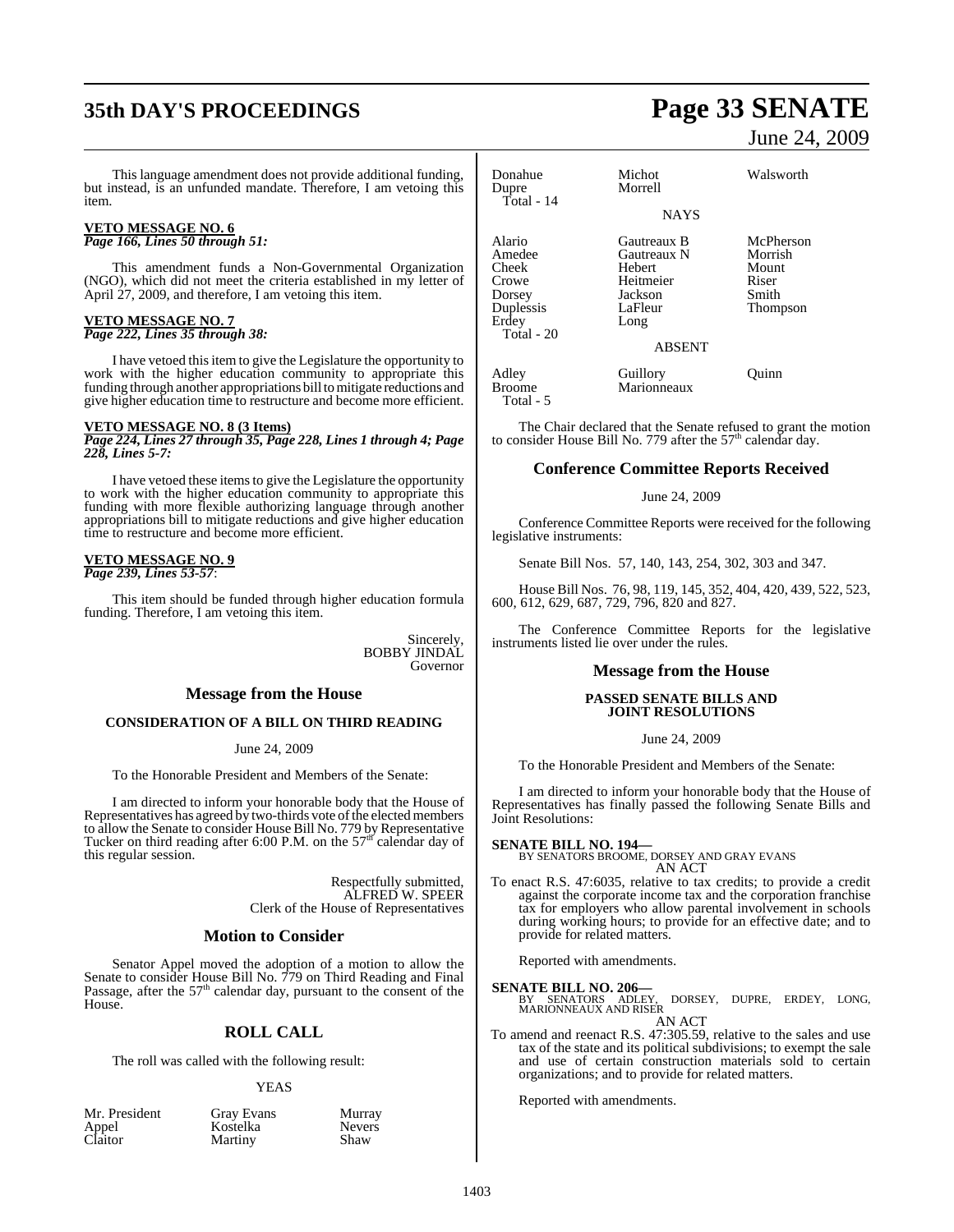This language amendment does not provide additional funding, but instead, is an unfunded mandate. Therefore, I am vetoing this item.

**VETO MESSAGE NO. 6**
***Page 166, Lines 50 through 51:***

This amendment funds a Non-Governmental Organization (NGO), which did not meet the criteria established in my letter of April 27, 2009, and therefore, I am vetoing this item.

**VETO MESSAGE NO. 7**
***Page 222, Lines 35 through 38:***

I have vetoed this item to give the Legislature the opportunity to work with the higher education community to appropriate this funding through another appropriations bill to mitigate reductions and give higher education time to restructure and become more efficient.

**VETO MESSAGE NO. 8 (3 Items)**
***Page 224, Lines 27 through 35, Page 228, Lines 1 through 4; Page 228, Lines 5-7:***

I have vetoed these items to give the Legislature the opportunity to work with the higher education community to appropriate this funding with more flexible authorizing language through another appropriations bill to mitigate reductions and give higher education time to restructure and become more efficient.

**VETO MESSAGE NO. 9**
***Page 239, Lines 53-57***:

This item should be funded through higher education formula funding. Therefore, I am vetoing this item.

Sincerely,
BOBBY JINDAL
Governor

## Message from the House

### CONSIDERATION OF A BILL ON THIRD READING

June 24, 2009

To the Honorable President and Members of the Senate:

I am directed to inform your honorable body that the House of Representatives has agreed by two-thirds vote of the elected members to allow the Senate to consider House Bill No. 779 by Representative Tucker on third reading after 6:00 P.M. on the 57th calendar day of this regular session.

Respectfully submitted,
ALFRED W. SPEER
Clerk of the House of Representatives

## Motion to Consider

Senator Appel moved the adoption of a motion to allow the Senate to consider House Bill No. 779 on Third Reading and Final Passage, after the 57th calendar day, pursuant to the consent of the House.

## ROLL CALL

The roll was called with the following result:

YEAS

| | | |
|---|---|---|
| Mr. President | Gray Evans | Murray |
| Appel | Kostelka | Nevers |
| Claitor | Martiny | Shaw |
| Donahue | Michot | Walsworth |
| Dupre | Morrell | |
| Total - 14 | | |

NAYS

| | | |
|---|---|---|
| Alario | Gautreaux B | McPherson |
| Amedee | Gautreaux N | Morrish |
| Cheek | Hebert | Mount |
| Crowe | Heitmeier | Riser |
| Dorsey | Jackson | Smith |
| Duplessis | LaFleur | Thompson |
| Erdey | Long | |
| Total - 20 | | |

ABSENT

| | | |
|---|---|---|
| Adley | Guillory | Quinn |
| Broome | Marionneaux | |
| Total - 5 | | |

The Chair declared that the Senate refused to grant the motion to consider House Bill No. 779 after the 57th calendar day.

## Conference Committee Reports Received

June 24, 2009

Conference Committee Reports were received for the following legislative instruments:

Senate Bill Nos. 57, 140, 143, 254, 302, 303 and 347.

House Bill Nos. 76, 98, 119, 145, 352, 404, 420, 439, 522, 523, 600, 612, 629, 687, 729, 796, 820 and 827.

The Conference Committee Reports for the legislative instruments listed lie over under the rules.

## Message from the House

### PASSED SENATE BILLS AND JOINT RESOLUTIONS

June 24, 2009

To the Honorable President and Members of the Senate:

I am directed to inform your honorable body that the House of Representatives has finally passed the following Senate Bills and Joint Resolutions:

**SENATE BILL NO. 194—**
BY SENATORS BROOME, DORSEY AND GRAY EVANS
AN ACT

To enact R.S. 47:6035, relative to tax credits; to provide a credit against the corporate income tax and the corporation franchise tax for employers who allow parental involvement in schools during working hours; to provide for an effective date; and to provide for related matters.

Reported with amendments.

**SENATE BILL NO. 206—**
BY SENATORS ADLEY, DORSEY, DUPRE, ERDEY, LONG, MARIONNEAUX AND RISER
AN ACT

To amend and reenact R.S. 47:305.59, relative to the sales and use tax of the state and its political subdivisions; to exempt the sale and use of certain construction materials sold to certain organizations; and to provide for related matters.

Reported with amendments.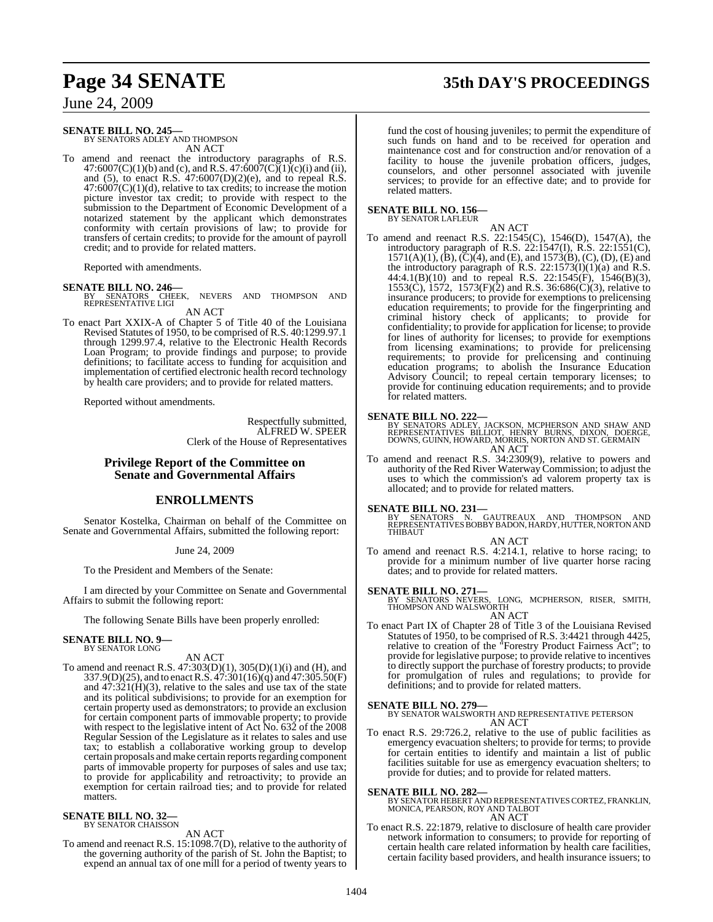**SENATE BILL NO. 245—**
BY SENATORS ADLEY AND THOMPSON
AN ACT

To amend and reenact the introductory paragraphs of R.S. 47:6007(C)(1)(b) and (c), and R.S. 47:6007(C)(1)(c)(i) and (ii), and (5), to enact R.S. 47:6007(D)(2)(e), and to repeal R.S. 47:6007(C)(1)(d), relative to tax credits; to increase the motion picture investor tax credit; to provide with respect to the submission to the Department of Economic Development of a notarized statement by the applicant which demonstrates conformity with certain provisions of law; to provide for transfers of certain credits; to provide for the amount of payroll credit; and to provide for related matters.

Reported with amendments.

**SENATE BILL NO. 246—**
BY SENATORS CHEEK, NEVERS AND THOMPSON AND REPRESENTATIVE LIGI
AN ACT

To enact Part XXIX-A of Chapter 5 of Title 40 of the Louisiana Revised Statutes of 1950, to be comprised of R.S. 40:1299.97.1 through 1299.97.4, relative to the Electronic Health Records Loan Program; to provide findings and purpose; to provide definitions; to facilitate access to funding for acquisition and implementation of certified electronic health record technology by health care providers; and to provide for related matters.

Reported without amendments.

Respectfully submitted,
ALFRED W. SPEER
Clerk of the House of Representatives

## Privilege Report of the Committee on Senate and Governmental Affairs

## ENROLLMENTS

Senator Kostelka, Chairman on behalf of the Committee on Senate and Governmental Affairs, submitted the following report:

June 24, 2009

To the President and Members of the Senate:

I am directed by your Committee on Senate and Governmental Affairs to submit the following report:

The following Senate Bills have been properly enrolled:

**SENATE BILL NO. 9—**
BY SENATOR LONG
AN ACT

To amend and reenact R.S. 47:303(D)(1), 305(D)(1)(i) and (H), and 337.9(D)(25), and to enact R.S. 47:301(16)(q) and 47:305.50(F) and 47:321(H)(3), relative to the sales and use tax of the state and its political subdivisions; to provide for an exemption for certain property used as demonstrators; to provide an exclusion for certain component parts of immovable property; to provide with respect to the legislative intent of Act No. 632 of the 2008 Regular Session of the Legislature as it relates to sales and use tax; to establish a collaborative working group to develop certain proposals and make certain reports regarding component parts of immovable property for purposes of sales and use tax; to provide for applicability and retroactivity; to provide an exemption for certain railroad ties; and to provide for related matters.

**SENATE BILL NO. 32—**
BY SENATOR CHAISSON
AN ACT

To amend and reenact R.S. 15:1098.7(D), relative to the authority of the governing authority of the parish of St. John the Baptist; to expend an annual tax of one mill for a period of twenty years to fund the cost of housing juveniles; to permit the expenditure of such funds on hand and to be received for operation and maintenance cost and for construction and/or renovation of a facility to house the juvenile probation officers, judges, counselors, and other personnel associated with juvenile services; to provide for an effective date; and to provide for related matters.

**SENATE BILL NO. 156—**
BY SENATOR LAFLEUR
AN ACT

To amend and reenact R.S. 22:1545(C), 1546(D), 1547(A), the introductory paragraph of R.S. 22:1547(I), R.S. 22:1551(C), 1571(A)(1), (B), (C)(4), and (E), and 1573(B), (C), (D), (E) and the introductory paragraph of R.S. 22:1573(I)(1)(a) and R.S. 44:4.1(B)(10) and to repeal R.S. 22:1545(F), 1546(B)(3), 1553(C), 1572, 1573(F)(2) and R.S. 36:686(C)(3), relative to insurance producers; to provide for exemptions to prelicensing education requirements; to provide for the fingerprinting and criminal history check of applicants; to provide for confidentiality; to provide for application for license; to provide for lines of authority for licenses; to provide for exemptions from licensing examinations; to provide for prelicensing requirements; to provide for prelicensing and continuing education programs; to abolish the Insurance Education Advisory Council; to repeal certain temporary licenses; to provide for continuing education requirements; and to provide for related matters.

**SENATE BILL NO. 222—**
BY SENATORS ADLEY, JACKSON, MCPHERSON AND SHAW AND REPRESENTATIVES BILLIOT, HENRY BURNS, DIXON, DOERGE, DOWNS, GUINN, HOWARD, MORRIS, NORTON AND ST. GERMAIN
AN ACT

To amend and reenact R.S. 34:2309(9), relative to powers and authority of the Red River Waterway Commission; to adjust the uses to which the commission's ad valorem property tax is allocated; and to provide for related matters.

**SENATE BILL NO. 231—**
BY SENATORS N. GAUTREAUX AND THOMPSON AND REPRESENTATIVES BOBBY BADON, HARDY, HUTTER, NORTON AND THIBAUT
AN ACT

To amend and reenact R.S. 4:214.1, relative to horse racing; to provide for a minimum number of live quarter horse racing dates; and to provide for related matters.

**SENATE BILL NO. 271—**
BY SENATORS NEVERS, LONG, MCPHERSON, RISER, SMITH, THOMPSON AND WALSWORTH
AN ACT

To enact Part IX of Chapter 28 of Title 3 of the Louisiana Revised Statutes of 1950, to be comprised of R.S. 3:4421 through 4425, relative to creation of the "Forestry Product Fairness Act"; to provide for legislative purpose; to provide relative to incentives to directly support the purchase of forestry products; to provide for promulgation of rules and regulations; to provide for definitions; and to provide for related matters.

**SENATE BILL NO. 279—**
BY SENATOR WALSWORTH AND REPRESENTATIVE PETERSON
AN ACT

To enact R.S. 29:726.2, relative to the use of public facilities as emergency evacuation shelters; to provide for terms; to provide for certain entities to identify and maintain a list of public facilities suitable for use as emergency evacuation shelters; to provide for duties; and to provide for related matters.

**SENATE BILL NO. 282—**
BY SENATOR HEBERT AND REPRESENTATIVES CORTEZ, FRANKLIN, MONICA, PEARSON, ROY AND TALBOT
AN ACT

To enact R.S. 22:1879, relative to disclosure of health care provider network information to consumers; to provide for reporting of certain health care related information by health care facilities, certain facility based providers, and health insurance issuers; to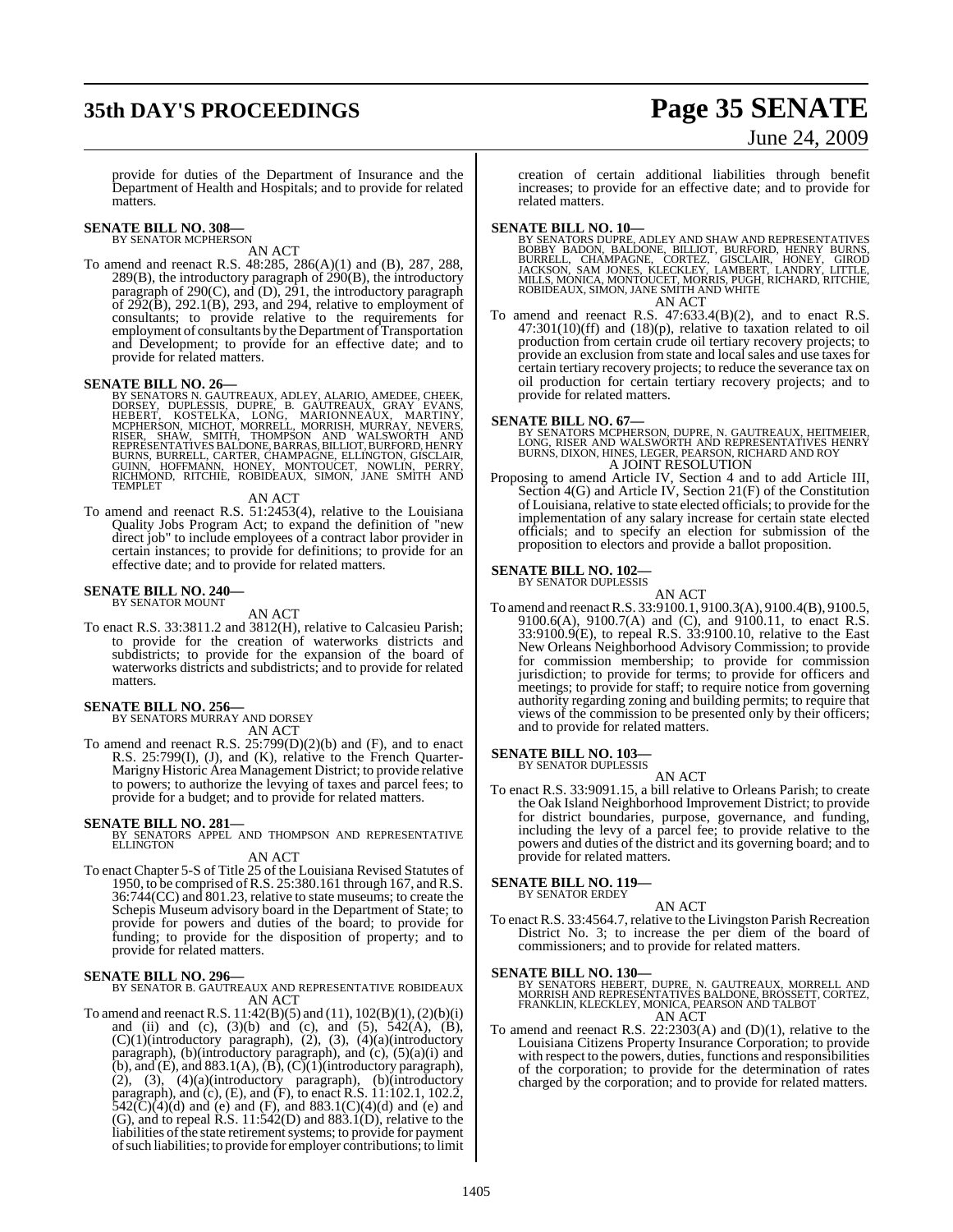provide for duties of the Department of Insurance and the Department of Health and Hospitals; and to provide for related matters.

**SENATE BILL NO. 308—**
BY SENATOR MCPHERSON

AN ACT

To amend and reenact R.S. 48:285, 286(A)(1) and (B), 287, 288, 289(B), the introductory paragraph of 290(B), the introductory paragraph of 290(C), and (D), 291, the introductory paragraph of 292(B), 292.1(B), 293, and 294, relative to employment of consultants; to provide relative to the requirements for employment of consultants by the Department of Transportation and Development; to provide for an effective date; and to provide for related matters.

**SENATE BILL NO. 26—**
BY SENATORS N. GAUTREAUX, ADLEY, ALARIO, AMEDEE, CHEEK, DORSEY, DUPLESSIS, DUPRE, B. GAUTREAUX, GRAY EVANS, HEBERT, KOSTELKA, LONG, MARIONNEAUX, MARTINY, MCPHERSON, MICHOT, MORRELL, MORRISH, MURRAY, NEVERS, RISER, SHAW, SMITH, THOMPSON AND WALSWORTH AND REPRESENTATIVES BALDONE, BARRAS, BILLIOT, BURFORD, HENRY BURNS, BURRELL, CARTER, CHAMPAGNE, ELLINGTON, GISCLAIR, GUINN, HOFFMANN, HONEY, MONTOUCET, NOWLIN, PERRY, RICHMOND, RITCHIE, ROBIDEAUX, SIMON, JANE SMITH AND TEMPLET

AN ACT

To amend and reenact R.S. 51:2453(4), relative to the Louisiana Quality Jobs Program Act; to expand the definition of "new direct job" to include employees of a contract labor provider in certain instances; to provide for definitions; to provide for an effective date; and to provide for related matters.

**SENATE BILL NO. 240—**
BY SENATOR MOUNT

AN ACT

To enact R.S. 33:3811.2 and 3812(H), relative to Calcasieu Parish; to provide for the creation of waterworks districts and subdistricts; to provide for the expansion of the board of waterworks districts and subdistricts; and to provide for related matters.

**SENATE BILL NO. 256—**
BY SENATORS MURRAY AND DORSEY

AN ACT

To amend and reenact R.S. 25:799(D)(2)(b) and (F), and to enact R.S. 25:799(I), (J), and (K), relative to the French Quarter-Marigny Historic Area Management District; to provide relative to powers; to authorize the levying of taxes and parcel fees; to provide for a budget; and to provide for related matters.

**SENATE BILL NO. 281—**
BY SENATORS APPEL AND THOMPSON AND REPRESENTATIVE ELLINGTON

AN ACT

To enact Chapter 5-S of Title 25 of the Louisiana Revised Statutes of 1950, to be comprised of R.S. 25:380.161 through 167, and R.S. 36:744(CC) and 801.23, relative to state museums; to create the Schepis Museum advisory board in the Department of State; to provide for powers and duties of the board; to provide for funding; to provide for the disposition of property; and to provide for related matters.

**SENATE BILL NO. 296—**
BY SENATOR B. GAUTREAUX AND REPRESENTATIVE ROBIDEAUX

AN ACT

To amend and reenact R.S. 11:42(B)(5) and (11), 102(B)(1), (2)(b)(i) and (ii) and (c), (3)(b) and (c), and (5), 542(A), (B), (C)(1)(introductory paragraph), (2), (3), (4)(a)(introductory paragraph), (b)(introductory paragraph), and (c), (5)(a)(i) and (b), and (E), and 883.1(A), (B), (C)(1)(introductory paragraph), (2), (3), (4)(a)(introductory paragraph), (b)(introductory paragraph), and (c), (E), and (F), to enact R.S. 11:102.1, 102.2, 542(C)(4)(d) and (e) and (F), and 883.1(C)(4)(d) and (e) and (G), and to repeal R.S. 11:542(D) and 883.1(D), relative to the liabilities of the state retirement systems; to provide for payment of such liabilities; to provide for employer contributions; to limit creation of certain additional liabilities through benefit increases; to provide for an effective date; and to provide for related matters.

**SENATE BILL NO. 10—**
BY SENATORS DUPRE, ADLEY AND SHAW AND REPRESENTATIVES BOBBY BADON, BALDONE, BILLIOT, BURFORD, HENRY BURNS, BURRELL, CHAMPAGNE, CORTEZ, GISCLAIR, HONEY, GIROD JACKSON, SAM JONES, KLECKLEY, LAMBERT, LANDRY, LITTLE, MILLS, MONICA, MONTOUCET, MORRIS, PUGH, RICHARD, RITCHIE, ROBIDEAUX, SIMON, JANE SMITH AND WHITE

AN ACT

To amend and reenact R.S. 47:633.4(B)(2), and to enact R.S. 47:301(10)(ff) and (18)(p), relative to taxation related to oil production from certain crude oil tertiary recovery projects; to provide an exclusion from state and local sales and use taxes for certain tertiary recovery projects; to reduce the severance tax on oil production for certain tertiary recovery projects; and to provide for related matters.

**SENATE BILL NO. 67—**
BY SENATORS MCPHERSON, DUPRE, N. GAUTREAUX, HEITMEIER, LONG, RISER AND WALSWORTH AND REPRESENTATIVES HENRY BURNS, DIXON, HINES, LEGER, PEARSON, RICHARD AND ROY

A JOINT RESOLUTION

Proposing to amend Article IV, Section 4 and to add Article III, Section 4(G) and Article IV, Section 21(F) of the Constitution of Louisiana, relative to state elected officials; to provide for the implementation of any salary increase for certain state elected officials; and to specify an election for submission of the proposition to electors and provide a ballot proposition.

**SENATE BILL NO. 102—**
BY SENATOR DUPLESSIS

AN ACT

To amend and reenact R.S. 33:9100.1, 9100.3(A), 9100.4(B), 9100.5, 9100.6(A), 9100.7(A) and (C), and 9100.11, to enact R.S. 33:9100.9(E), to repeal R.S. 33:9100.10, relative to the East New Orleans Neighborhood Advisory Commission; to provide for commission membership; to provide for commission jurisdiction; to provide for terms; to provide for officers and meetings; to provide for staff; to require notice from governing authority regarding zoning and building permits; to require that views of the commission to be presented only by their officers; and to provide for related matters.

**SENATE BILL NO. 103—**
BY SENATOR DUPLESSIS

AN ACT

To enact R.S. 33:9091.15, a bill relative to Orleans Parish; to create the Oak Island Neighborhood Improvement District; to provide for district boundaries, purpose, governance, and funding, including the levy of a parcel fee; to provide relative to the powers and duties of the district and its governing board; and to provide for related matters.

**SENATE BILL NO. 119—**
BY SENATOR ERDEY

AN ACT

To enact R.S. 33:4564.7, relative to the Livingston Parish Recreation District No. 3; to increase the per diem of the board of commissioners; and to provide for related matters.

**SENATE BILL NO. 130—**
BY SENATORS HEBERT, DUPRE, N. GAUTREAUX, MORRELL AND MORRISH AND REPRESENTATIVES BALDONE, BROSSETT, CORTEZ, FRANKLIN, KLECKLEY, MONICA, PEARSON AND TALBOT

AN ACT

To amend and reenact R.S. 22:2303(A) and (D)(1), relative to the Louisiana Citizens Property Insurance Corporation; to provide with respect to the powers, duties, functions and responsibilities of the corporation; to provide for the determination of rates charged by the corporation; and to provide for related matters.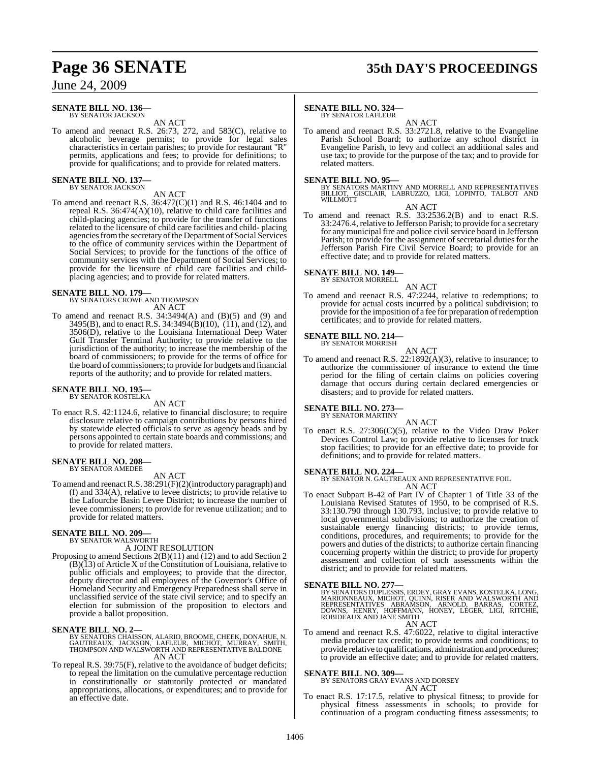**SENATE BILL NO. 136—**
BY SENATOR JACKSON

AN ACT

To amend and reenact R.S. 26:73, 272, and 583(C), relative to alcoholic beverage permits; to provide for legal sales characteristics in certain parishes; to provide for restaurant "R" permits, applications and fees; to provide for definitions; to provide for qualifications; and to provide for related matters.

**SENATE BILL NO. 137—**
BY SENATOR JACKSON

AN ACT

To amend and reenact R.S. 36:477(C)(1) and R.S. 46:1404 and to repeal R.S. 36:474(A)(10), relative to child care facilities and child-placing agencies; to provide for the transfer of functions related to the licensure of child care facilities and child- placing agencies from the secretary of the Department of Social Services to the office of community services within the Department of Social Services; to provide for the functions of the office of community services with the Department of Social Services; to provide for the licensure of child care facilities and child-placing agencies; and to provide for related matters.

**SENATE BILL NO. 179—**
BY SENATORS CROWE AND THOMPSON

AN ACT

To amend and reenact R.S. 34:3494(A) and (B)(5) and (9) and 3495(B), and to enact R.S. 34:3494(B)(10), (11), and (12), and 3506(D), relative to the Louisiana International Deep Water Gulf Transfer Terminal Authority; to provide relative to the jurisdiction of the authority; to increase the membership of the board of commissioners; to provide for the terms of office for the board of commissioners; to provide for budgets and financial reports of the authority; and to provide for related matters.

**SENATE BILL NO. 195—**
BY SENATOR KOSTELKA

AN ACT

To enact R.S. 42:1124.6, relative to financial disclosure; to require disclosure relative to campaign contributions by persons hired by statewide elected officials to serve as agency heads and by persons appointed to certain state boards and commissions; and to provide for related matters.

**SENATE BILL NO. 208—**
BY SENATOR AMEDEE

AN ACT

To amend and reenact R.S. 38:291(F)(2)(introductory paragraph) and (f) and 334(A), relative to levee districts; to provide relative to the Lafourche Basin Levee District; to increase the number of levee commissioners; to provide for revenue utilization; and to provide for related matters.

**SENATE BILL NO. 209—**
BY SENATOR WALSWORTH

A JOINT RESOLUTION

Proposing to amend Sections 2(B)(11) and (12) and to add Section 2 (B)(13) of Article X of the Constitution of Louisiana, relative to public officials and employees; to provide that the director, deputy director and all employees of the Governor's Office of Homeland Security and Emergency Preparedness shall serve in unclassified service of the state civil service; and to specify an election for submission of the proposition to electors and provide a ballot proposition.

**SENATE BILL NO. 2—**
BY SENATORS CHAISSON, ALARIO, BROOME, CHEEK, DONAHUE, N. GAUTREAUX, JACKSON, LAFLEUR, MICHOT, MURRAY, SMITH, THOMPSON AND WALSWORTH AND REPRESENTATIVE BALDONE

AN ACT

To repeal R.S. 39:75(F), relative to the avoidance of budget deficits; to repeal the limitation on the cumulative percentage reduction in constitutionally or statutorily protected or mandated appropriations, allocations, or expenditures; and to provide for an effective date.

**SENATE BILL NO. 324—**
BY SENATOR LAFLEUR

AN ACT

To amend and reenact R.S. 33:2721.8, relative to the Evangeline Parish School Board; to authorize any school district in Evangeline Parish, to levy and collect an additional sales and use tax; to provide for the purpose of the tax; and to provide for related matters.

**SENATE BILL NO. 95—**
BY SENATORS MARTINY AND MORRELL AND REPRESENTATIVES BILLIOT, GISCLAIR, LABRUZZO, LIGI, LOPINTO, TALBOT AND WILLMOTT

AN ACT

To amend and reenact R.S. 33:2536.2(B) and to enact R.S. 33:2476.4, relative to Jefferson Parish; to provide for a secretary for any municipal fire and police civil service board in Jefferson Parish; to provide for the assignment of secretarial duties for the Jefferson Parish Fire Civil Service Board; to provide for an effective date; and to provide for related matters.

**SENATE BILL NO. 149—**
BY SENATOR MORRELL

AN ACT

To amend and reenact R.S. 47:2244, relative to redemptions; to provide for actual costs incurred by a political subdivision; to provide for the imposition of a fee for preparation of redemption certificates; and to provide for related matters.

**SENATE BILL NO. 214—**
BY SENATOR MORRISH

AN ACT

To amend and reenact R.S. 22:1892(A)(3), relative to insurance; to authorize the commissioner of insurance to extend the time period for the filing of certain claims on policies covering damage that occurs during certain declared emergencies or disasters; and to provide for related matters.

**SENATE BILL NO. 273—**
BY SENATOR MARTINY

AN ACT

To enact R.S. 27:306(C)(5), relative to the Video Draw Poker Devices Control Law; to provide relative to licenses for truck stop facilities; to provide for an effective date; to provide for definitions; and to provide for related matters.

**SENATE BILL NO. 224—**
BY SENATOR N. GAUTREAUX AND REPRESENTATIVE FOIL

AN ACT

To enact Subpart B-42 of Part IV of Chapter 1 of Title 33 of the Louisiana Revised Statutes of 1950, to be comprised of R.S. 33:130.790 through 130.793, inclusive; to provide relative to local governmental subdivisions; to authorize the creation of sustainable energy financing districts; to provide terms, conditions, procedures, and requirements; to provide for the powers and duties of the districts; to authorize certain financing concerning property within the district; to provide for property assessment and collection of such assessments within the district; and to provide for related matters.

**SENATE BILL NO. 277—**
BY SENATORS DUPLESSIS, ERDEY, GRAY EVANS, KOSTELKA, LONG, MARIONNEAUX, MICHOT, QUINN, RISER AND WALSWORTH AND REPRESENTATIVES ABRAMSON, ARNOLD, BARRAS, CORTEZ, DOWNS, HENRY, HOFFMANN, HONEY, LEGER, LIGI, RITCHIE, ROBIDEAUX AND JANE SMITH

AN ACT

To amend and reenact R.S. 47:6022, relative to digital interactive media producer tax credit; to provide terms and conditions; to provide relative to qualifications, administration and procedures; to provide an effective date; and to provide for related matters.

**SENATE BILL NO. 309—**
BY SENATORS GRAY EVANS AND DORSEY

AN ACT

To enact R.S. 17:17.5, relative to physical fitness; to provide for physical fitness assessments in schools; to provide for continuation of a program conducting fitness assessments; to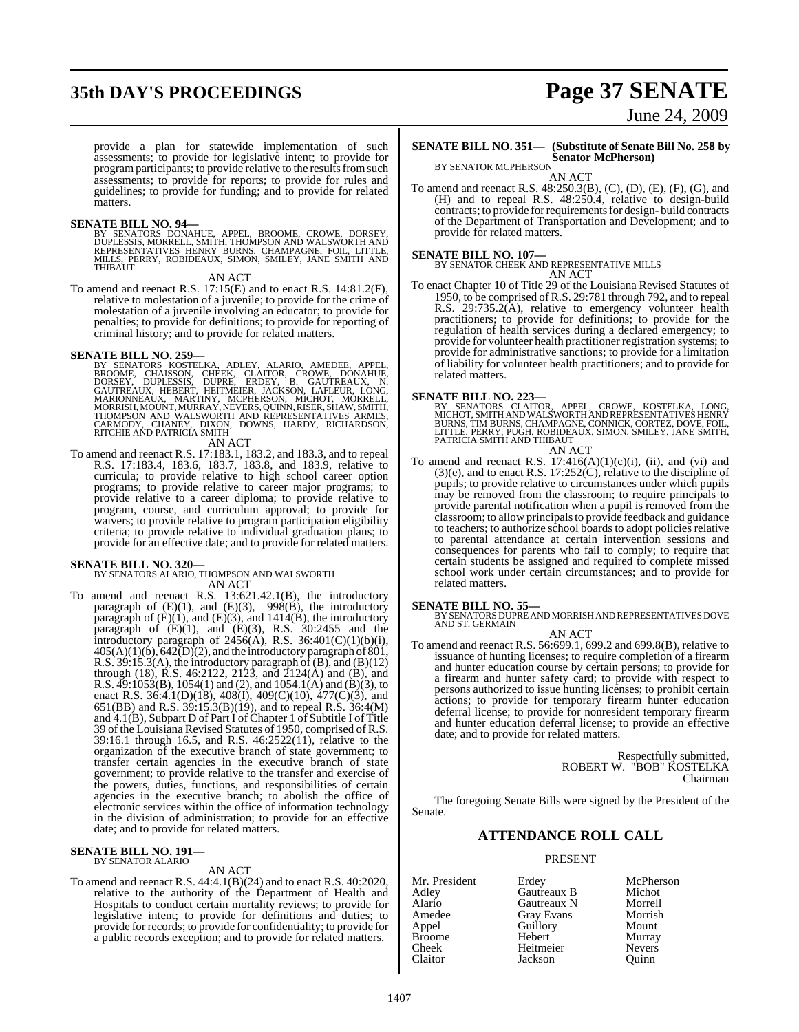provide a plan for statewide implementation of such assessments; to provide for legislative intent; to provide for program participants; to provide relative to the results from such assessments; to provide for reports; to provide for rules and guidelines; to provide for funding; and to provide for related matters.

**SENATE BILL NO. 94—**
BY SENATORS DONAHUE, APPEL, BROOME, CROWE, DORSEY, DUPLESSIS, MORRELL, SMITH, THOMPSON AND WALSWORTH AND REPRESENTATIVES HENRY BURNS, CHAMPAGNE, FOIL, LITTLE, MILLS, PERRY, ROBIDEAUX, SIMON, SMILEY, JANE SMITH AND THIBAUT

AN ACT

To amend and reenact R.S. 17:15(E) and to enact R.S. 14:81.2(F), relative to molestation of a juvenile; to provide for the crime of molestation of a juvenile involving an educator; to provide for penalties; to provide for definitions; to provide for reporting of criminal history; and to provide for related matters.

**SENATE BILL NO. 259—**
BY SENATORS KOSTELKA, ADLEY, ALARIO, AMEDEE, APPEL, BROOME, CHAISSON, CHEEK, CLAITOR, CROWE, DONAHUE, DORSEY, DUPLESSIS, DUPRE, ERDEY, B. GAUTREAUX, N. GAUTREAUX, HEBERT, HEITMEIER, JACKSON, LAFLEUR, LONG, MARIONNEAUX, MARTINY, MCPHERSON, MICHOT, MORRELL, MORRISH, MOUNT, MURRAY, NEVERS, QUINN, RISER, SHAW, SMITH, THOMPSON AND WALSWORTH AND REPRESENTATIVES ARMES, CARMODY, CHANEY, DIXON, DOWNS, HARDY, RICHARDSON, RITCHIE AND PATRICIA SMITH

AN ACT

To amend and reenact R.S. 17:183.1, 183.2, and 183.3, and to repeal R.S. 17:183.4, 183.6, 183.7, 183.8, and 183.9, relative to curricula; to provide relative to high school career option programs; to provide relative to career major programs; to provide relative to a career diploma; to provide relative to program, course, and curriculum approval; to provide for waivers; to provide relative to program participation eligibility criteria; to provide relative to individual graduation plans; to provide for an effective date; and to provide for related matters.

**SENATE BILL NO. 320—**
BY SENATORS ALARIO, THOMPSON AND WALSWORTH

AN ACT

To amend and reenact R.S. 13:621.42.1(B), the introductory paragraph of (E)(1), and (E)(3), 998(B), the introductory paragraph of (E)(1), and (E)(3), and 1414(B), the introductory paragraph of (E)(1), and (E)(3), R.S. 30:2455 and the introductory paragraph of 2456(A), R.S. 36:401(C)(1)(b)(i), 405(A)(1)(b), 642(D)(2), and the introductory paragraph of 801, R.S. 39:15.3(A), the introductory paragraph of (B), and (B)(12) through (18), R.S. 46:2122, 2123, and 2124(A) and (B), and R.S. 49:1053(B), 1054(1) and (2), and 1054.1(A) and (B)(3), to enact R.S. 36:4.1(D)(18), 408(I), 409(C)(10), 477(C)(3), and 651(BB) and R.S. 39:15.3(B)(19), and to repeal R.S. 36:4(M) and 4.1(B), Subpart D of Part I of Chapter 1 of Subtitle I of Title 39 of the Louisiana Revised Statutes of 1950, comprised of R.S. 39:16.1 through 16.5, and R.S. 46:2522(11), relative to the organization of the executive branch of state government; to transfer certain agencies in the executive branch of state government; to provide relative to the transfer and exercise of the powers, duties, functions, and responsibilities of certain agencies in the executive branch; to abolish the office of electronic services within the office of information technology in the division of administration; to provide for an effective date; and to provide for related matters.

**SENATE BILL NO. 191—**
BY SENATOR ALARIO

AN ACT

To amend and reenact R.S. 44:4.1(B)(24) and to enact R.S. 40:2020, relative to the authority of the Department of Health and Hospitals to conduct certain mortality reviews; to provide for legislative intent; to provide for definitions and duties; to provide for records; to provide for confidentiality; to provide for a public records exception; and to provide for related matters.

**SENATE BILL NO. 351— (Substitute of Senate Bill No. 258 by Senator McPherson)**
BY SENATOR MCPHERSON

AN ACT

To amend and reenact R.S. 48:250.3(B), (C), (D), (E), (F), (G), and (H) and to repeal R.S. 48:250.4, relative to design-build contracts; to provide for requirements for design- build contracts of the Department of Transportation and Development; and to provide for related matters.

**SENATE BILL NO. 107—**
BY SENATOR CHEEK AND REPRESENTATIVE MILLS

AN ACT

To enact Chapter 10 of Title 29 of the Louisiana Revised Statutes of 1950, to be comprised of R.S. 29:781 through 792, and to repeal R.S. 29:735.2(A), relative to emergency volunteer health practitioners; to provide for definitions; to provide for the regulation of health services during a declared emergency; to provide for volunteer health practitioner registration systems; to provide for administrative sanctions; to provide for a limitation of liability for volunteer health practitioners; and to provide for related matters.

**SENATE BILL NO. 223—**
BY SENATORS CLAITOR, APPEL, CROWE, KOSTELKA, LONG, MICHOT, SMITH AND WALSWORTH AND REPRESENTATIVES HENRY BURNS, TIM BURNS, CHAMPAGNE, CONNICK, CORTEZ, DOVE, FOIL, LITTLE, PERRY, PUGH, ROBIDEAUX, SIMON, SMILEY, JANE SMITH, PATRICIA SMITH AND THIBAUT

AN ACT

To amend and reenact R.S. 17:416(A)(1)(c)(i), (ii), and (vi) and (3)(e), and to enact R.S. 17:252(C), relative to the discipline of pupils; to provide relative to circumstances under which pupils may be removed from the classroom; to require principals to provide parental notification when a pupil is removed from the classroom; to allow principals to provide feedback and guidance to teachers; to authorize school boards to adopt policies relative to parental attendance at certain intervention sessions and consequences for parents who fail to comply; to require that certain students be assigned and required to complete missed school work under certain circumstances; and to provide for related matters.

**SENATE BILL NO. 55—**
BY SENATORS DUPRE AND MORRISH AND REPRESENTATIVES DOVE AND ST. GERMAIN

AN ACT

To amend and reenact R.S. 56:699.1, 699.2 and 699.8(B), relative to issuance of hunting licenses; to require completion of a firearm and hunter education course by certain persons; to provide for a firearm and hunter safety card; to provide with respect to persons authorized to issue hunting licenses; to prohibit certain actions; to provide for temporary firearm hunter education deferral license; to provide for nonresident temporary firearm and hunter education deferral license; to provide an effective date; and to provide for related matters.

Respectfully submitted,
ROBERT W. "BOB" KOSTELKA
Chairman

The foregoing Senate Bills were signed by the President of the Senate.

## ATTENDANCE ROLL CALL

PRESENT

| | | |
|---|---|---|
| Mr. President | Erdey | McPherson |
| Adley | Gautreaux B | Michot |
| Alario | Gautreaux N | Morrell |
| Amedee | Gray Evans | Morrish |
| Appel | Guillory | Mount |
| Broome | Hebert | Murray |
| Cheek | Heitmeier | Nevers |
| Claitor | Jackson | Quinn |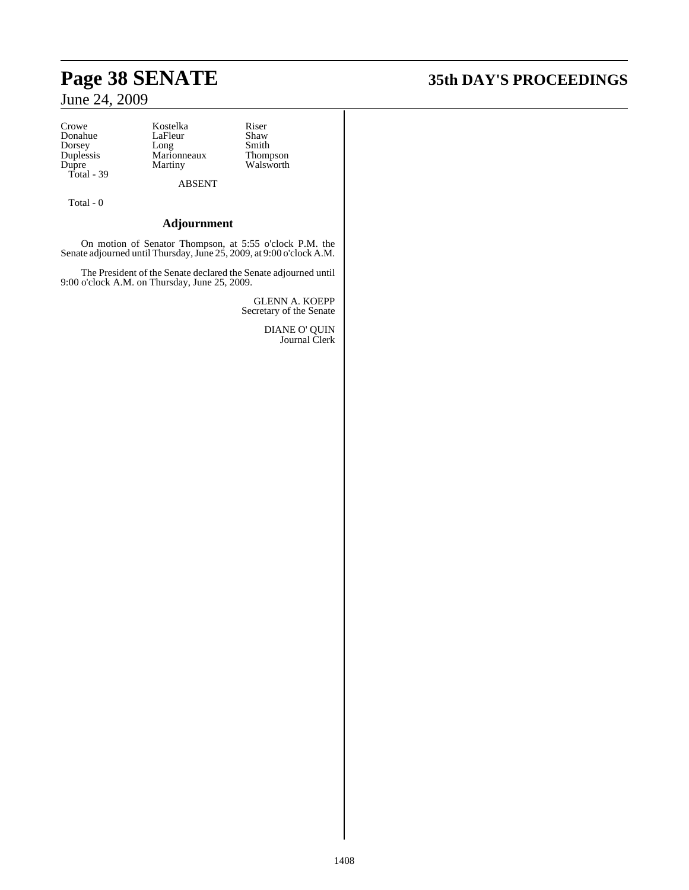| | | |
|---|---|---|
| Crowe | Kostelka | Riser |
| Donahue | LaFleur | Shaw |
| Dorsey | Long | Smith |
| Duplessis | Marionneaux | Thompson |
| Dupre | Martiny | Walsworth |

Total - 39

ABSENT

Total - 0

## Adjournment

On motion of Senator Thompson, at 5:55 o'clock P.M. the Senate adjourned until Thursday, June 25, 2009, at 9:00 o'clock A.M.

The President of the Senate declared the Senate adjourned until 9:00 o'clock A.M. on Thursday, June 25, 2009.

GLENN A. KOEPP
Secretary of the Senate

DIANE O' QUIN
Journal Clerk